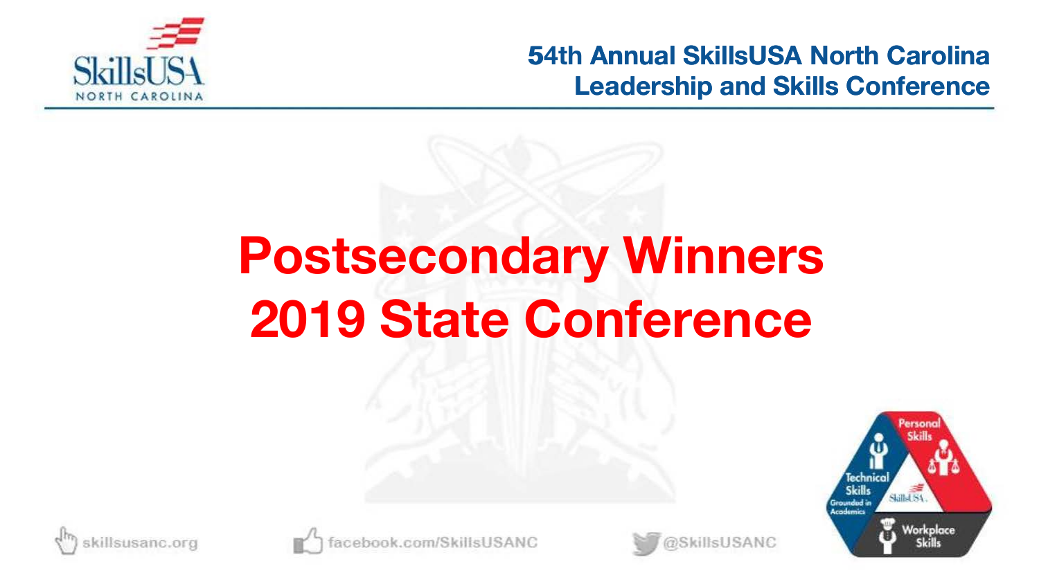54th Annual SkillsUSA North Carolina Leadership and Skills Conference

# Postsecondary Winners 2019 State Conference

skillsusanc.org

facebook.com/SkillsUSANC

@SkillsUSANC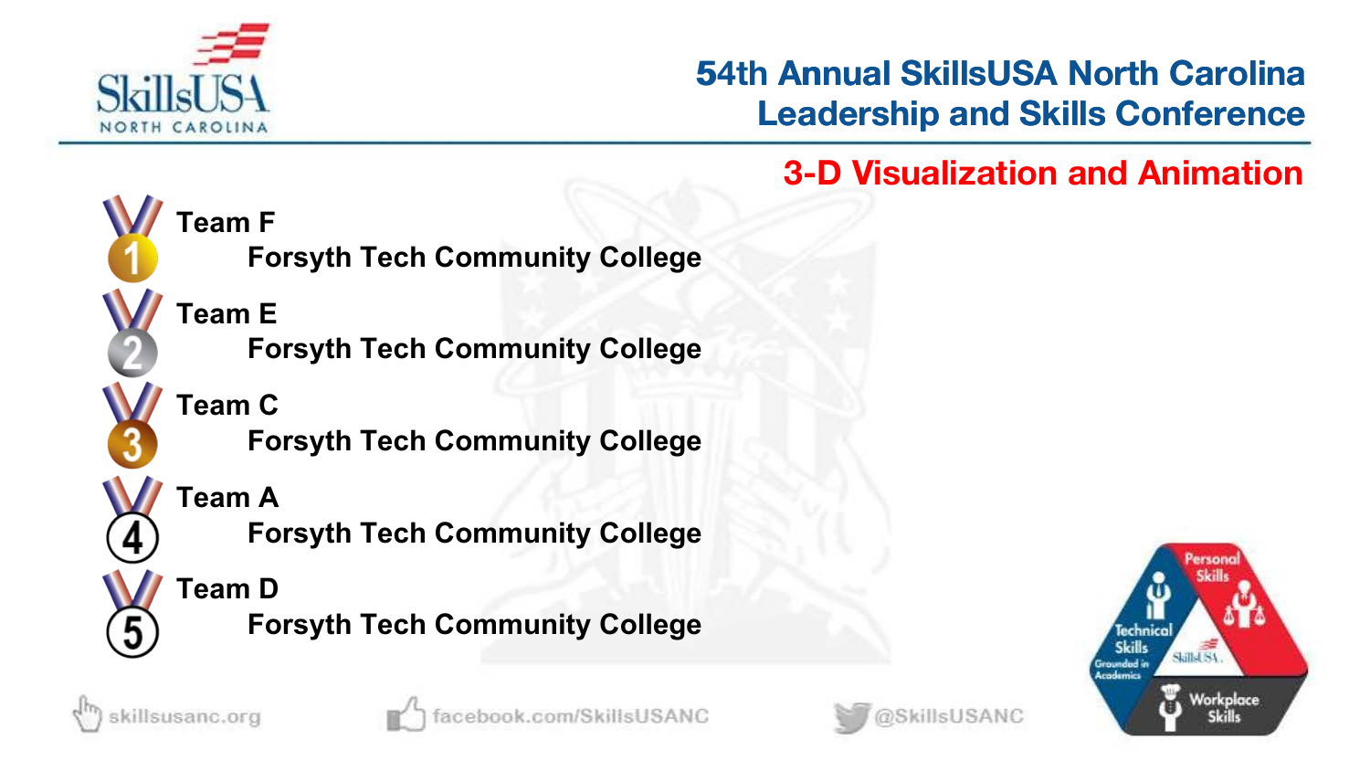# 54th Annual SkillsUSA North Carolina Leadership and Skills Conference

## 3-D Visualization and Animation

1. **Team F**
   **Forsyth Tech Community College**
2. **Team E**
   **Forsyth Tech Community College**
3. **Team C**
   **Forsyth Tech Community College**
4. **Team A**
   **Forsyth Tech Community College**
5. **Team D**
   **Forsyth Tech Community College**

skillsusanc.org | facebook.com/SkillsUSANC | @SkillsUSANC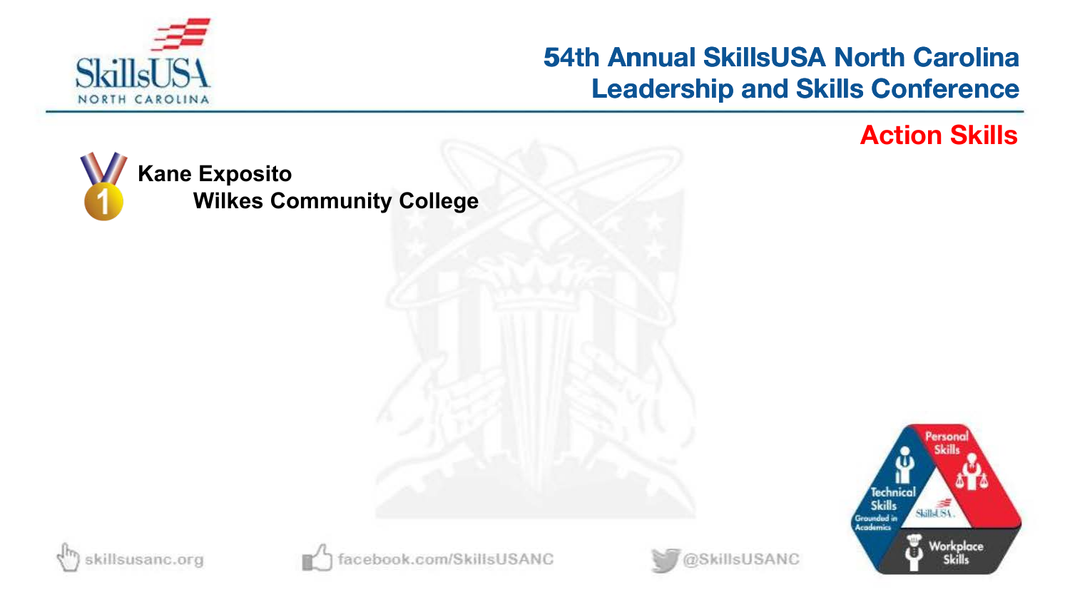# Action Skills

**Kane Exposito**
**Wilkes Community College**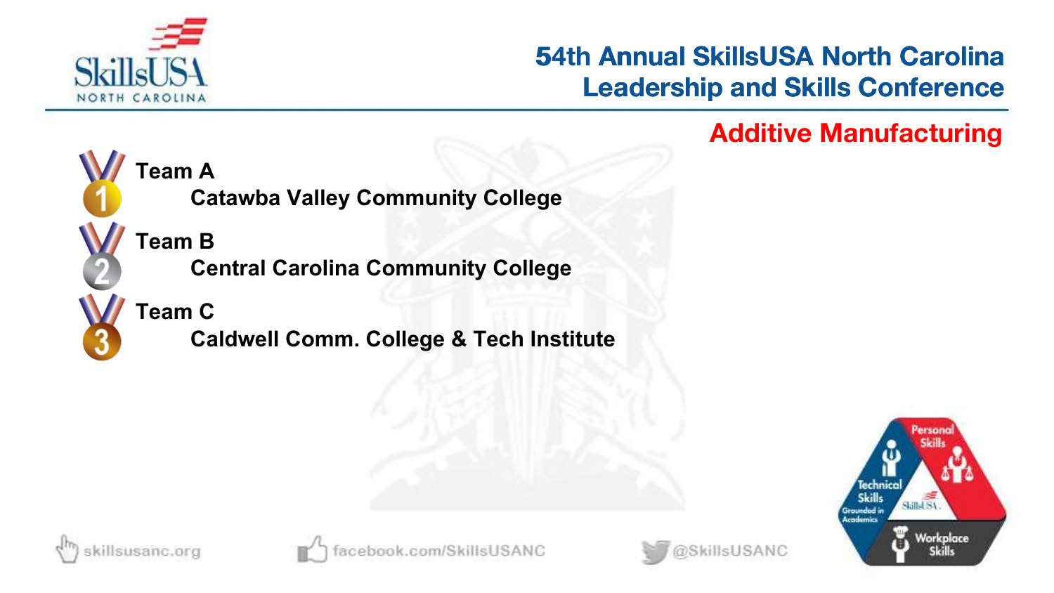# 54th Annual SkillsUSA North Carolina Leadership and Skills Conference

## Additive Manufacturing

1. **Team A**
   **Catawba Valley Community College**
2. **Team B**
   **Central Carolina Community College**
3. **Team C**
   **Caldwell Comm. College & Tech Institute**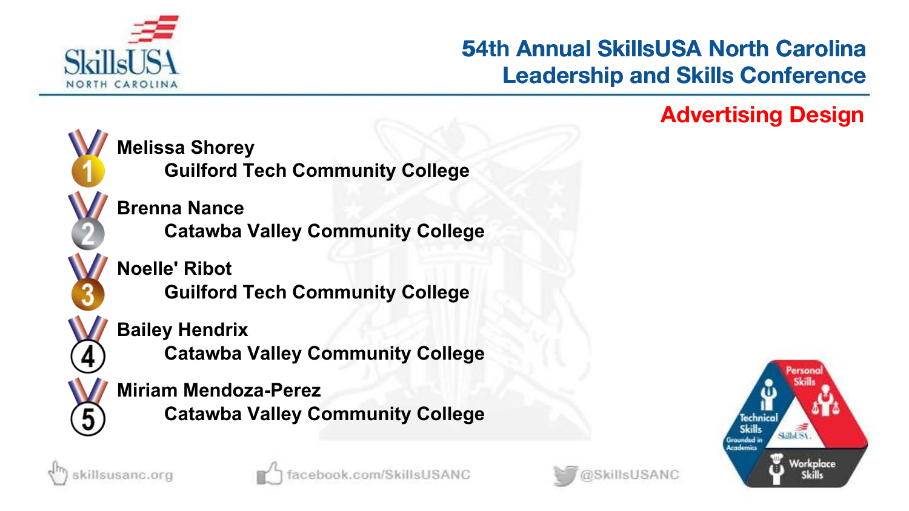# 54th Annual SkillsUSA North Carolina Leadership and Skills Conference

## Advertising Design

1. **Melissa Shorey**
   **Guilford Tech Community College**
2. **Brenna Nance**
   **Catawba Valley Community College**
3. **Noelle' Ribot**
   **Guilford Tech Community College**
4. **Bailey Hendrix**
   **Catawba Valley Community College**
5. **Miriam Mendoza-Perez**
   **Catawba Valley Community College**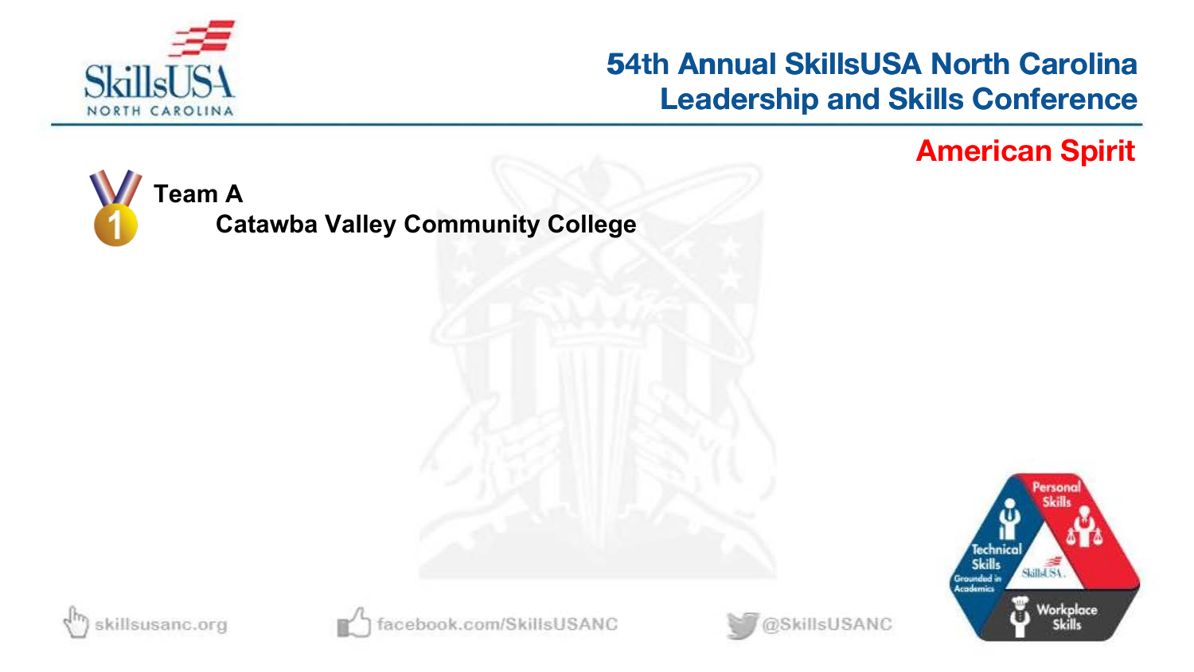## American Spirit

**Team A**
**Catawba Valley Community College**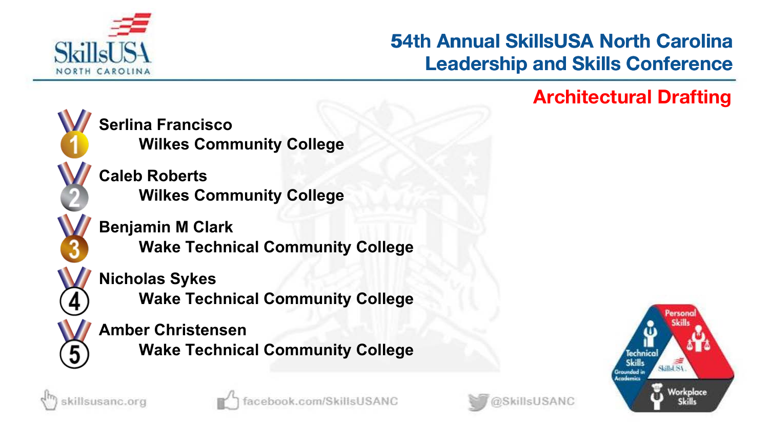## Architectural Drafting

1. **Serlina Francisco**
   **Wilkes Community College**
2. **Caleb Roberts**
   **Wilkes Community College**
3. **Benjamin M Clark**
   **Wake Technical Community College**
4. **Nicholas Sykes**
   **Wake Technical Community College**
5. **Amber Christensen**
   **Wake Technical Community College**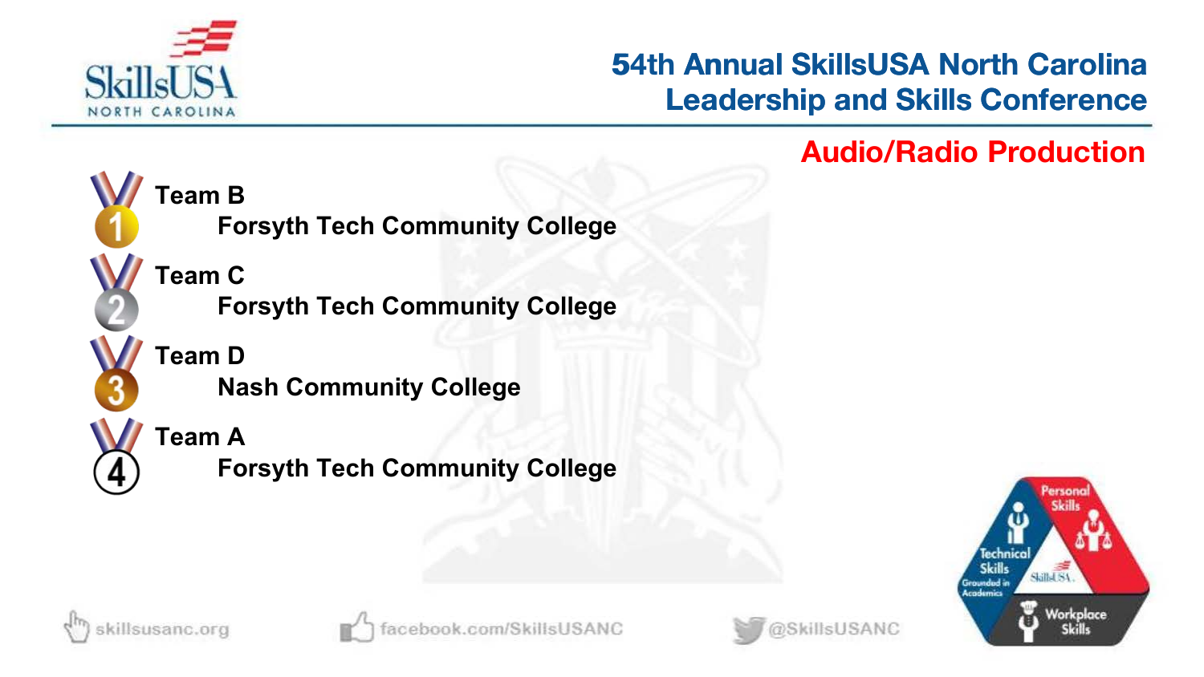## 54th Annual SkillsUSA North Carolina Leadership and Skills Conference

### Audio/Radio Production

1. **Team B**
   **Forsyth Tech Community College**
2. **Team C**
   **Forsyth Tech Community College**
3. **Team D**
   **Nash Community College**
4. **Team A**
   **Forsyth Tech Community College**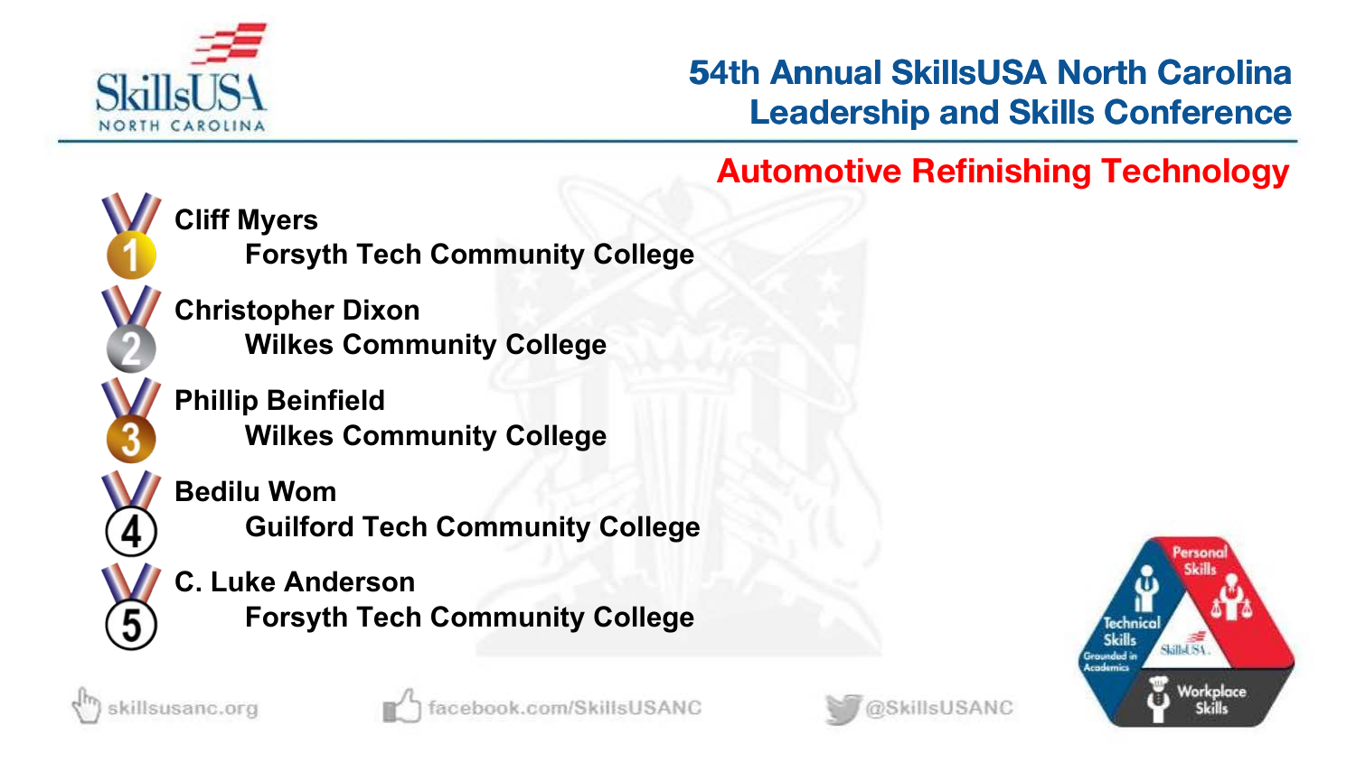# 54th Annual SkillsUSA North Carolina Leadership and Skills Conference

## Automotive Refinishing Technology

1. **Cliff Myers**
   **Forsyth Tech Community College**
2. **Christopher Dixon**
   **Wilkes Community College**
3. **Phillip Beinfield**
   **Wilkes Community College**
4. **Bedilu Wom**
   **Guilford Tech Community College**
5. **C. Luke Anderson**
   **Forsyth Tech Community College**

skillsusanc.org | facebook.com/SkillsUSANC | @SkillsUSANC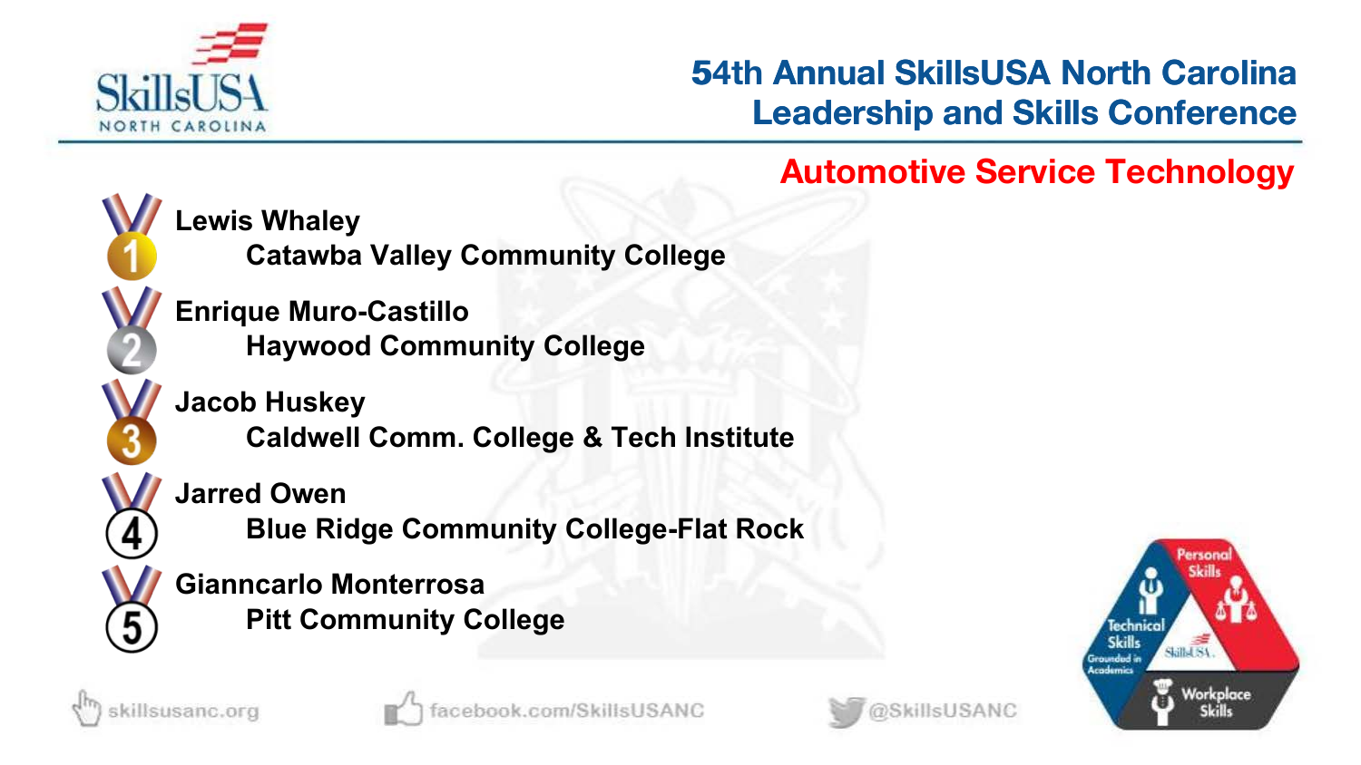# 54th Annual SkillsUSA North Carolina Leadership and Skills Conference

## Automotive Service Technology

1. **Lewis Whaley**
   **Catawba Valley Community College**
2. **Enrique Muro-Castillo**
   **Haywood Community College**
3. **Jacob Huskey**
   **Caldwell Comm. College & Tech Institute**
4. **Jarred Owen**
   **Blue Ridge Community College-Flat Rock**
5. **Gianncarlo Monterrosa**
   **Pitt Community College**

skillsusanc.org facebook.com/SkillsUSANC @SkillsUSANC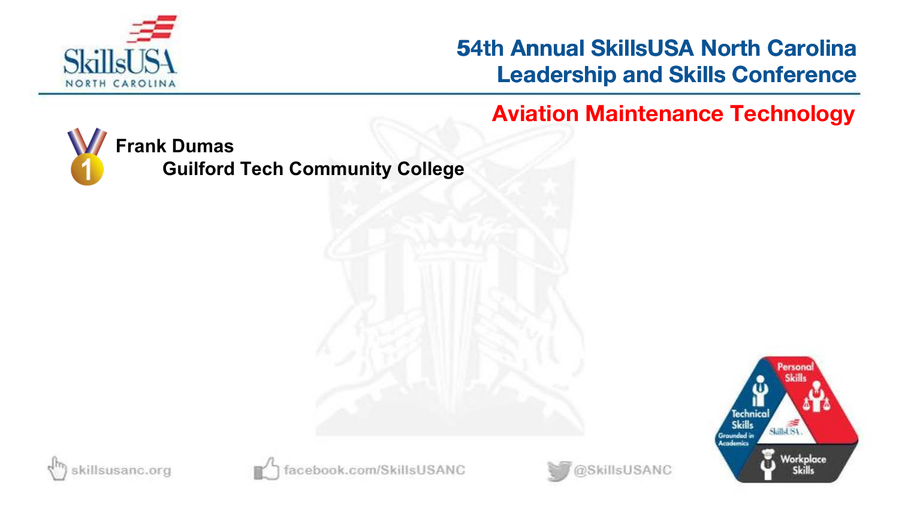# Aviation Maintenance Technology

1. **Frank Dumas**
   **Guilford Tech Community College**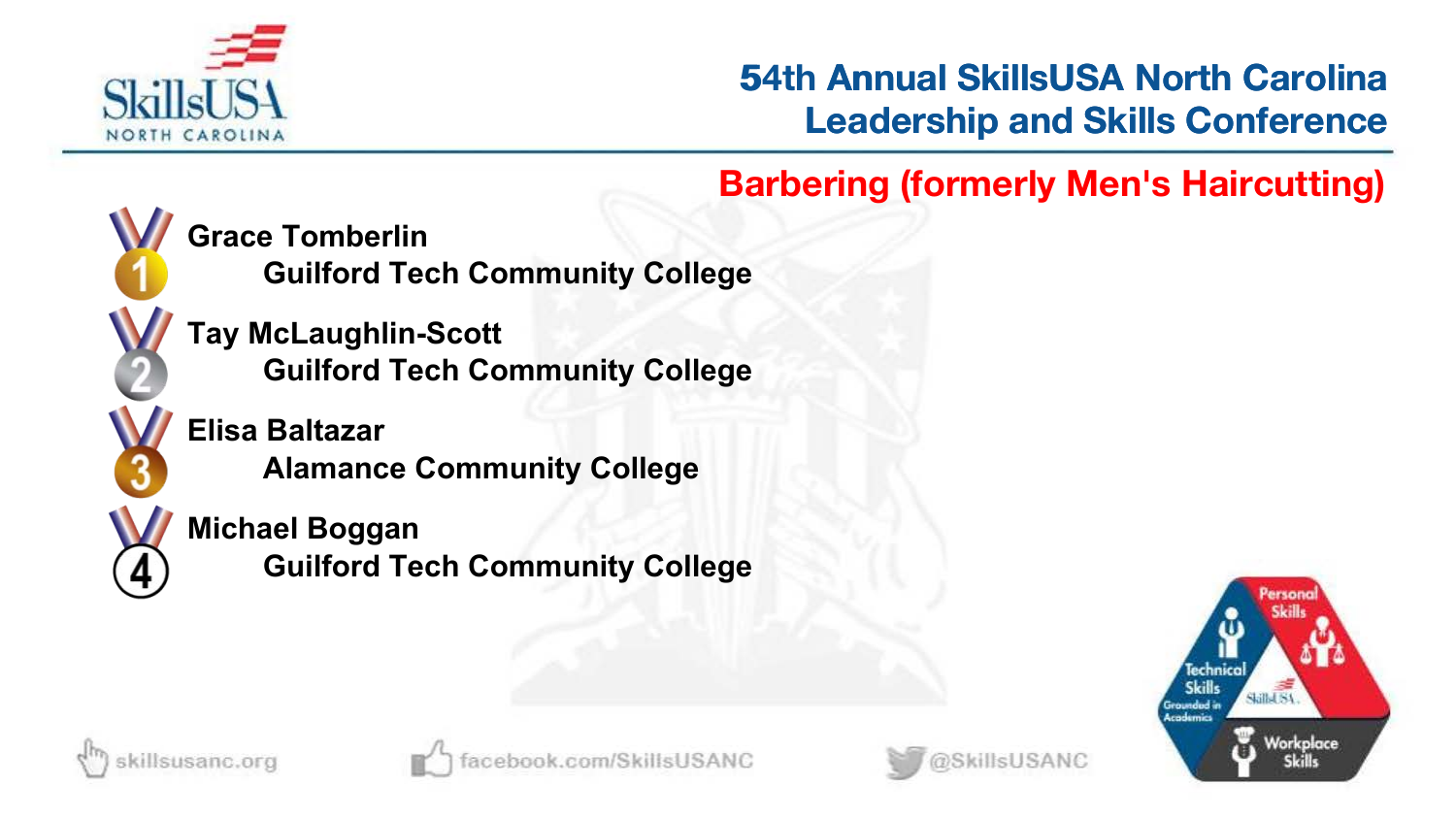# 54th Annual SkillsUSA North Carolina Leadership and Skills Conference

## Barbering (formerly Men's Haircutting)

1. **Grace Tomberlin**
   **Guilford Tech Community College**
2. **Tay McLaughlin-Scott**
   **Guilford Tech Community College**
3. **Elisa Baltazar**
   **Alamance Community College**
4. **Michael Boggan**
   **Guilford Tech Community College**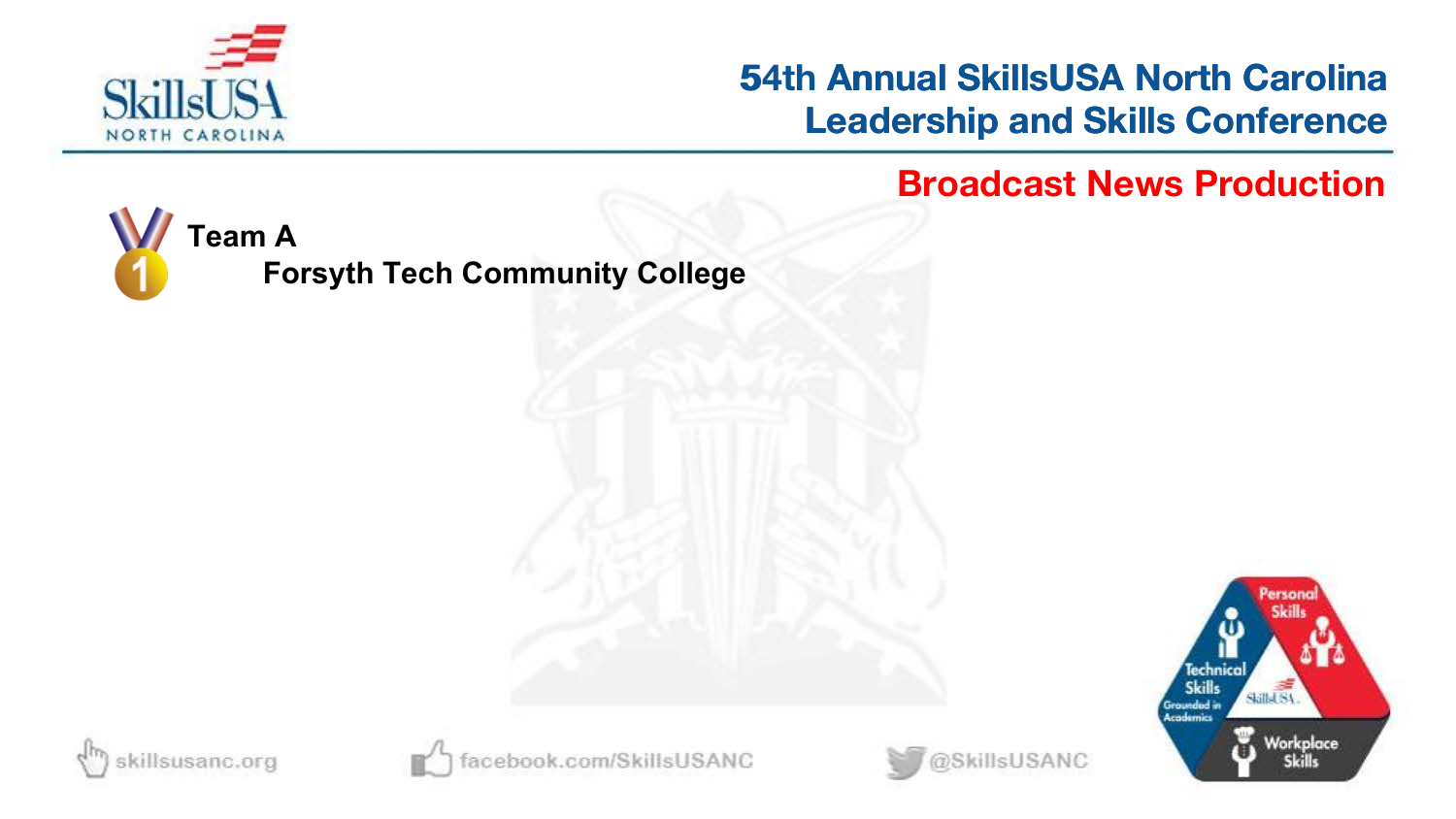## Broadcast News Production

**Team A**

**Forsyth Tech Community College**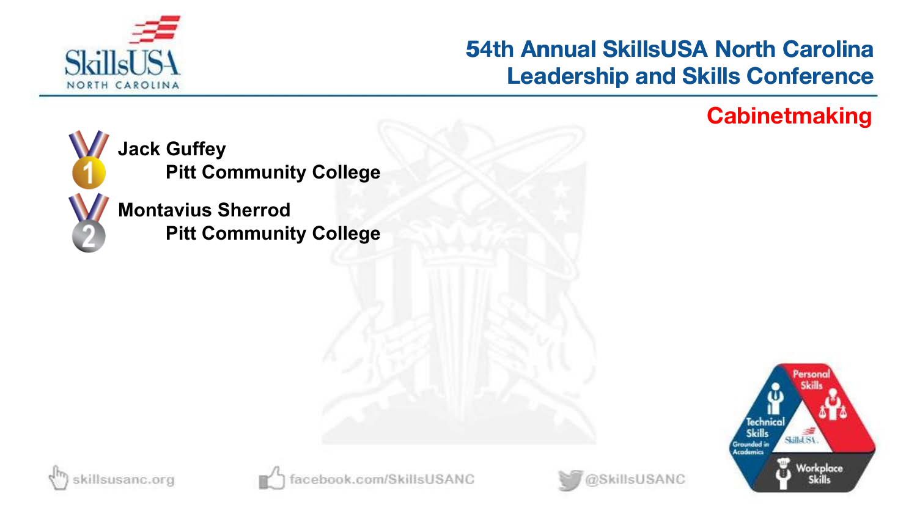## Cabinetmaking

1. **Jack Guffey**
   **Pitt Community College**
2. **Montavius Sherrod**
   **Pitt Community College**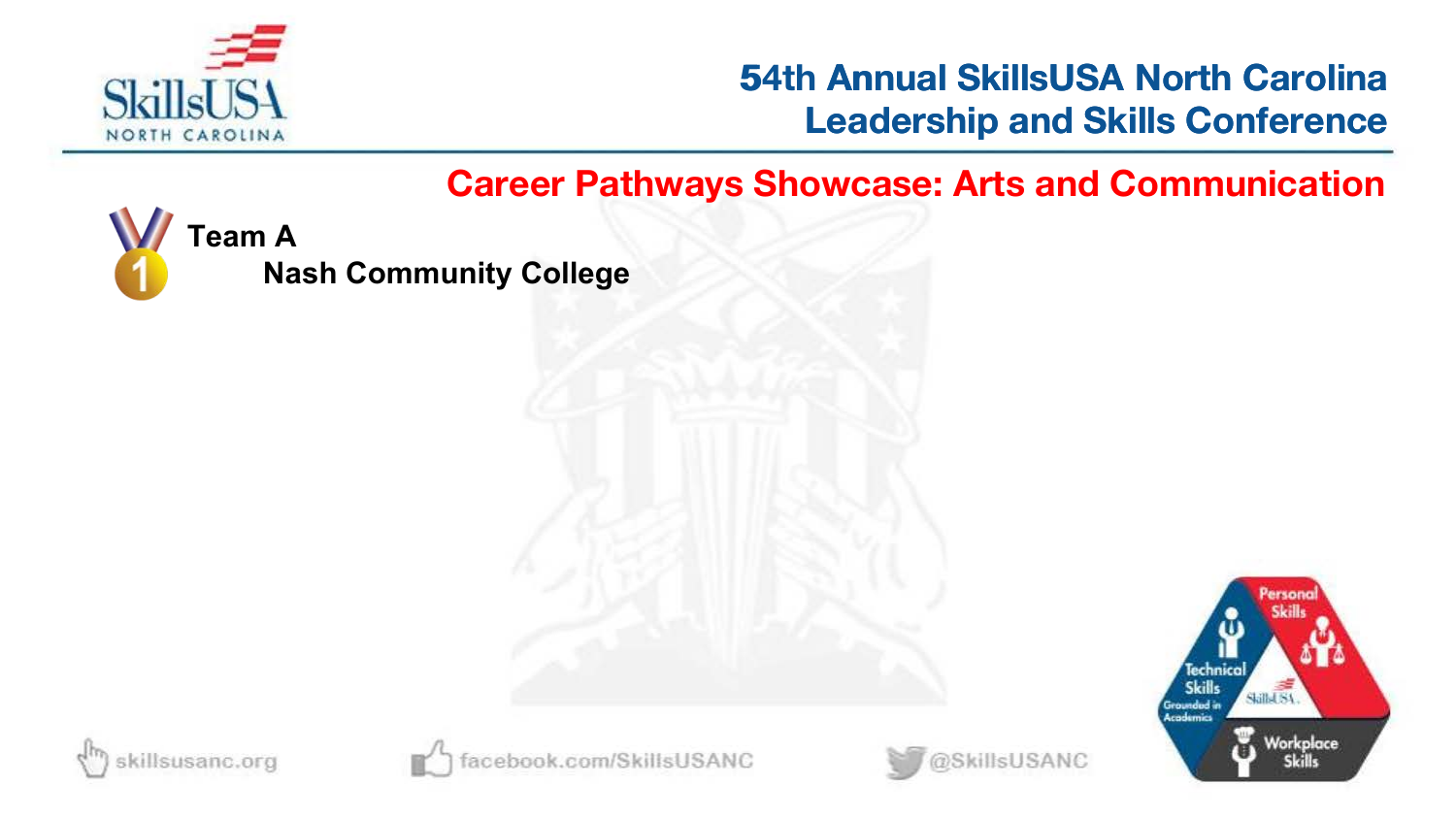## Career Pathways Showcase: Arts and Communication

**Team A**

**Nash Community College**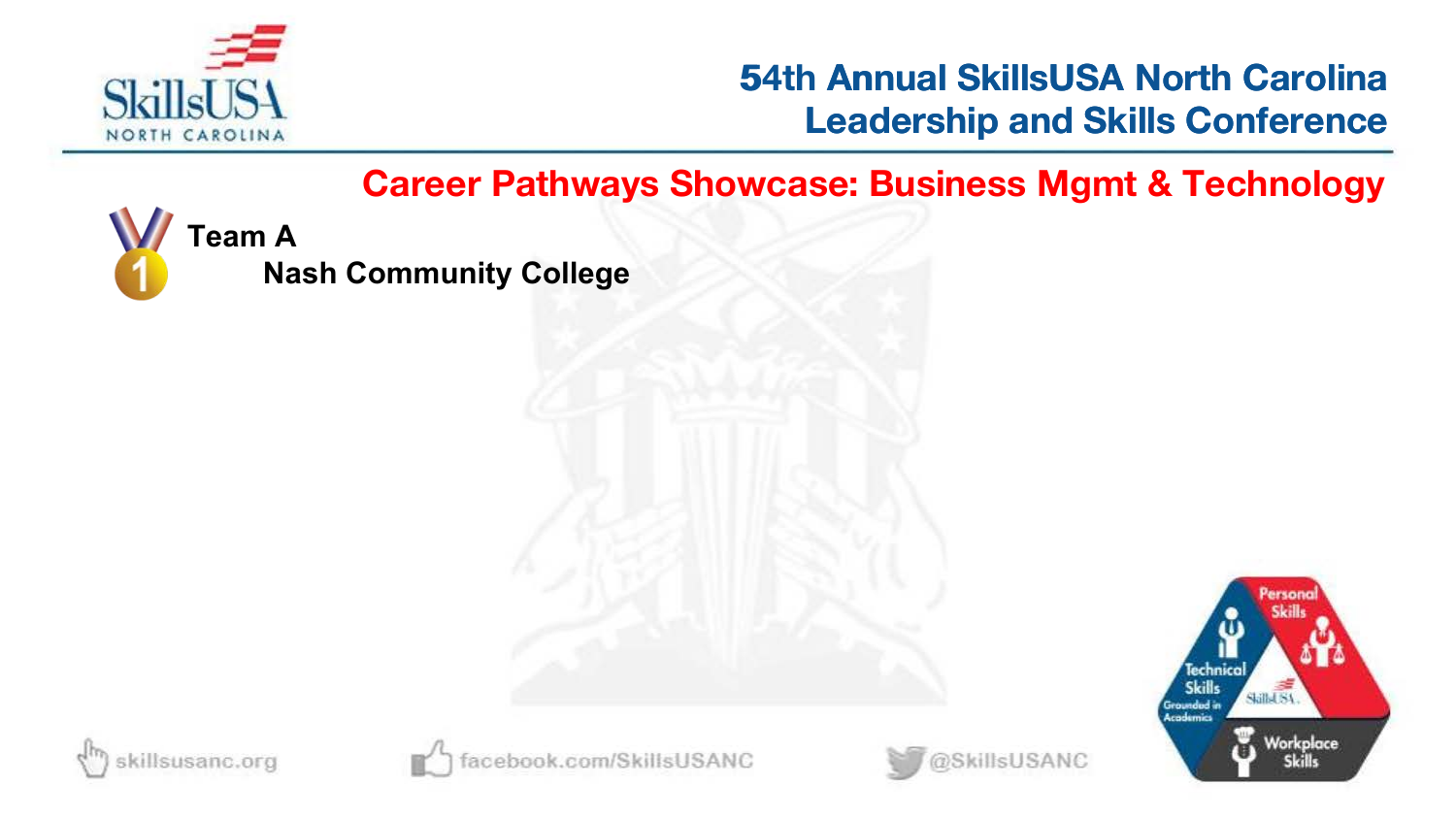# 54th Annual SkillsUSA North Carolina Leadership and Skills Conference

## Career Pathways Showcase: Business Mgmt & Technology

1 **Team A**

**Nash Community College**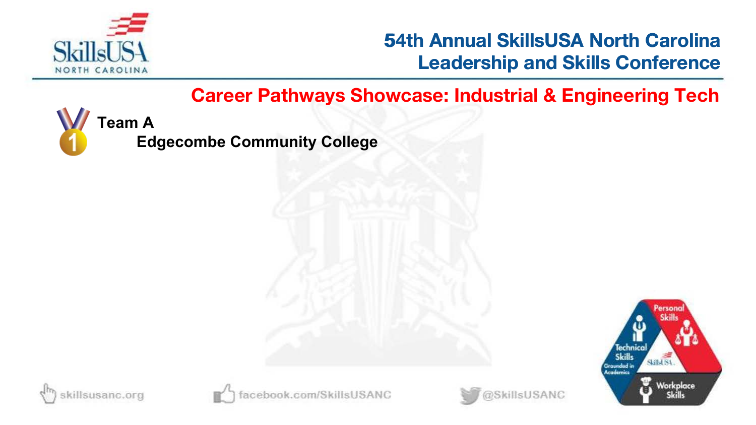## Career Pathways Showcase: Industrial & Engineering Tech

1 **Team A**

**Edgecombe Community College**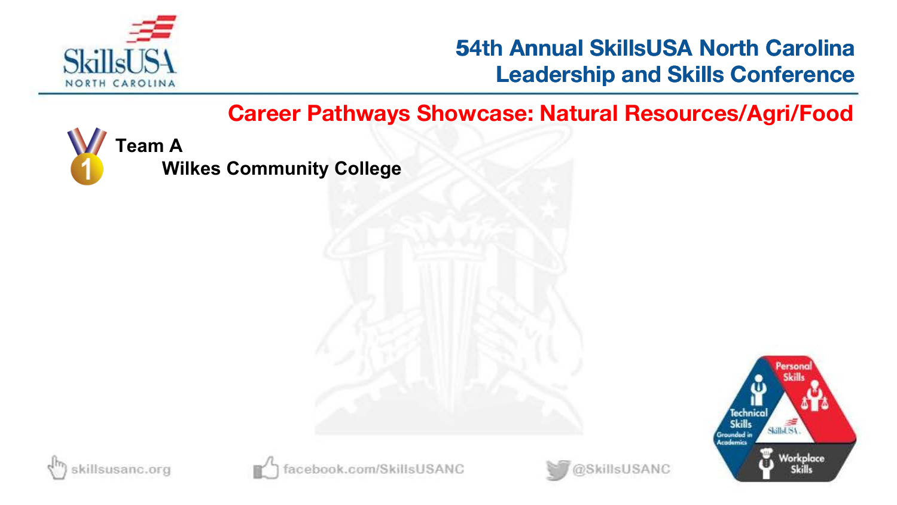## Career Pathways Showcase: Natural Resources/Agri/Food

**Team A**

**Wilkes Community College**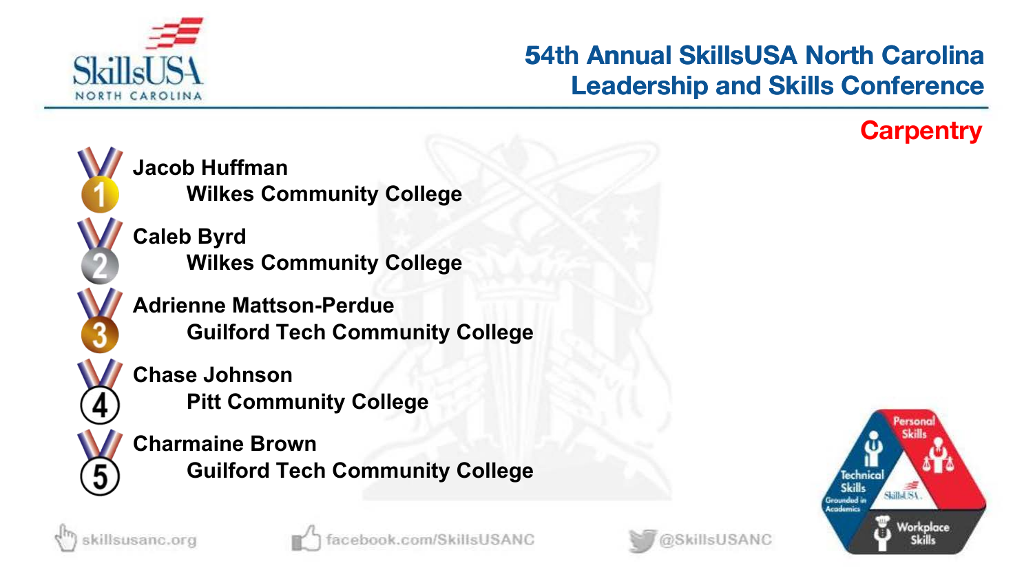# 54th Annual SkillsUSA North Carolina Leadership and Skills Conference

## Carpentry

1. **Jacob Huffman**
   **Wilkes Community College**
2. **Caleb Byrd**
   **Wilkes Community College**
3. **Adrienne Mattson-Perdue**
   **Guilford Tech Community College**
4. **Chase Johnson**
   **Pitt Community College**
5. **Charmaine Brown**
   **Guilford Tech Community College**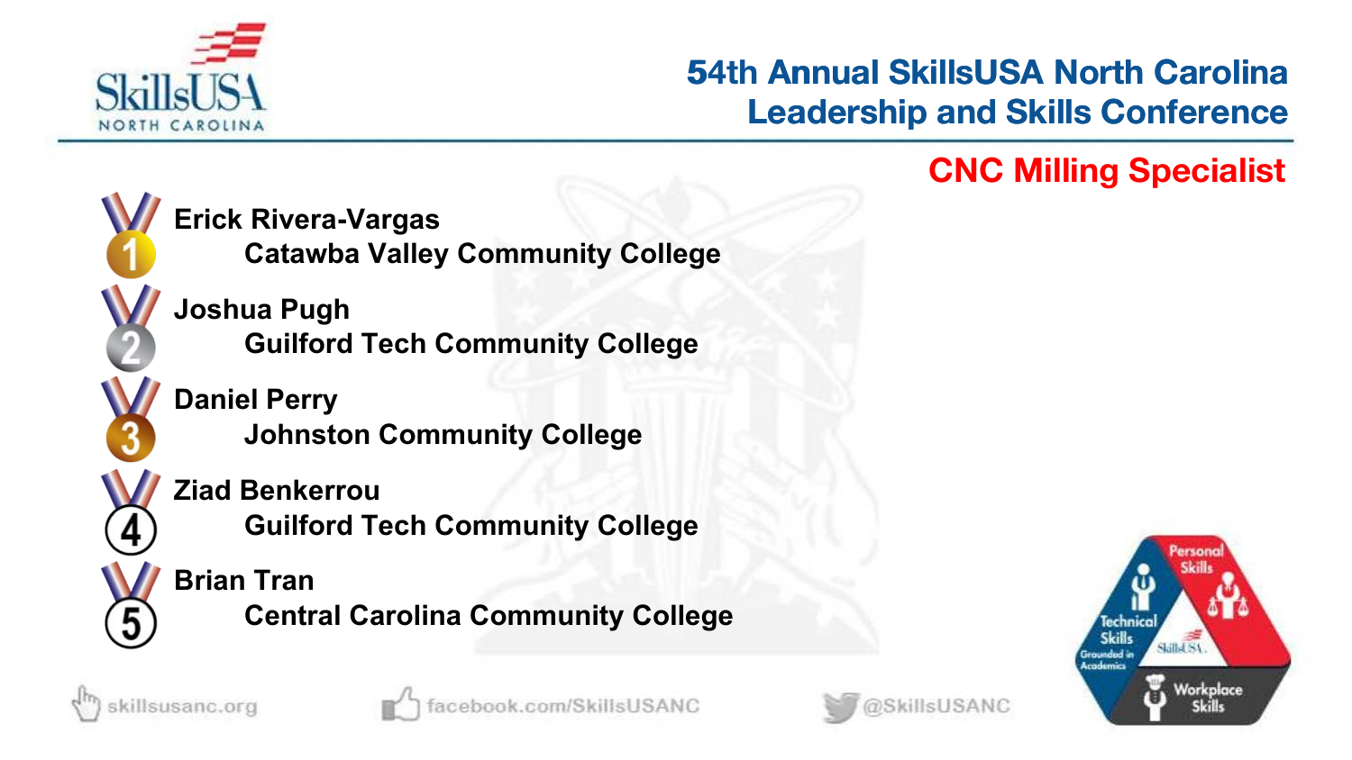# 54th Annual SkillsUSA North Carolina Leadership and Skills Conference

## CNC Milling Specialist

1. **Erick Rivera-Vargas**
   Catawba Valley Community College
2. **Joshua Pugh**
   Guilford Tech Community College
3. **Daniel Perry**
   Johnston Community College
4. **Ziad Benkerrou**
   Guilford Tech Community College
5. **Brian Tran**
   Central Carolina Community College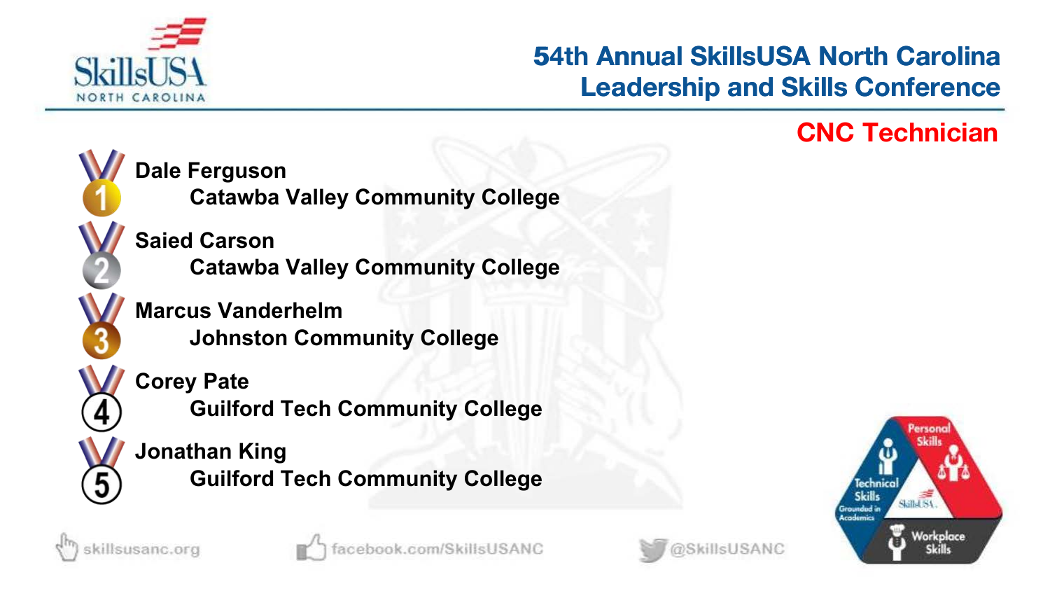# 54th Annual SkillsUSA North Carolina Leadership and Skills Conference

## CNC Technician

1. **Dale Ferguson**
   **Catawba Valley Community College**
2. **Saied Carson**
   **Catawba Valley Community College**
3. **Marcus Vanderhelm**
   **Johnston Community College**
4. **Corey Pate**
   **Guilford Tech Community College**
5. **Jonathan King**
   **Guilford Tech Community College**

skillsusanc.org facebook.com/SkillsUSANC @SkillsUSANC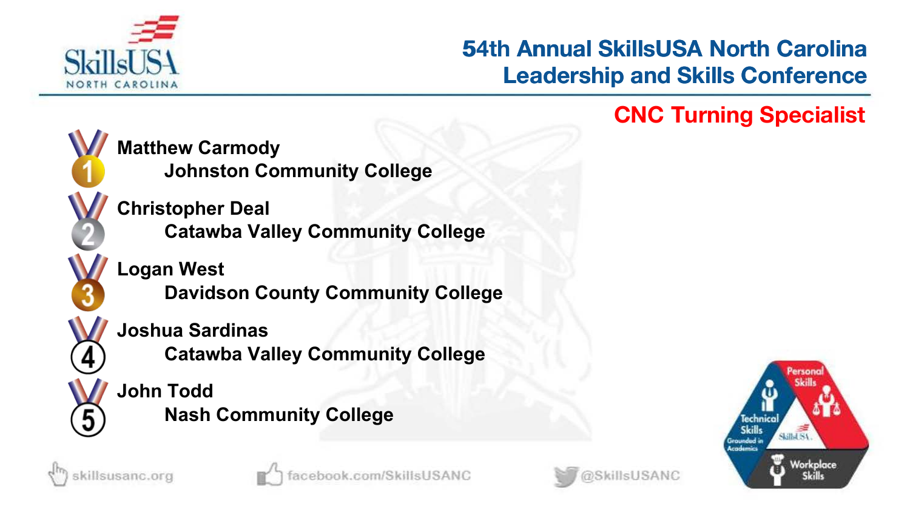# 54th Annual SkillsUSA North Carolina Leadership and Skills Conference

## CNC Turning Specialist

1. **Matthew Carmody**
   **Johnston Community College**
2. **Christopher Deal**
   **Catawba Valley Community College**
3. **Logan West**
   **Davidson County Community College**
4. **Joshua Sardinas**
   **Catawba Valley Community College**
5. **John Todd**
   **Nash Community College**

skillsusanc.org facebook.com/SkillsUSANC @SkillsUSANC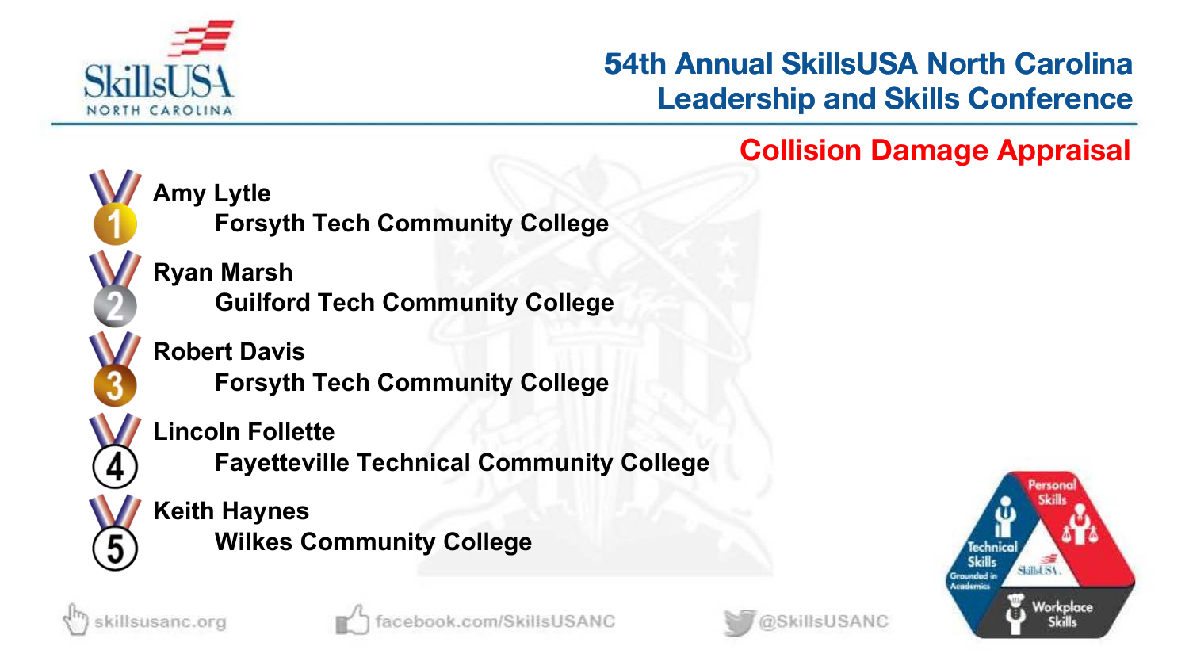# 54th Annual SkillsUSA North Carolina Leadership and Skills Conference

## Collision Damage Appraisal

1. **Amy Lytle**
   **Forsyth Tech Community College**
2. **Ryan Marsh**
   **Guilford Tech Community College**
3. **Robert Davis**
   **Forsyth Tech Community College**
4. **Lincoln Follette**
   **Fayetteville Technical Community College**
5. **Keith Haynes**
   **Wilkes Community College**

skillsusanc.org · facebook.com/SkillsUSANC · @SkillsUSANC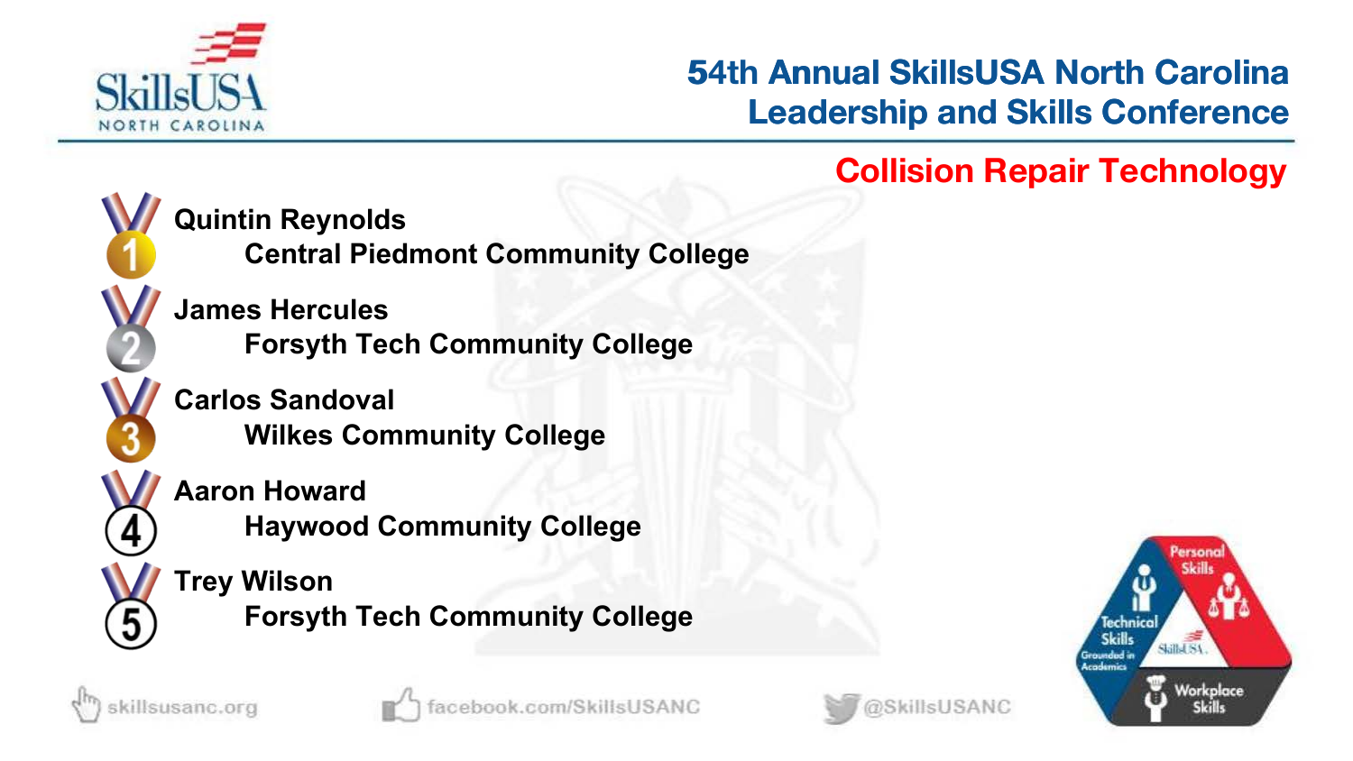## Collision Repair Technology

1. **Quintin Reynolds**
   **Central Piedmont Community College**
2. **James Hercules**
   **Forsyth Tech Community College**
3. **Carlos Sandoval**
   **Wilkes Community College**
4. **Aaron Howard**
   **Haywood Community College**
5. **Trey Wilson**
   **Forsyth Tech Community College**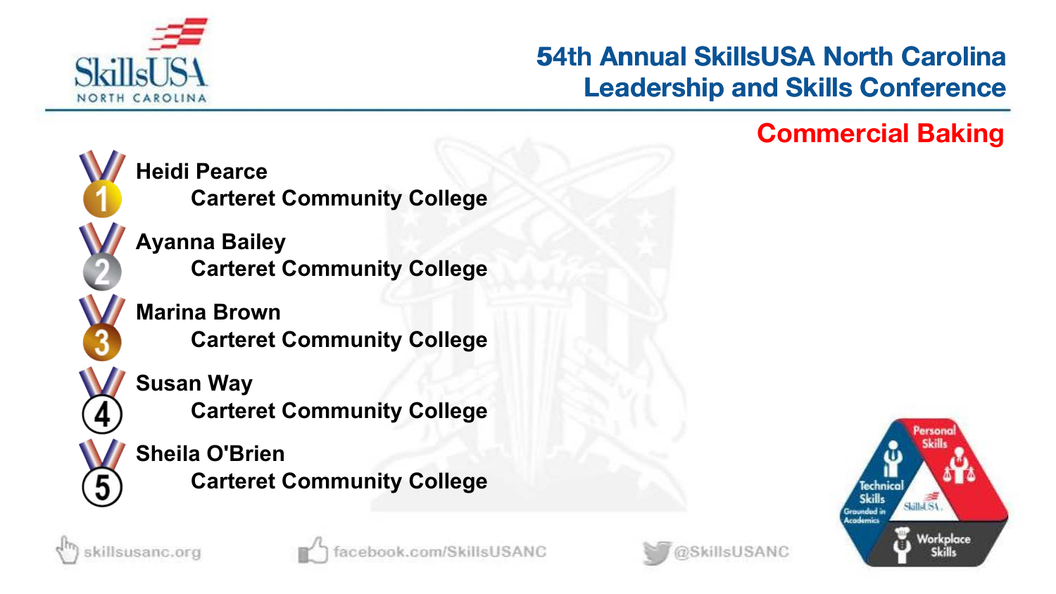## Commercial Baking

1. **Heidi Pearce**
   **Carteret Community College**
2. **Ayanna Bailey**
   **Carteret Community College**
3. **Marina Brown**
   **Carteret Community College**
4. **Susan Way**
   **Carteret Community College**
5. **Sheila O'Brien**
   **Carteret Community College**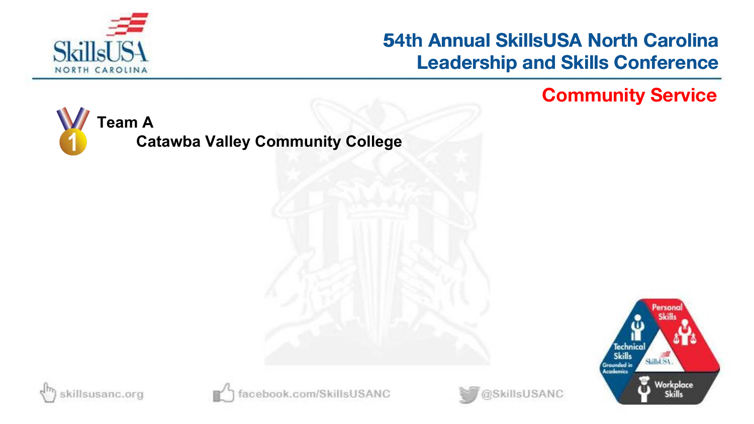## Community Service

**Team A**

**Catawba Valley Community College**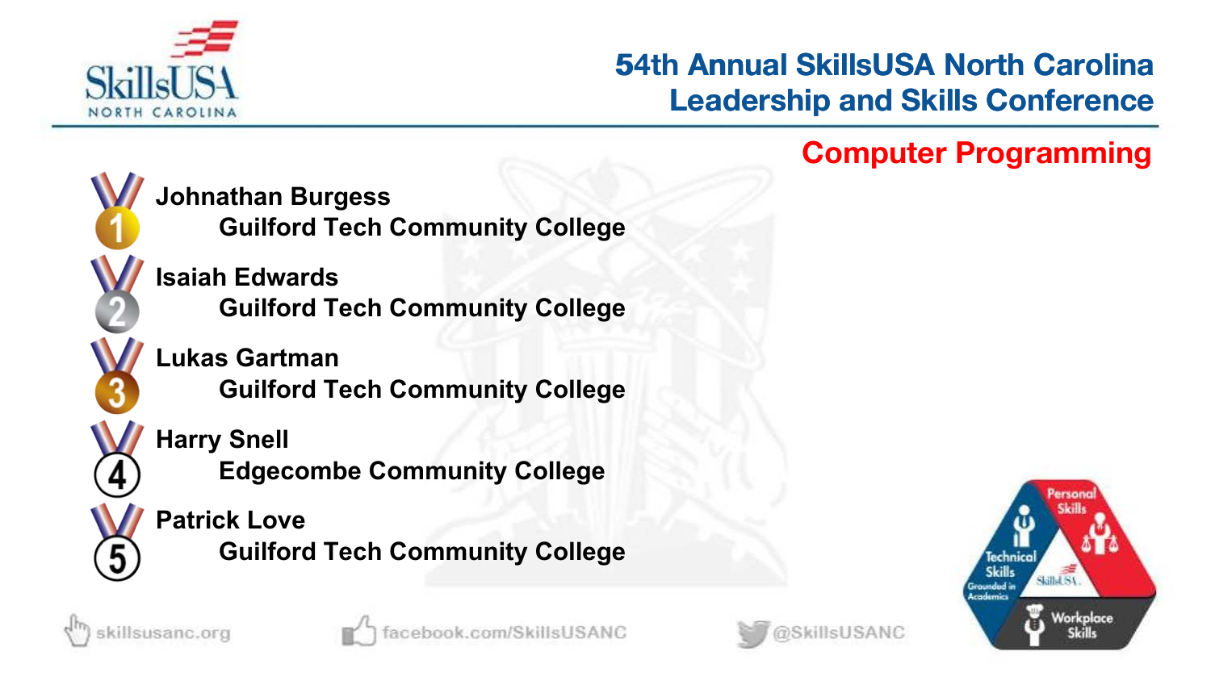## Computer Programming

1. **Johnathan Burgess**
   **Guilford Tech Community College**
2. **Isaiah Edwards**
   **Guilford Tech Community College**
3. **Lukas Gartman**
   **Guilford Tech Community College**
4. **Harry Snell**
   **Edgecombe Community College**
5. **Patrick Love**
   **Guilford Tech Community College**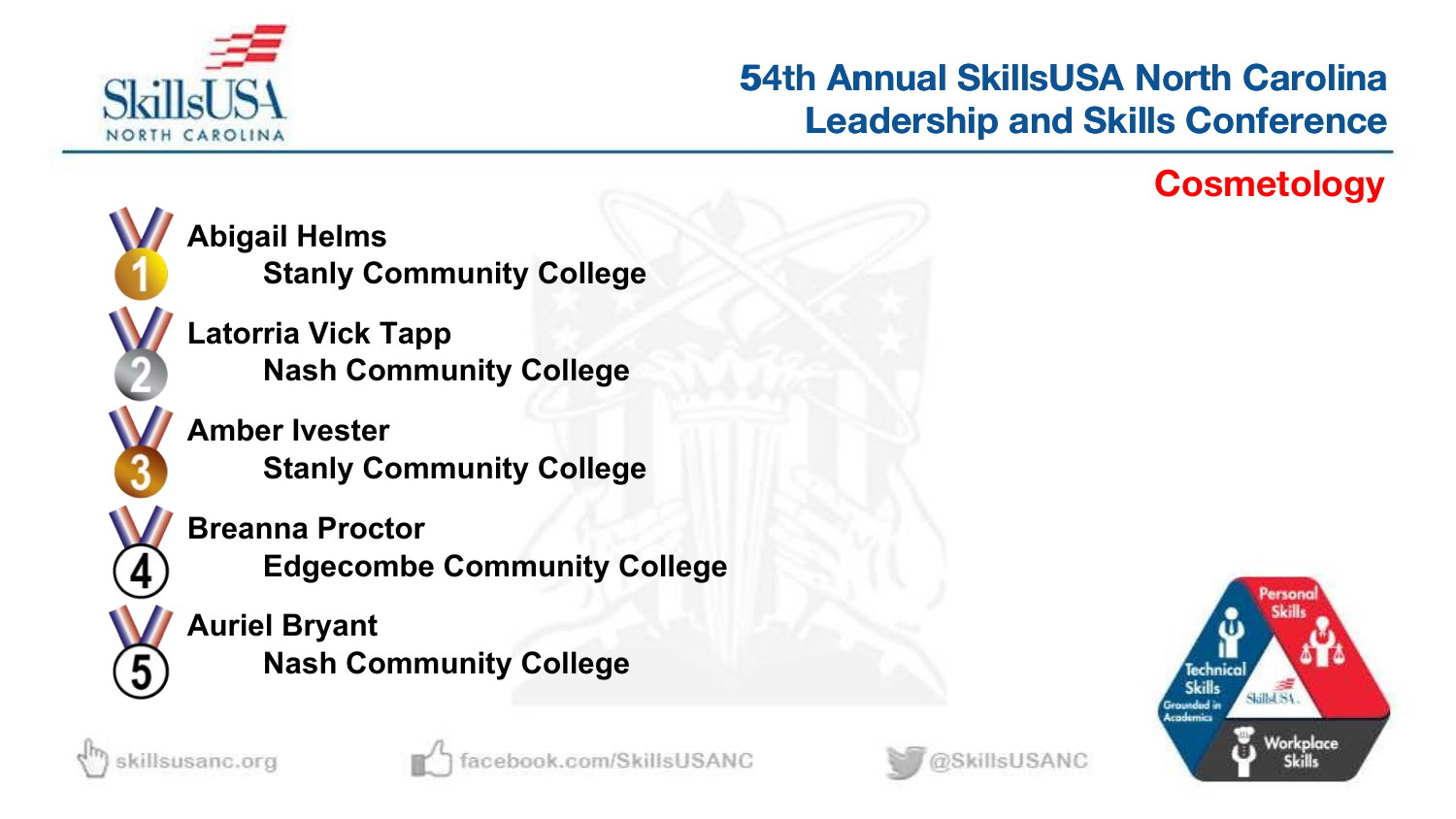# 54th Annual SkillsUSA North Carolina Leadership and Skills Conference

## Cosmetology

1. **Abigail Helms**
   **Stanly Community College**
2. **Latorria Vick Tapp**
   **Nash Community College**
3. **Amber Ivester**
   **Stanly Community College**
4. **Breanna Proctor**
   **Edgecombe Community College**
5. **Auriel Bryant**
   **Nash Community College**

skillsusanc.org | facebook.com/SkillsUSANC | @SkillsUSANC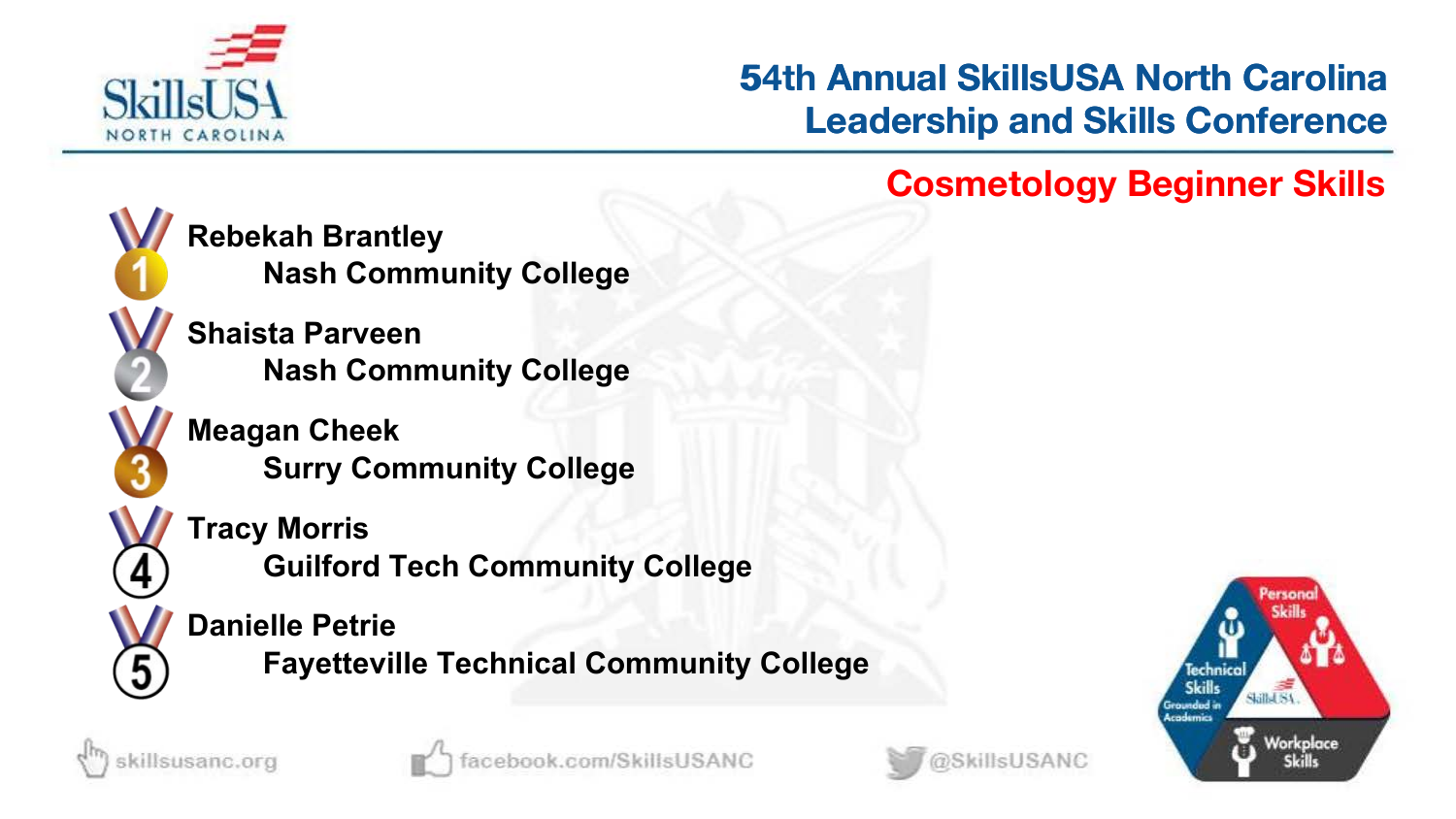# 54th Annual SkillsUSA North Carolina Leadership and Skills Conference

## Cosmetology Beginner Skills

1. **Rebekah Brantley**
   **Nash Community College**
2. **Shaista Parveen**
   **Nash Community College**
3. **Meagan Cheek**
   **Surry Community College**
4. **Tracy Morris**
   **Guilford Tech Community College**
5. **Danielle Petrie**
   **Fayetteville Technical Community College**

skillsusanc.org facebook.com/SkillsUSANC @SkillsUSANC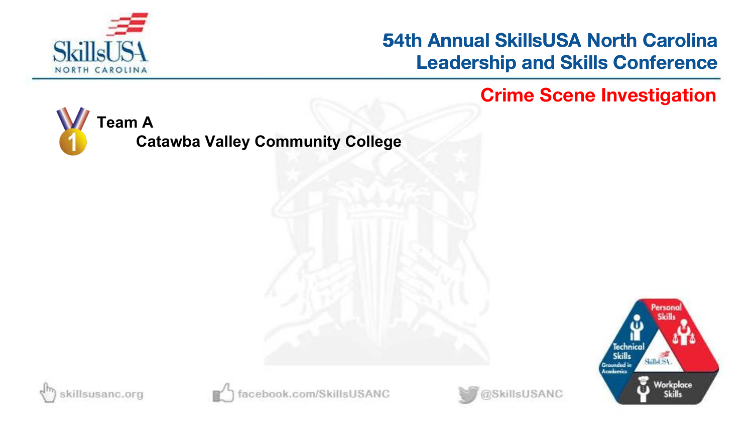## Crime Scene Investigation

**Team A**

**Catawba Valley Community College**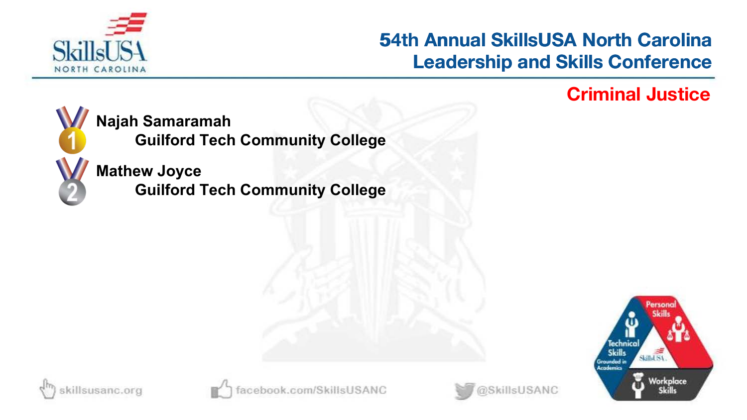# 54th Annual SkillsUSA North Carolina Leadership and Skills Conference

## Criminal Justice

1. **Najah Samaramah**
   **Guilford Tech Community College**
2. **Mathew Joyce**
   **Guilford Tech Community College**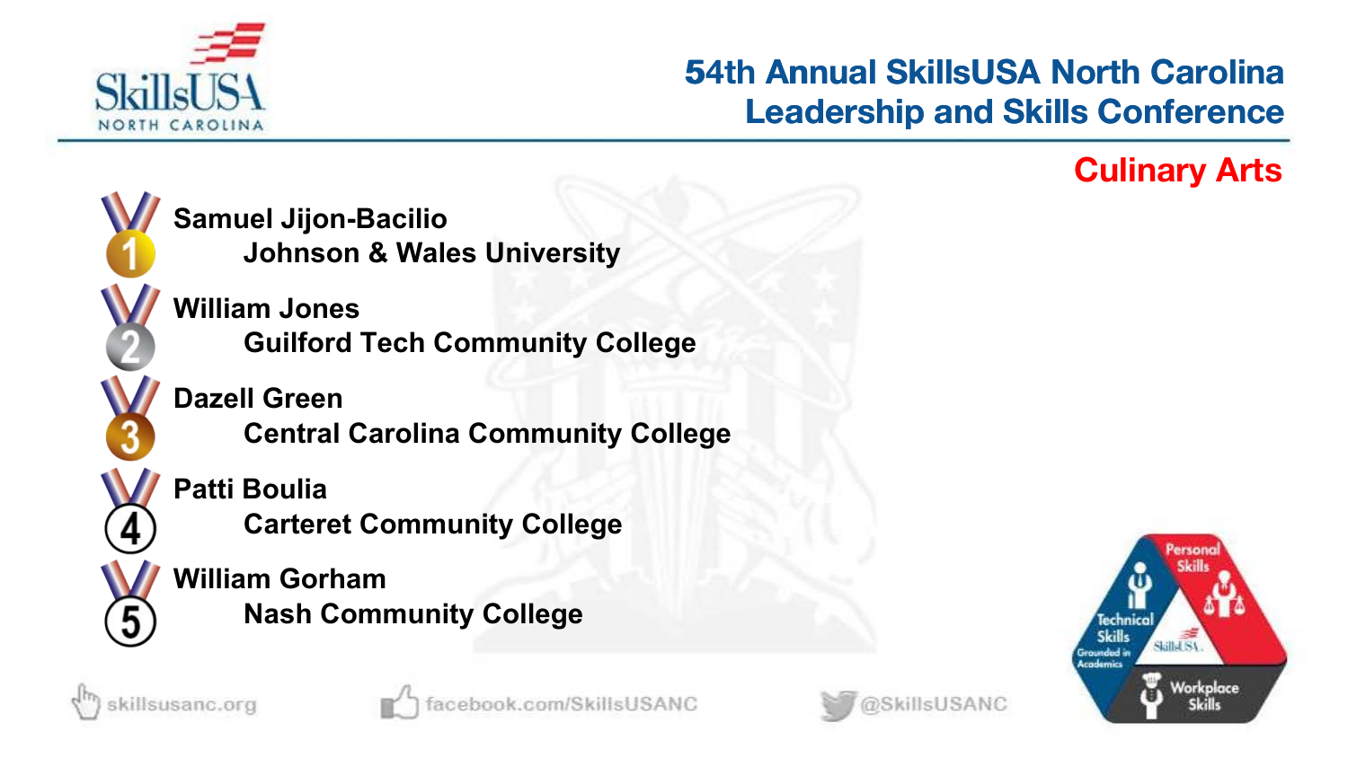# 54th Annual SkillsUSA North Carolina Leadership and Skills Conference

## Culinary Arts

1. **Samuel Jijon-Bacilio**
   **Johnson & Wales University**
2. **William Jones**
   **Guilford Tech Community College**
3. **Dazell Green**
   **Central Carolina Community College**
4. **Patti Boulia**
   **Carteret Community College**
5. **William Gorham**
   **Nash Community College**

skillsusanc.org | facebook.com/SkillsUSANC | @SkillsUSANC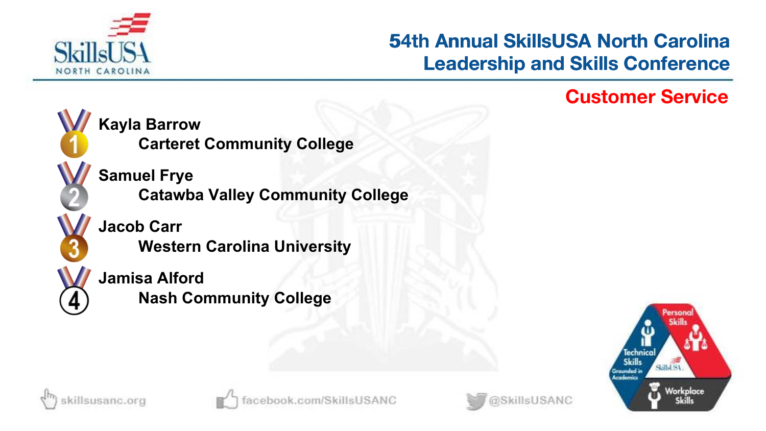# Customer Service

1. **Kayla Barrow**
   **Carteret Community College**
2. **Samuel Frye**
   **Catawba Valley Community College**
3. **Jacob Carr**
   **Western Carolina University**
4. **Jamisa Alford**
   **Nash Community College**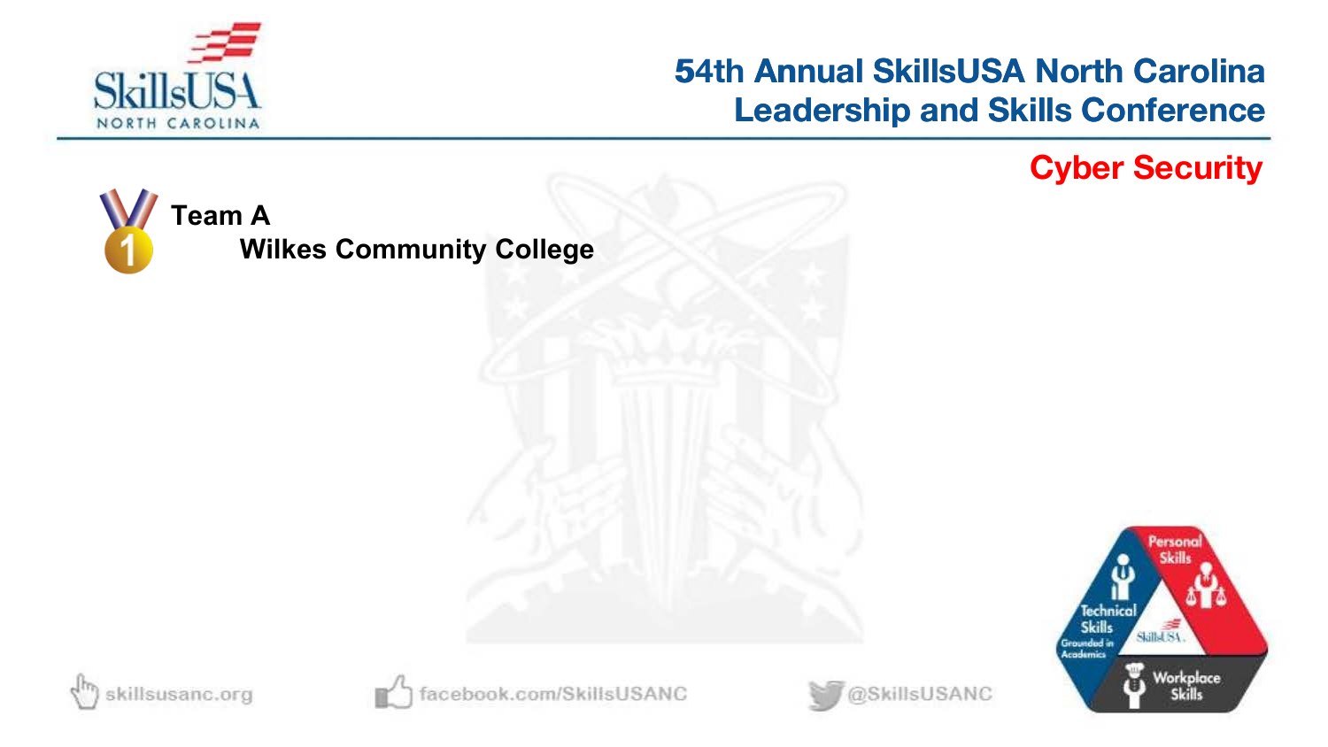## Cyber Security

**Team A**

**Wilkes Community College**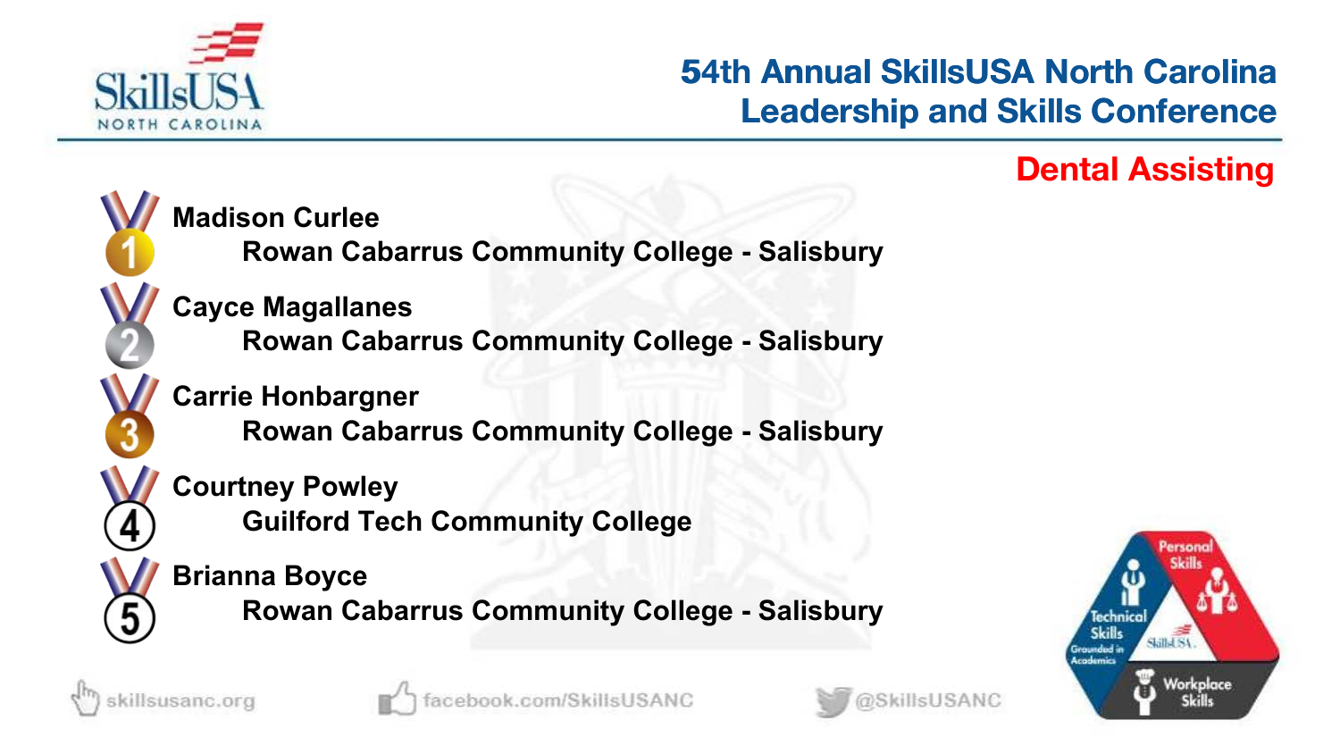## 54th Annual SkillsUSA North Carolina Leadership and Skills Conference

### Dental Assisting

1. **Madison Curlee**
   **Rowan Cabarrus Community College - Salisbury**
2. **Cayce Magallanes**
   **Rowan Cabarrus Community College - Salisbury**
3. **Carrie Honbargner**
   **Rowan Cabarrus Community College - Salisbury**
4. **Courtney Powley**
   **Guilford Tech Community College**
5. **Brianna Boyce**
   **Rowan Cabarrus Community College - Salisbury**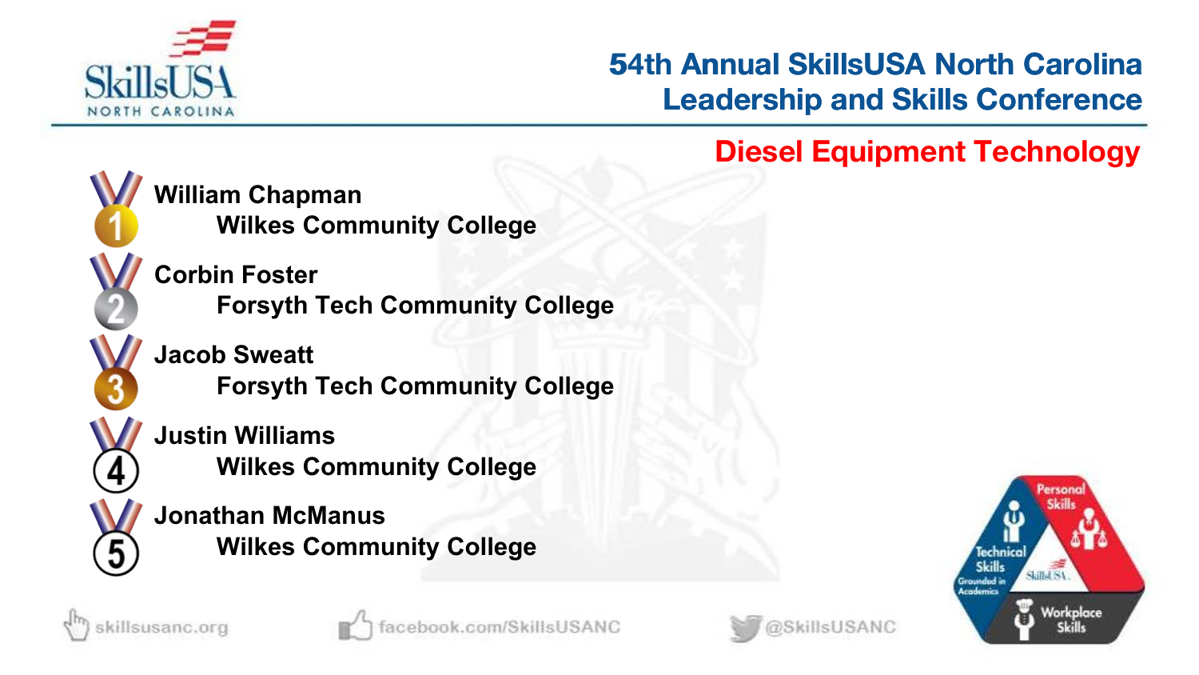## Diesel Equipment Technology

1. **William Chapman**
   **Wilkes Community College**
2. **Corbin Foster**
   **Forsyth Tech Community College**
3. **Jacob Sweatt**
   **Forsyth Tech Community College**
4. **Justin Williams**
   **Wilkes Community College**
5. **Jonathan McManus**
   **Wilkes Community College**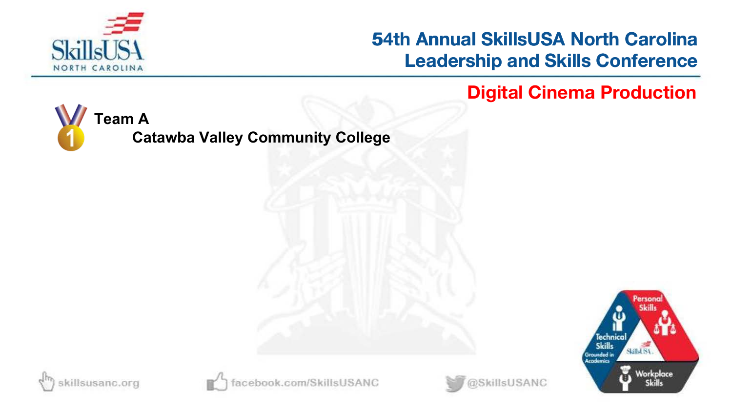# 54th Annual SkillsUSA North Carolina Leadership and Skills Conference

## Digital Cinema Production

**Team A**

**Catawba Valley Community College**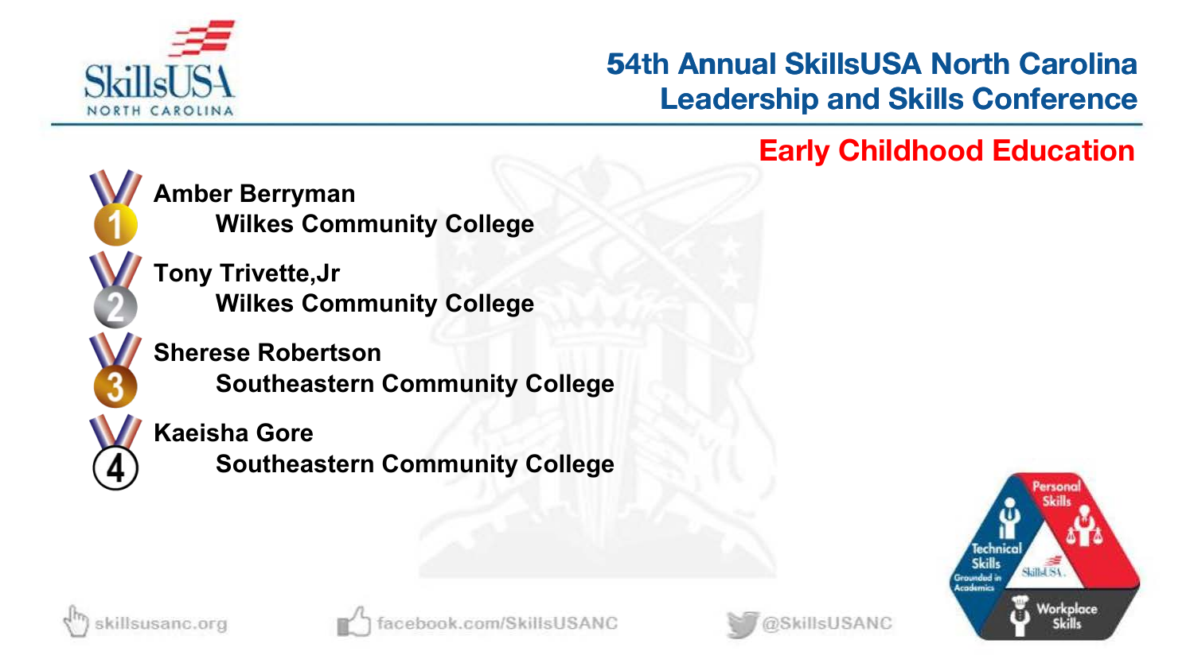# 54th Annual SkillsUSA North Carolina Leadership and Skills Conference

## Early Childhood Education

1. **Amber Berryman**
   **Wilkes Community College**
2. **Tony Trivette,Jr**
   **Wilkes Community College**
3. **Sherese Robertson**
   **Southeastern Community College**
4. **Kaeisha Gore**
   **Southeastern Community College**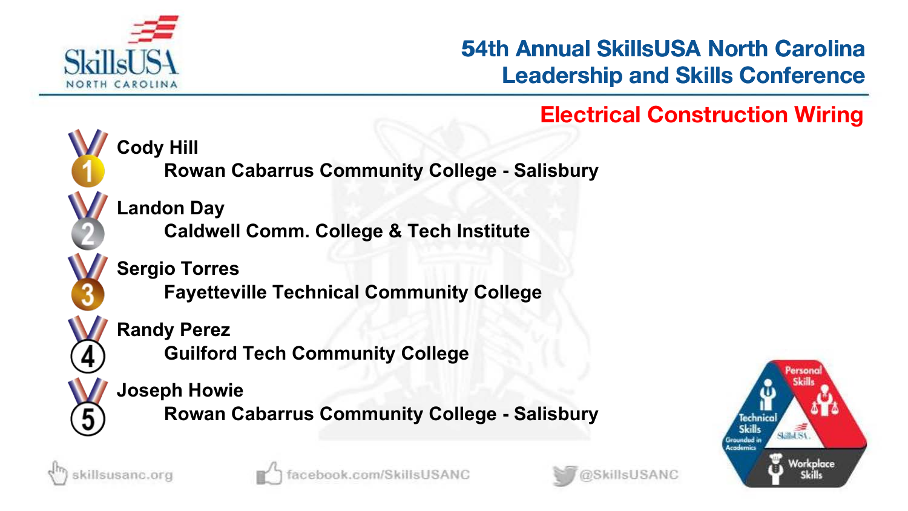## Electrical Construction Wiring

1. **Cody Hill**
   Rowan Cabarrus Community College - Salisbury
2. **Landon Day**
   Caldwell Comm. College & Tech Institute
3. **Sergio Torres**
   Fayetteville Technical Community College
4. **Randy Perez**
   Guilford Tech Community College
5. **Joseph Howie**
   Rowan Cabarrus Community College - Salisbury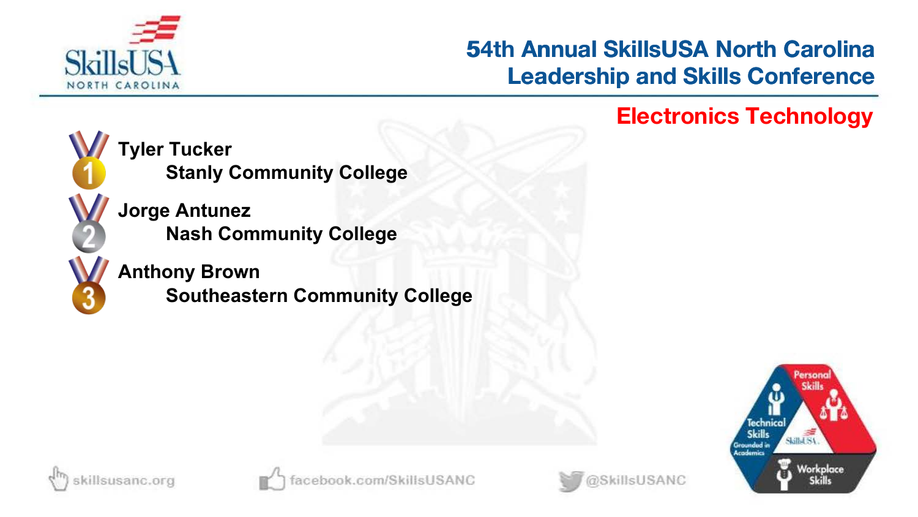# 54th Annual SkillsUSA North Carolina Leadership and Skills Conference

## Electronics Technology

1. **Tyler Tucker**
   **Stanly Community College**
2. **Jorge Antunez**
   **Nash Community College**
3. **Anthony Brown**
   **Southeastern Community College**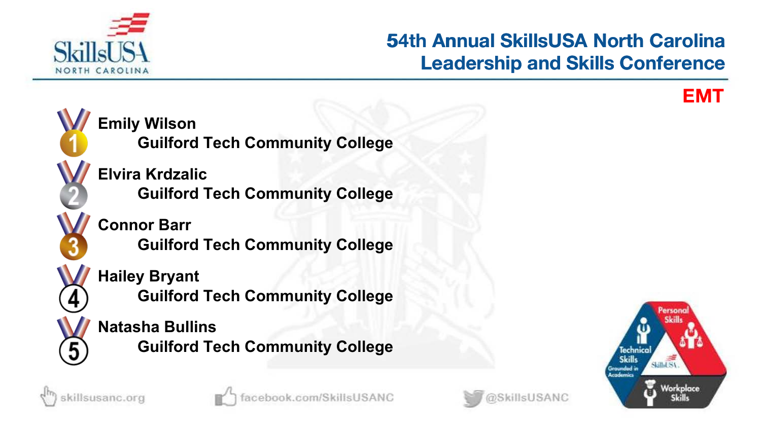# 54th Annual SkillsUSA North Carolina Leadership and Skills Conference

## EMT

1. **Emily Wilson**
   **Guilford Tech Community College**
2. **Elvira Krdzalic**
   **Guilford Tech Community College**
3. **Connor Barr**
   **Guilford Tech Community College**
4. **Hailey Bryant**
   **Guilford Tech Community College**
5. **Natasha Bullins**
   **Guilford Tech Community College**

skillsusanc.org facebook.com/SkillsUSANC @SkillsUSANC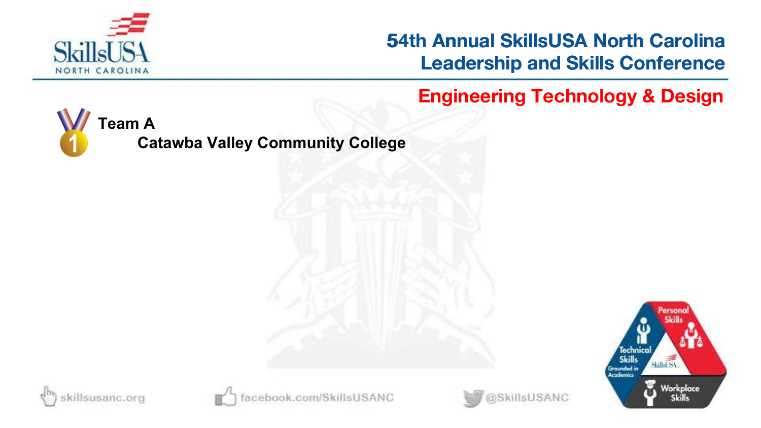## Engineering Technology & Design

**Team A**

**Catawba Valley Community College**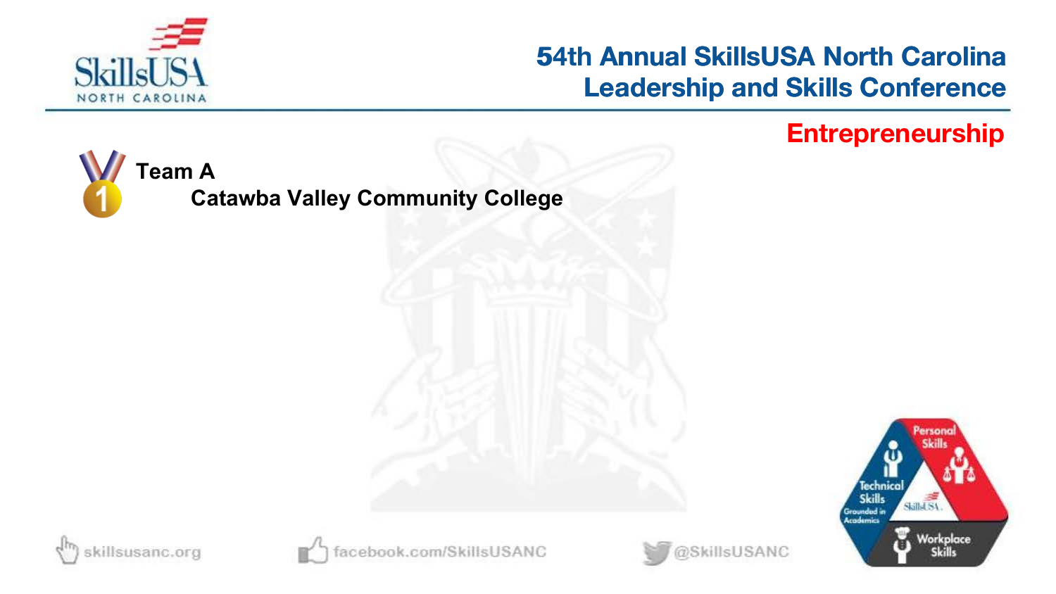## Entrepreneurship

**Team A**
**Catawba Valley Community College**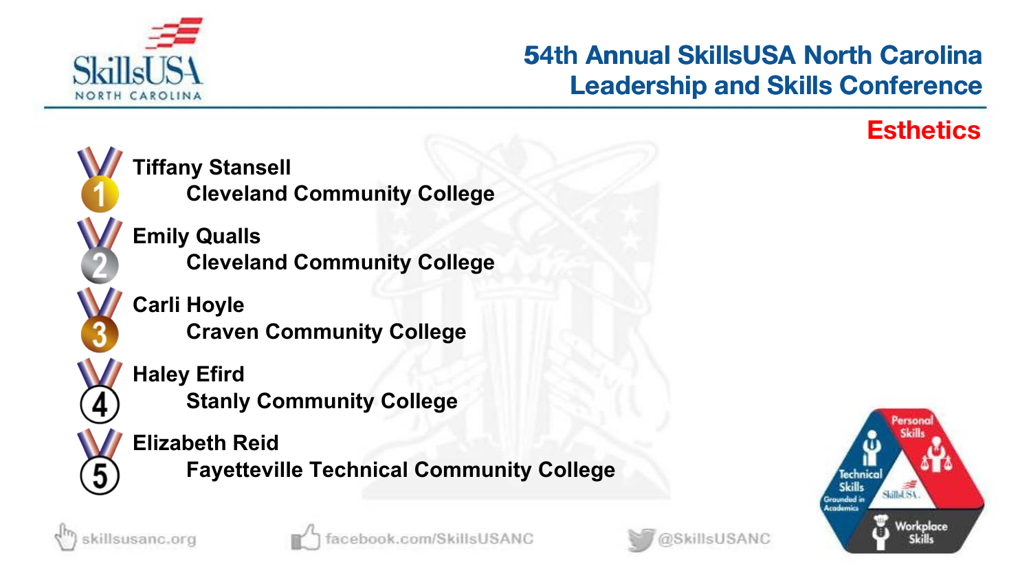# 54th Annual SkillsUSA North Carolina Leadership and Skills Conference

## Esthetics

1. **Tiffany Stansell**
   **Cleveland Community College**
2. **Emily Qualls**
   **Cleveland Community College**
3. **Carli Hoyle**
   **Craven Community College**
4. **Haley Efird**
   **Stanly Community College**
5. **Elizabeth Reid**
   **Fayetteville Technical Community College**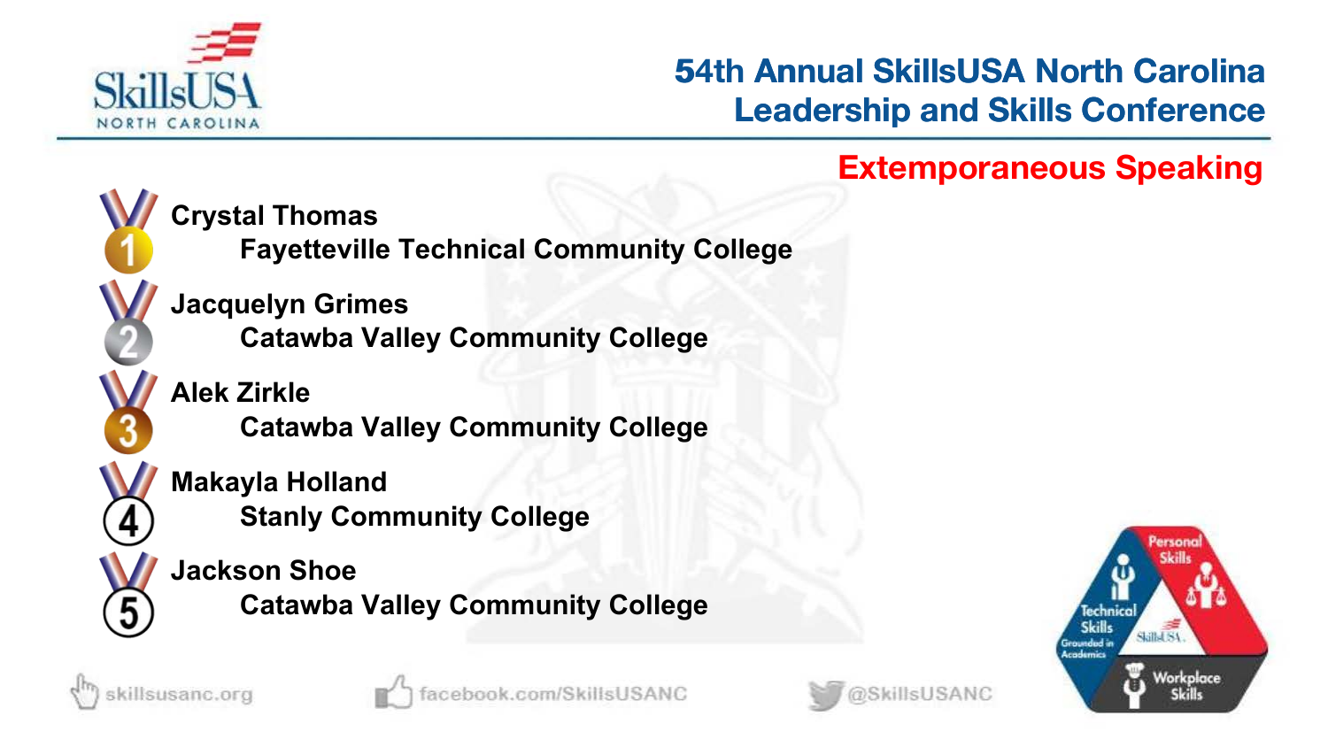## Extemporaneous Speaking

1. **Crystal Thomas**
   Fayetteville Technical Community College
2. **Jacquelyn Grimes**
   Catawba Valley Community College
3. **Alek Zirkle**
   Catawba Valley Community College
4. **Makayla Holland**
   Stanly Community College
5. **Jackson Shoe**
   Catawba Valley Community College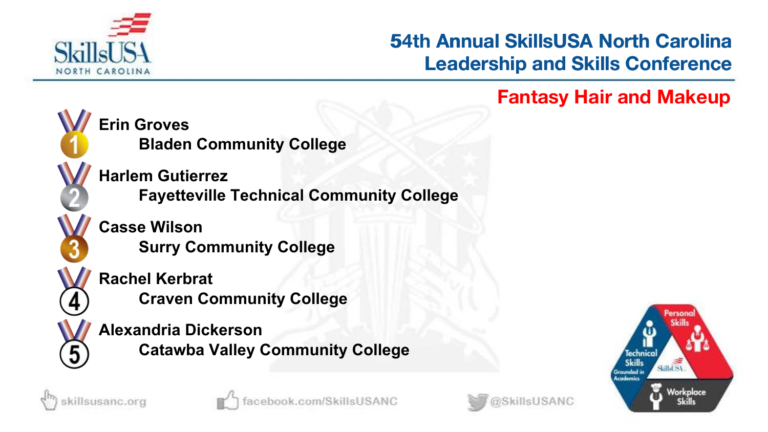# 54th Annual SkillsUSA North Carolina Leadership and Skills Conference

## Fantasy Hair and Makeup

1. **Erin Groves**
   **Bladen Community College**
2. **Harlem Gutierrez**
   **Fayetteville Technical Community College**
3. **Casse Wilson**
   **Surry Community College**
4. **Rachel Kerbrat**
   **Craven Community College**
5. **Alexandria Dickerson**
   **Catawba Valley Community College**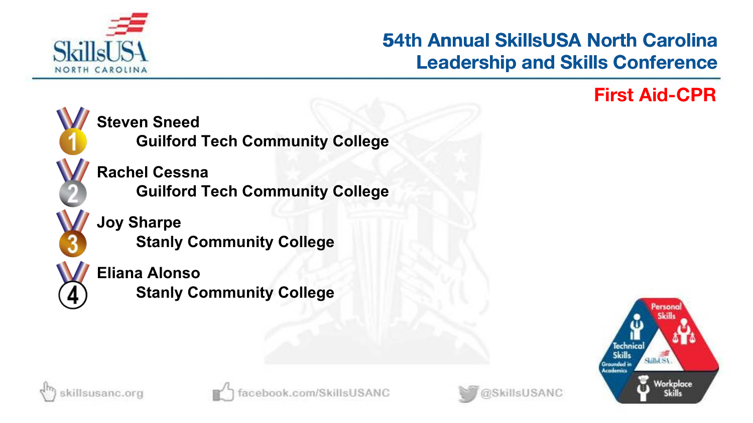## First Aid-CPR

1. **Steven Sneed**
   **Guilford Tech Community College**
2. **Rachel Cessna**
   **Guilford Tech Community College**
3. **Joy Sharpe**
   **Stanly Community College**
4. **Eliana Alonso**
   **Stanly Community College**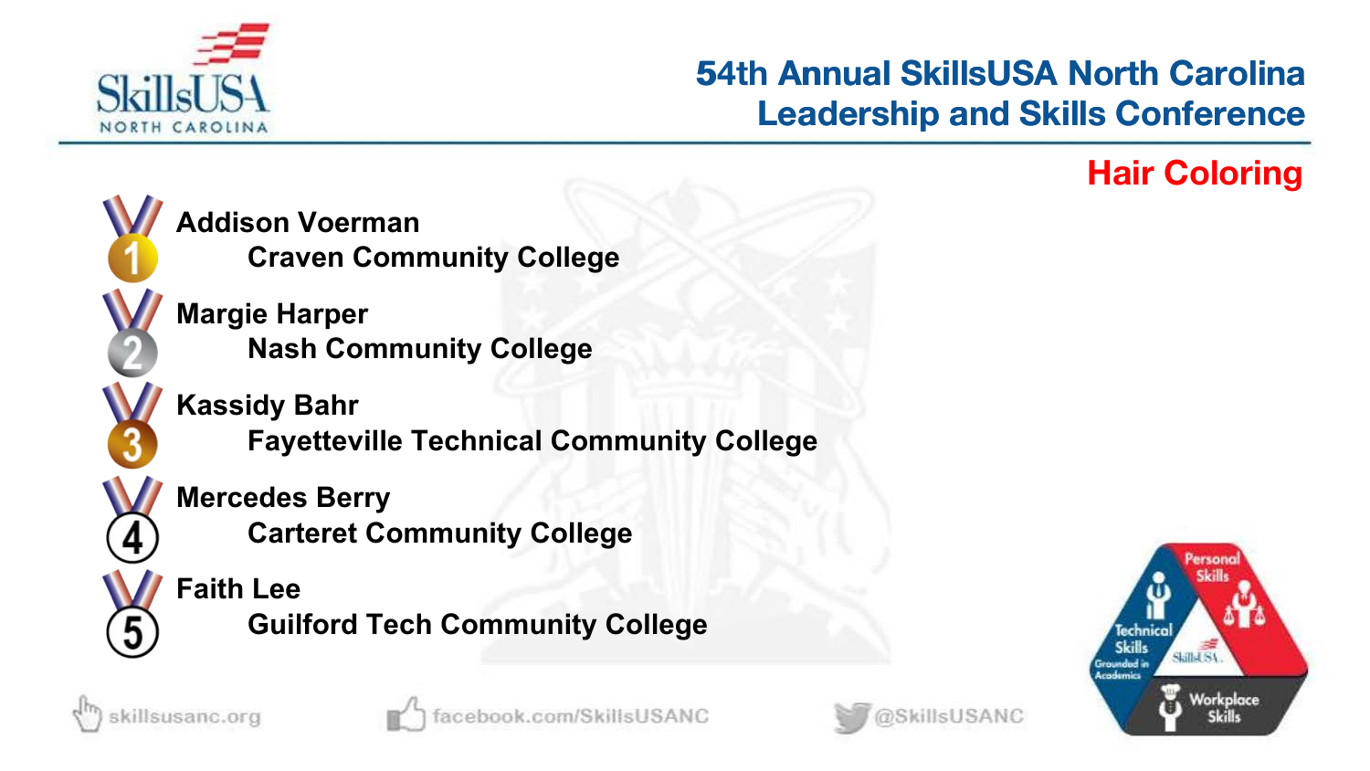# 54th Annual SkillsUSA North Carolina Leadership and Skills Conference

## Hair Coloring

1. **Addison Voerman**
   **Craven Community College**
2. **Margie Harper**
   **Nash Community College**
3. **Kassidy Bahr**
   **Fayetteville Technical Community College**
4. **Mercedes Berry**
   **Carteret Community College**
5. **Faith Lee**
   **Guilford Tech Community College**

skillsusanc.org facebook.com/SkillsUSANC @SkillsUSANC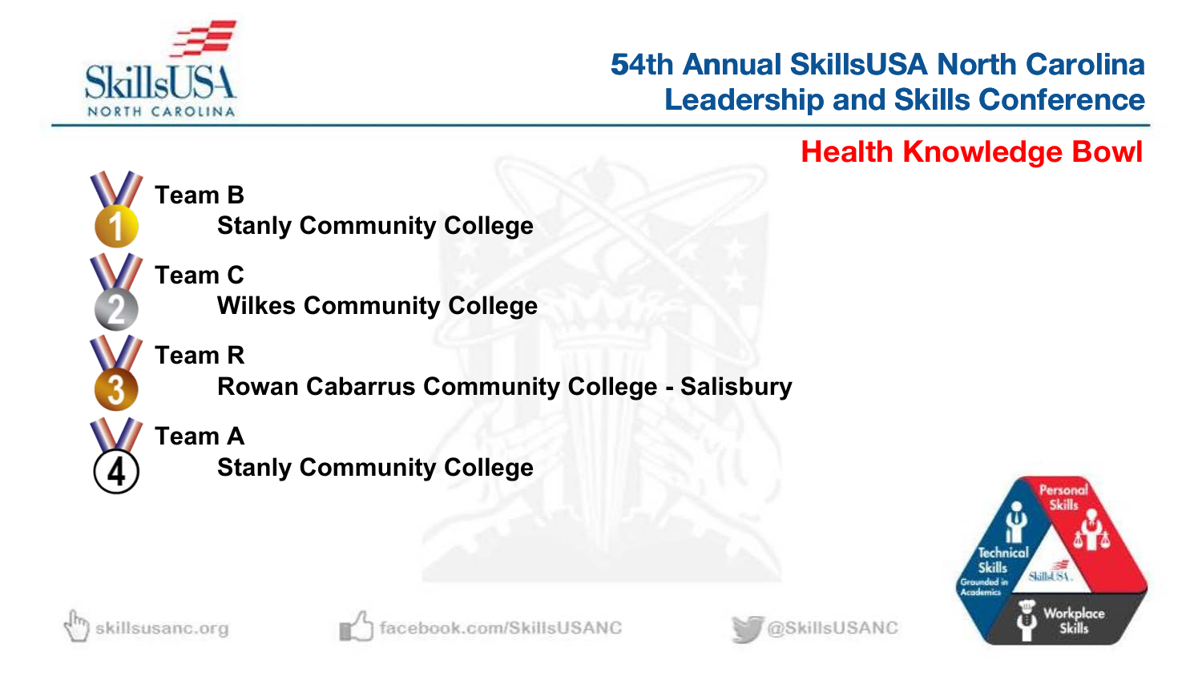# Health Knowledge Bowl

1. **Team B**
   **Stanly Community College**
2. **Team C**
   **Wilkes Community College**
3. **Team R**
   **Rowan Cabarrus Community College - Salisbury**
4. **Team A**
   **Stanly Community College**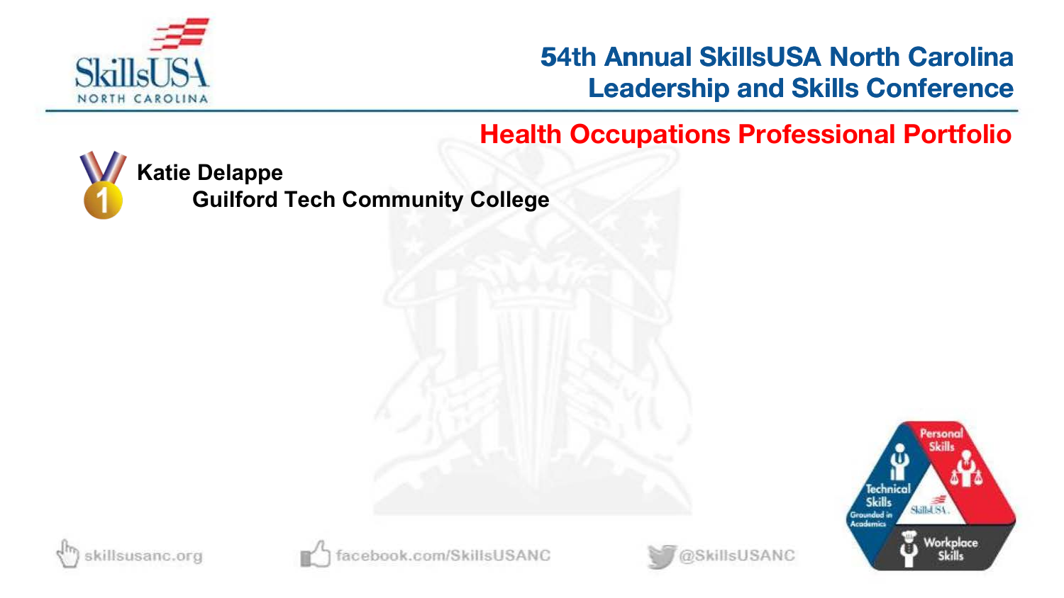## Health Occupations Professional Portfolio

1. **Katie Delappe**
   **Guilford Tech Community College**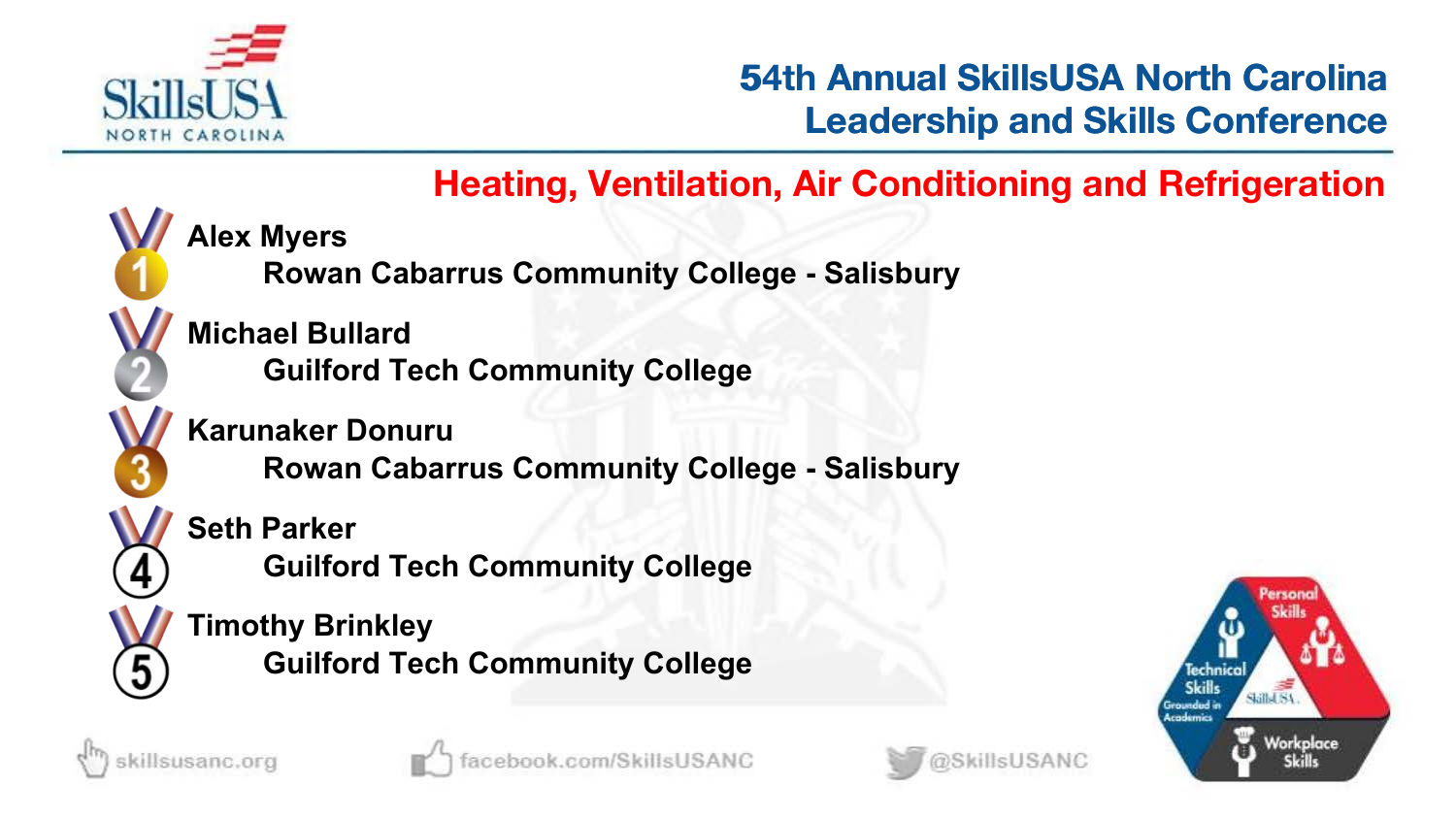# 54th Annual SkillsUSA North Carolina Leadership and Skills Conference

## Heating, Ventilation, Air Conditioning and Refrigeration

1. **Alex Myers**
   **Rowan Cabarrus Community College - Salisbury**
2. **Michael Bullard**
   **Guilford Tech Community College**
3. **Karunaker Donuru**
   **Rowan Cabarrus Community College - Salisbury**
4. **Seth Parker**
   **Guilford Tech Community College**
5. **Timothy Brinkley**
   **Guilford Tech Community College**

skillsusanc.org | facebook.com/SkillsUSANC | @SkillsUSANC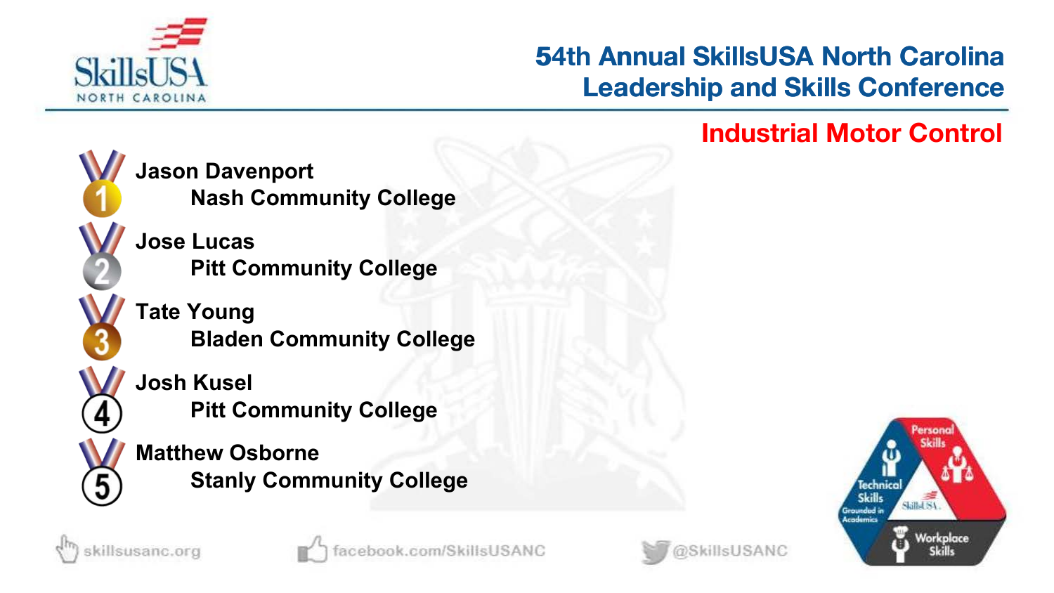# 54th Annual SkillsUSA North Carolina Leadership and Skills Conference

## Industrial Motor Control

1. **Jason Davenport**
   **Nash Community College**
2. **Jose Lucas**
   **Pitt Community College**
3. **Tate Young**
   **Bladen Community College**
4. **Josh Kusel**
   **Pitt Community College**
5. **Matthew Osborne**
   **Stanly Community College**

skillsusanc.org facebook.com/SkillsUSANC @SkillsUSANC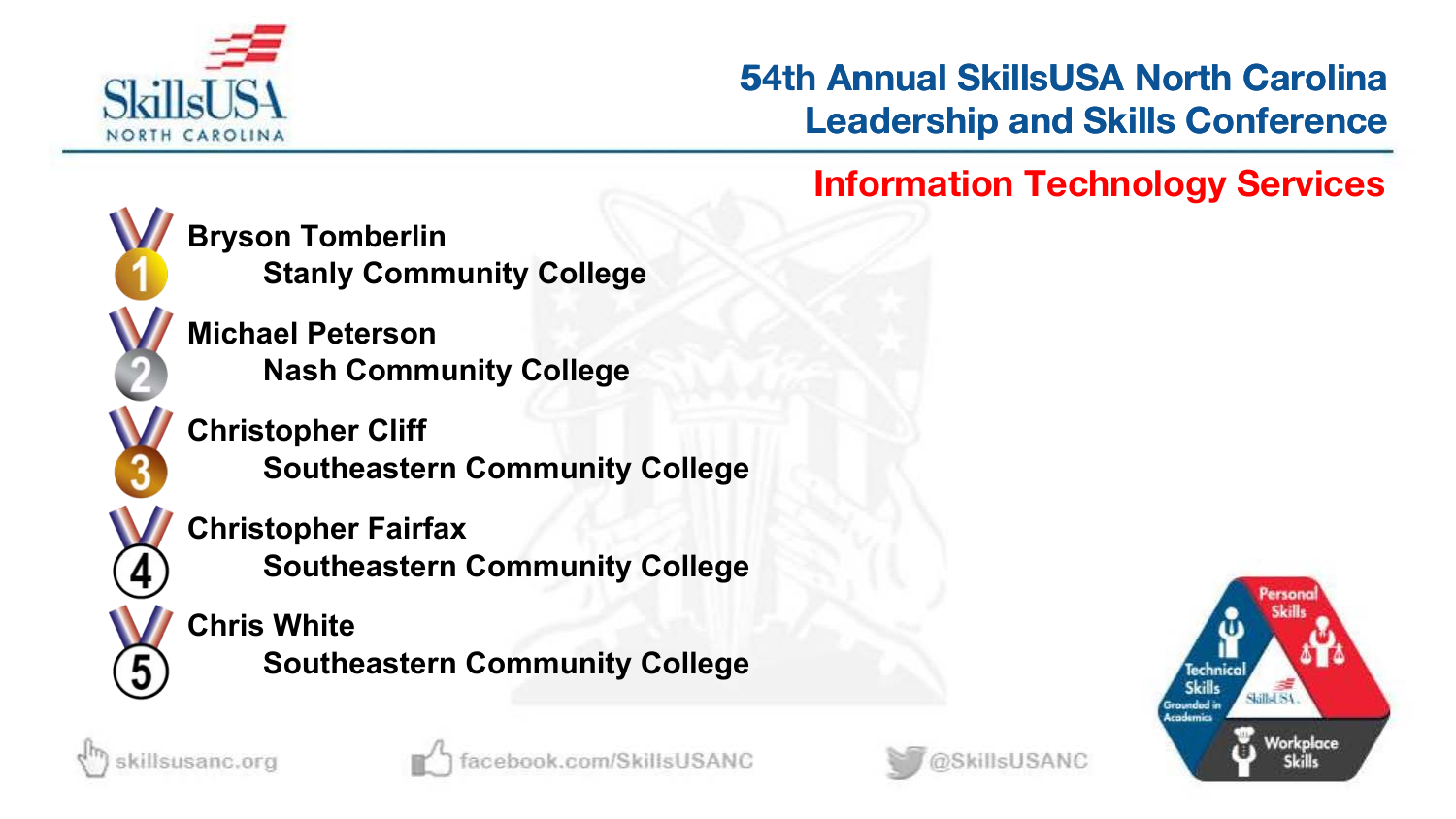# 54th Annual SkillsUSA North Carolina Leadership and Skills Conference

## Information Technology Services

1. **Bryson Tomberlin**
   **Stanly Community College**
2. **Michael Peterson**
   **Nash Community College**
3. **Christopher Cliff**
   **Southeastern Community College**
4. **Christopher Fairfax**
   **Southeastern Community College**
5. **Chris White**
   **Southeastern Community College**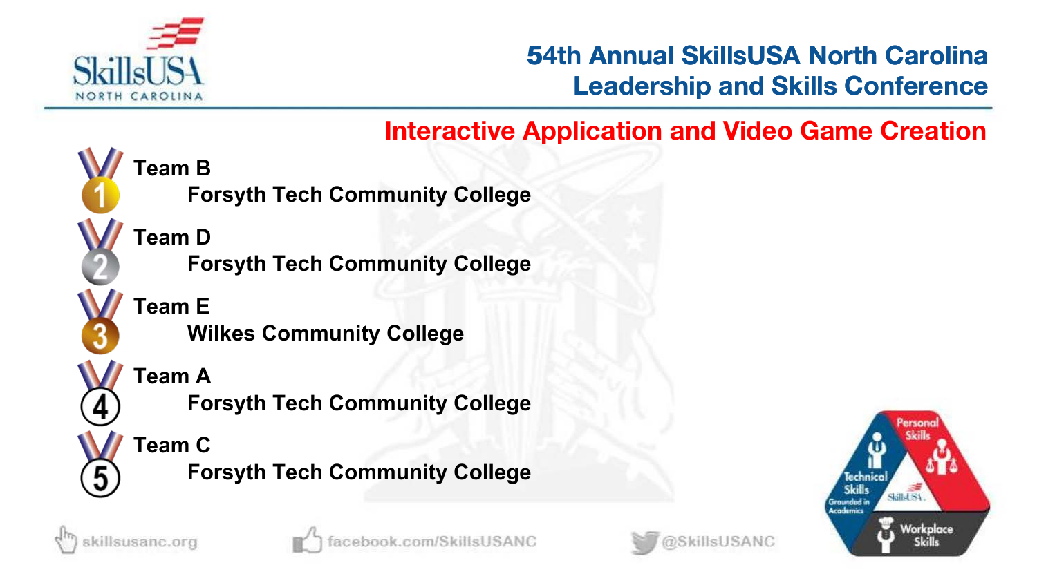# 54th Annual SkillsUSA North Carolina Leadership and Skills Conference

## Interactive Application and Video Game Creation

1. **Team B**
   **Forsyth Tech Community College**
2. **Team D**
   **Forsyth Tech Community College**
3. **Team E**
   **Wilkes Community College**
4. **Team A**
   **Forsyth Tech Community College**
5. **Team C**
   **Forsyth Tech Community College**

skillsusanc.org | facebook.com/SkillsUSANC | @SkillsUSANC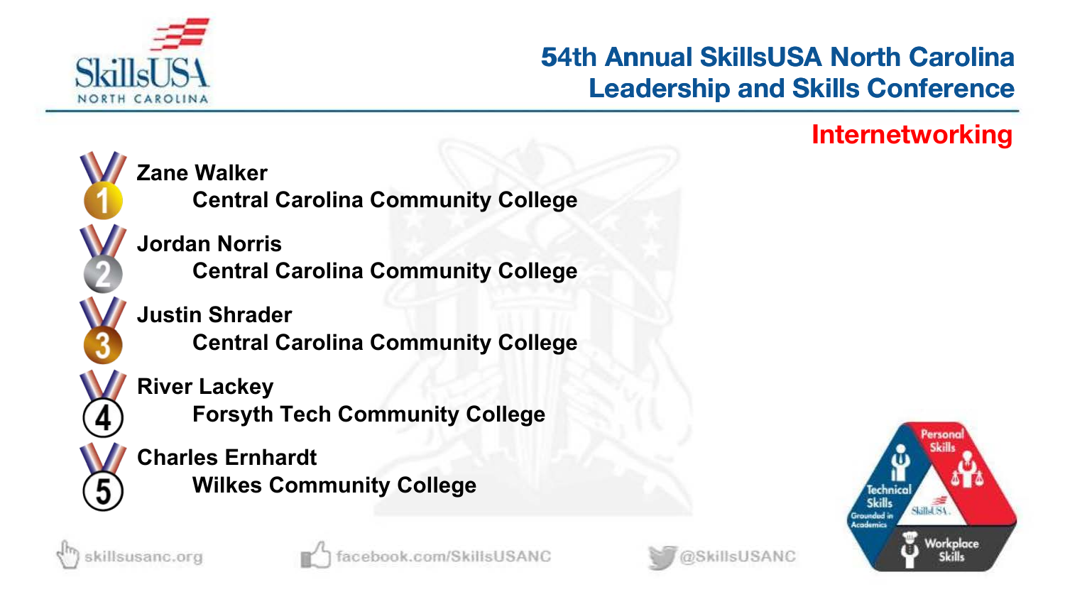## Internetworking

1. **Zane Walker**
   Central Carolina Community College
2. **Jordan Norris**
   Central Carolina Community College
3. **Justin Shrader**
   Central Carolina Community College
4. **River Lackey**
   Forsyth Tech Community College
5. **Charles Ernhardt**
   Wilkes Community College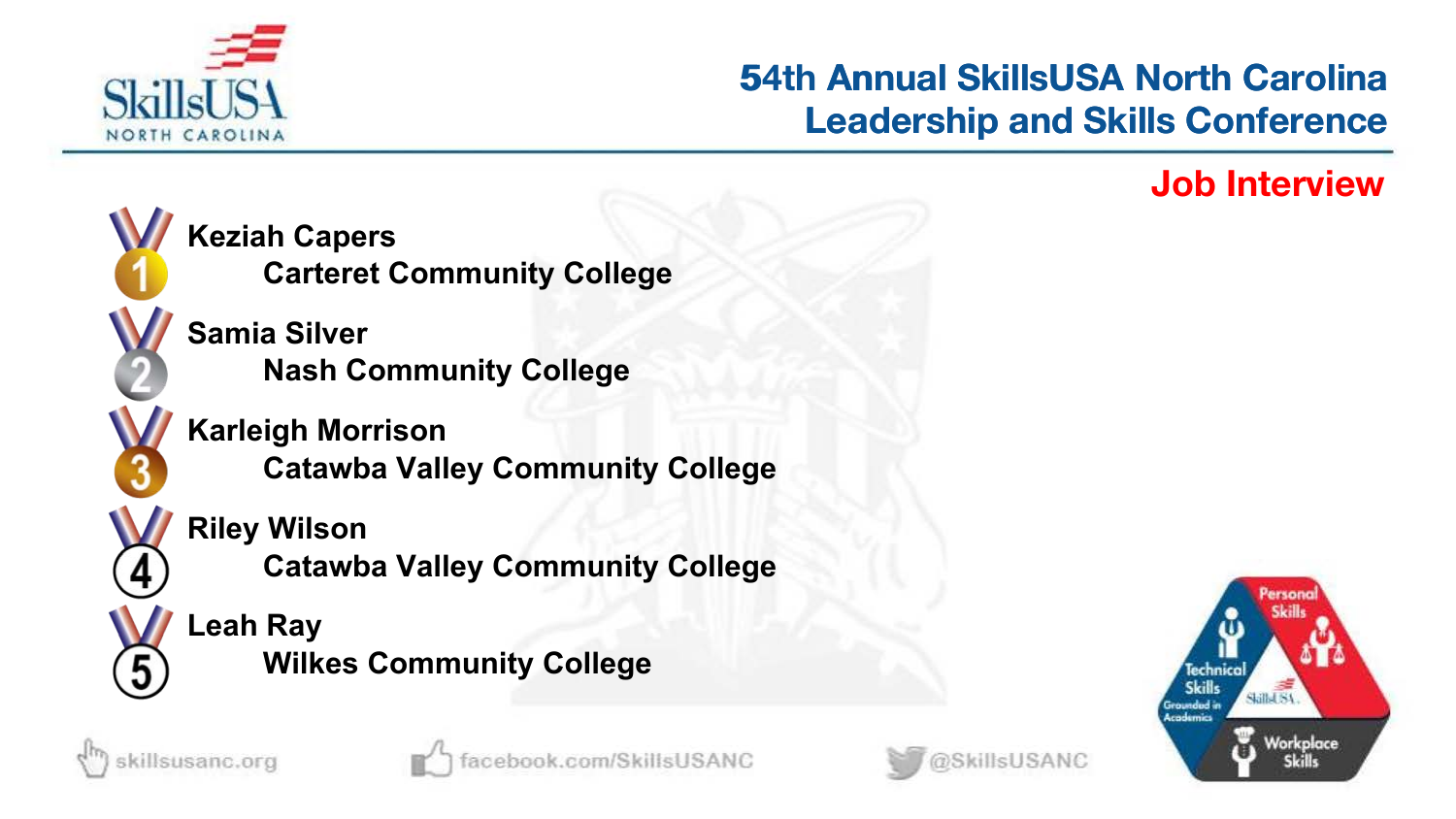# 54th Annual SkillsUSA North Carolina Leadership and Skills Conference

## Job Interview

1. **Keziah Capers**
   **Carteret Community College**
2. **Samia Silver**
   **Nash Community College**
3. **Karleigh Morrison**
   **Catawba Valley Community College**
4. **Riley Wilson**
   **Catawba Valley Community College**
5. **Leah Ray**
   **Wilkes Community College**

skillsusanc.org | facebook.com/SkillsUSANC | @SkillsUSANC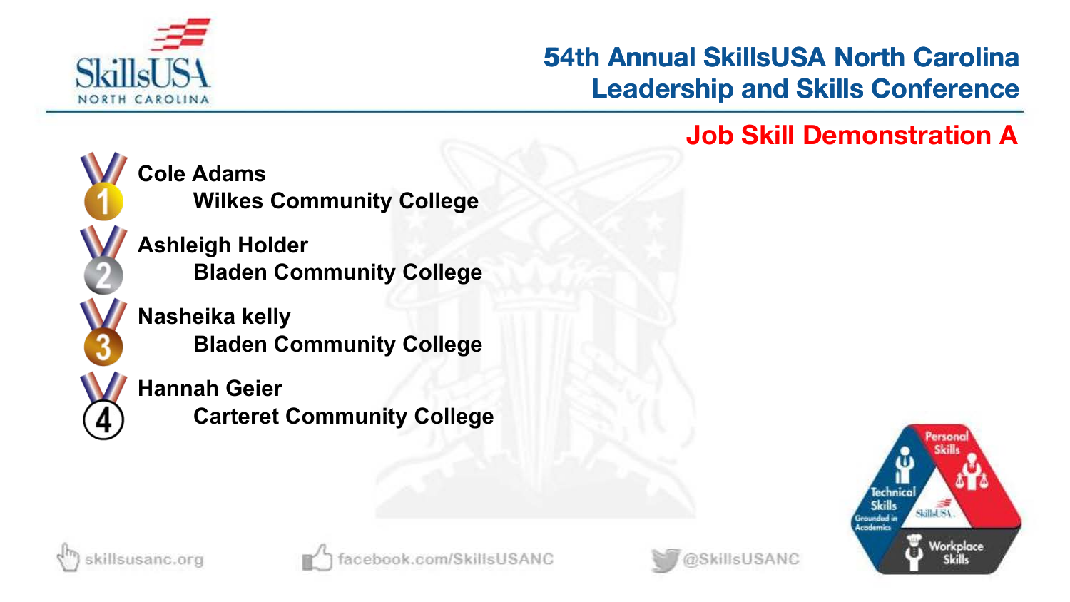# 54th Annual SkillsUSA North Carolina Leadership and Skills Conference

## Job Skill Demonstration A

1. **Cole Adams**
   **Wilkes Community College**
2. **Ashleigh Holder**
   **Bladen Community College**
3. **Nasheika kelly**
   **Bladen Community College**
4. **Hannah Geier**
   **Carteret Community College**

skillsusanc.org | facebook.com/SkillsUSANC | @SkillsUSANC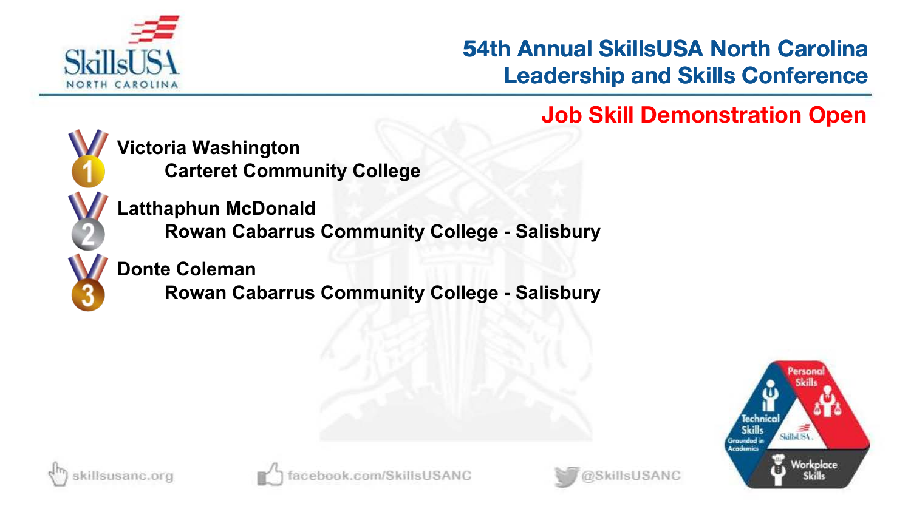## Job Skill Demonstration Open

1. **Victoria Washington**
   **Carteret Community College**
2. **Latthaphun McDonald**
   **Rowan Cabarrus Community College - Salisbury**
3. **Donte Coleman**
   **Rowan Cabarrus Community College - Salisbury**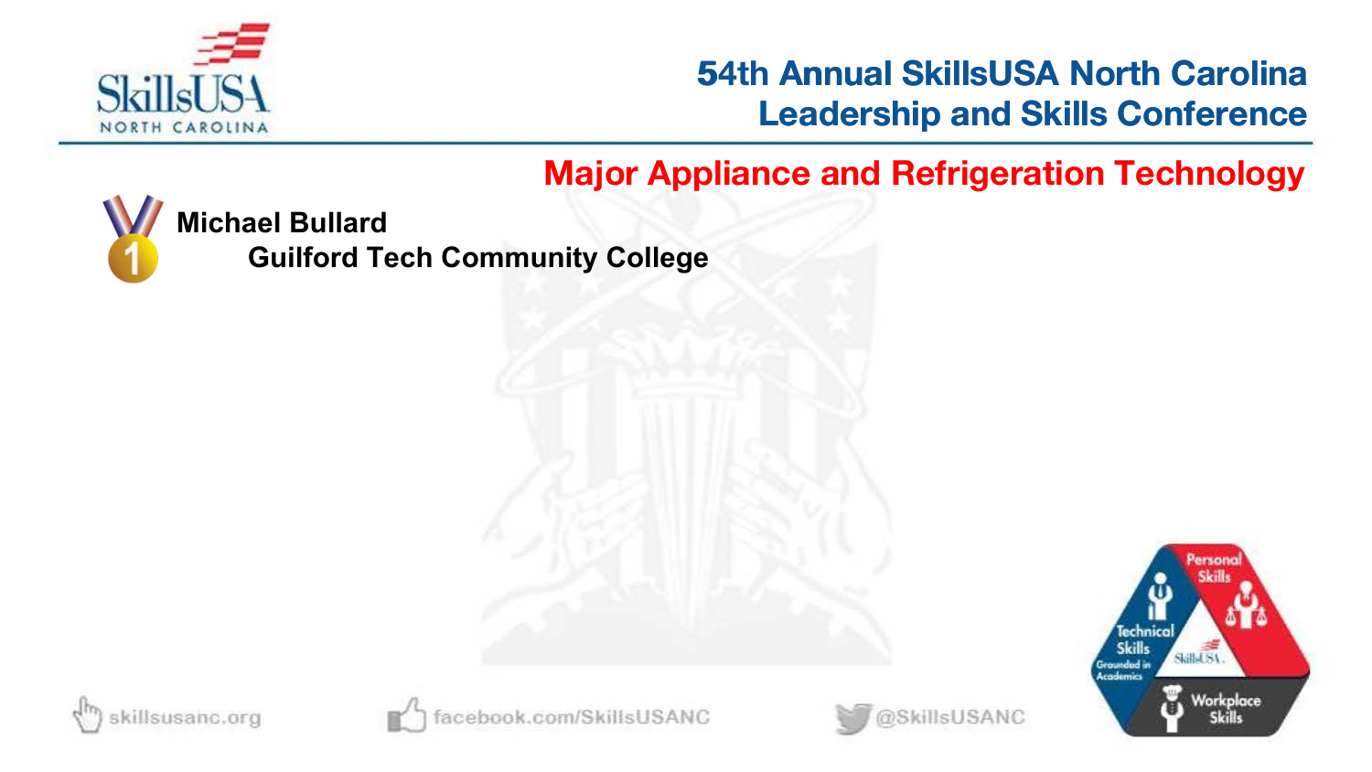## Major Appliance and Refrigeration Technology

1 **Michael Bullard**
**Guilford Tech Community College**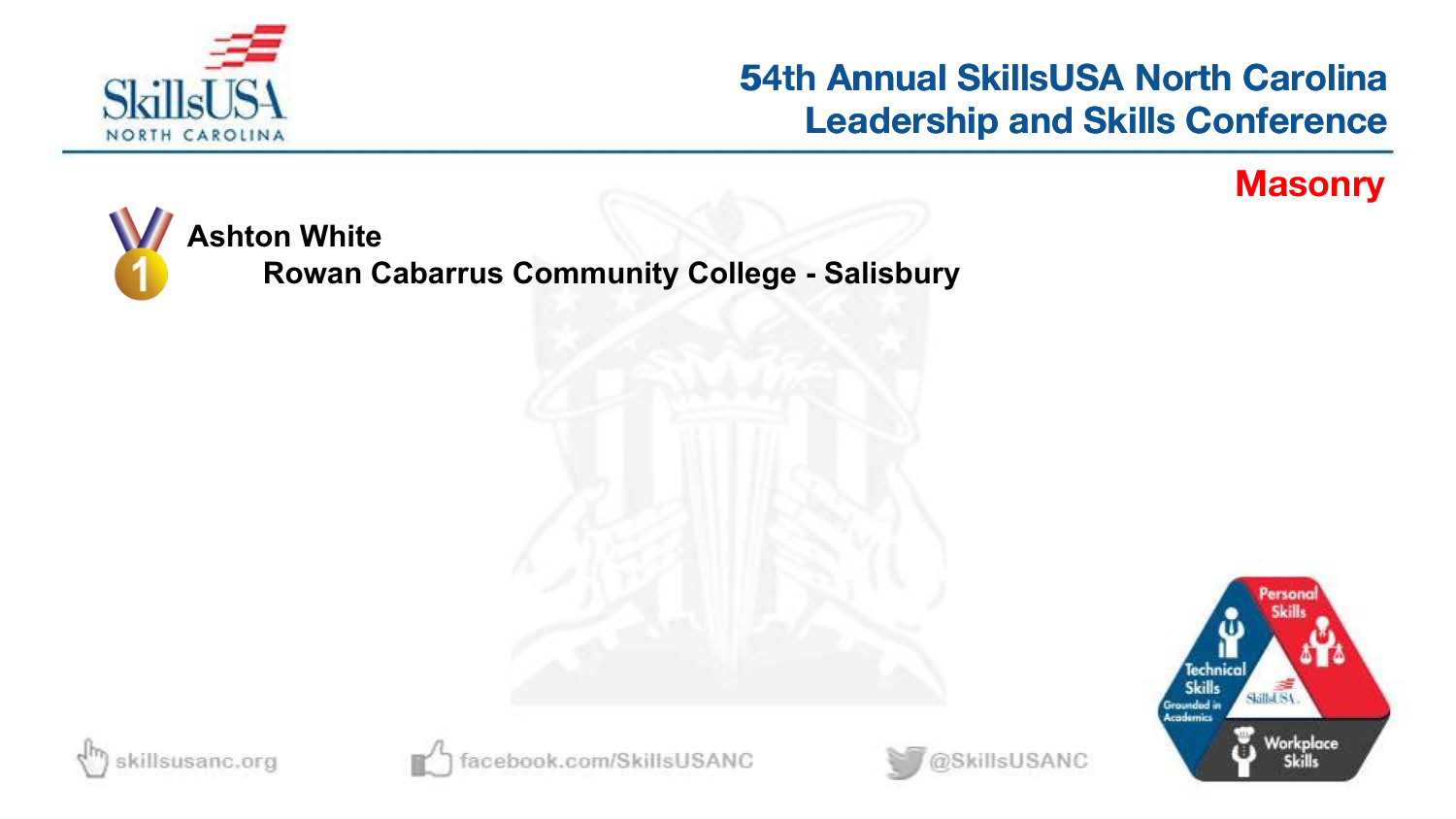## Masonry

**Ashton White**
**Rowan Cabarrus Community College - Salisbury**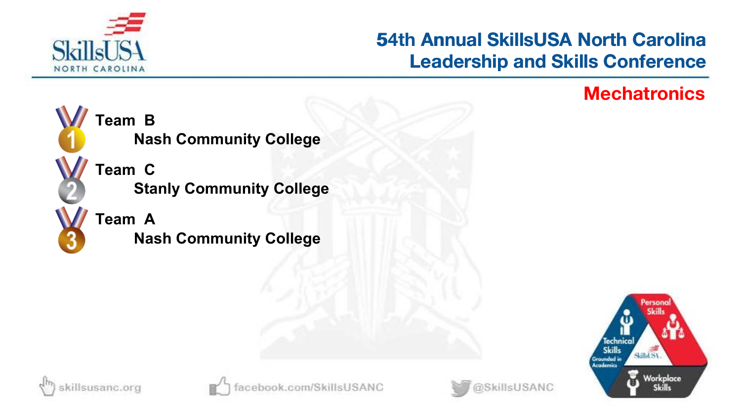## Mechatronics

1. **Team B**
   **Nash Community College**
2. **Team C**
   **Stanly Community College**
3. **Team A**
   **Nash Community College**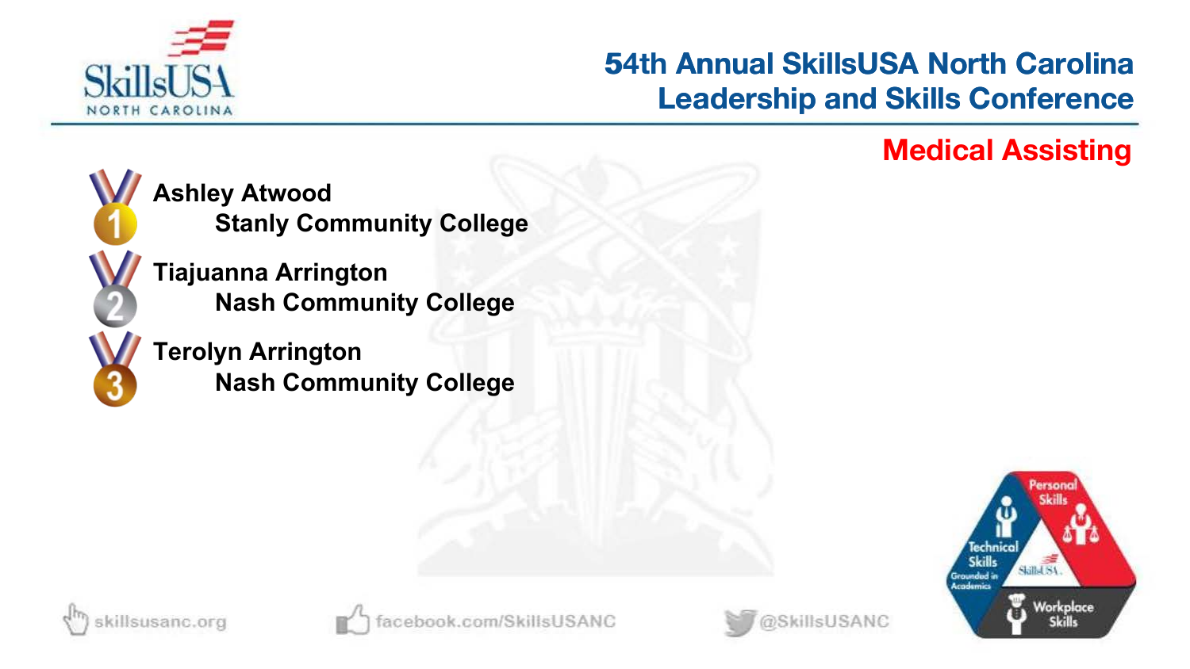# 54th Annual SkillsUSA North Carolina Leadership and Skills Conference

## Medical Assisting

1. **Ashley Atwood**
   **Stanly Community College**
2. **Tiajuanna Arrington**
   **Nash Community College**
3. **Terolyn Arrington**
   **Nash Community College**

skillsusanc.org facebook.com/SkillsUSANC @SkillsUSANC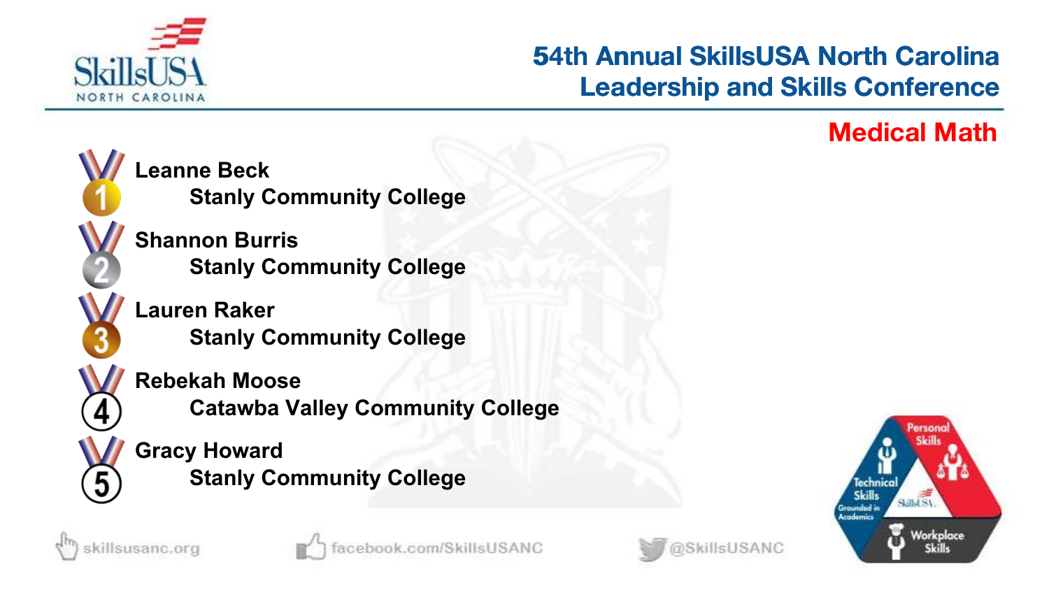# 54th Annual SkillsUSA North Carolina Leadership and Skills Conference

## Medical Math

1. **Leanne Beck**
   **Stanly Community College**
2. **Shannon Burris**
   **Stanly Community College**
3. **Lauren Raker**
   **Stanly Community College**
4. **Rebekah Moose**
   **Catawba Valley Community College**
5. **Gracy Howard**
   **Stanly Community College**

skillsusanc.org facebook.com/SkillsUSANC @SkillsUSANC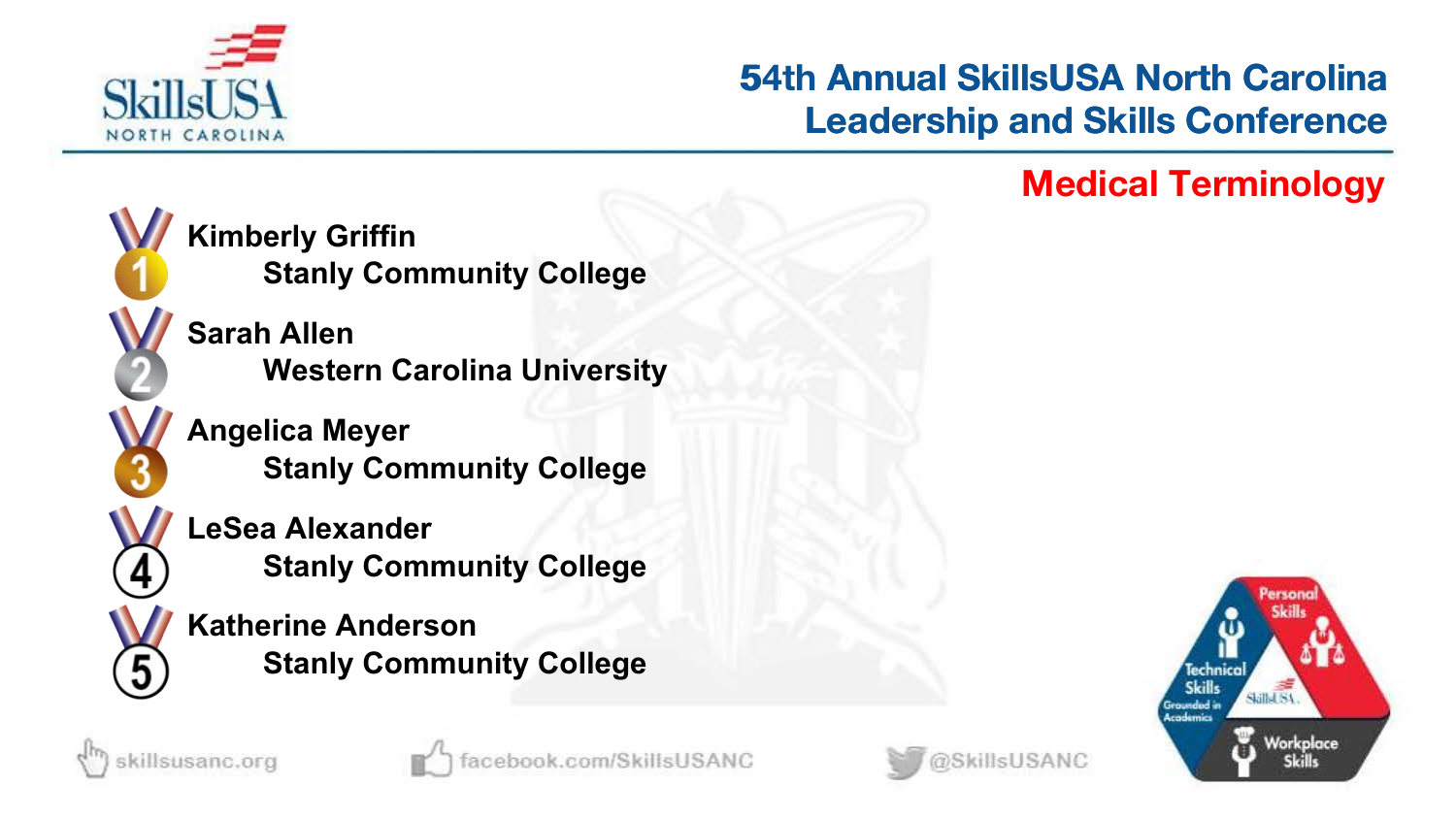# 54th Annual SkillsUSA North Carolina Leadership and Skills Conference

## Medical Terminology

1. **Kimberly Griffin**
   **Stanly Community College**
2. **Sarah Allen**
   **Western Carolina University**
3. **Angelica Meyer**
   **Stanly Community College**
4. **LeSea Alexander**
   **Stanly Community College**
5. **Katherine Anderson**
   **Stanly Community College**

skillsusanc.org facebook.com/SkillsUSANC @SkillsUSANC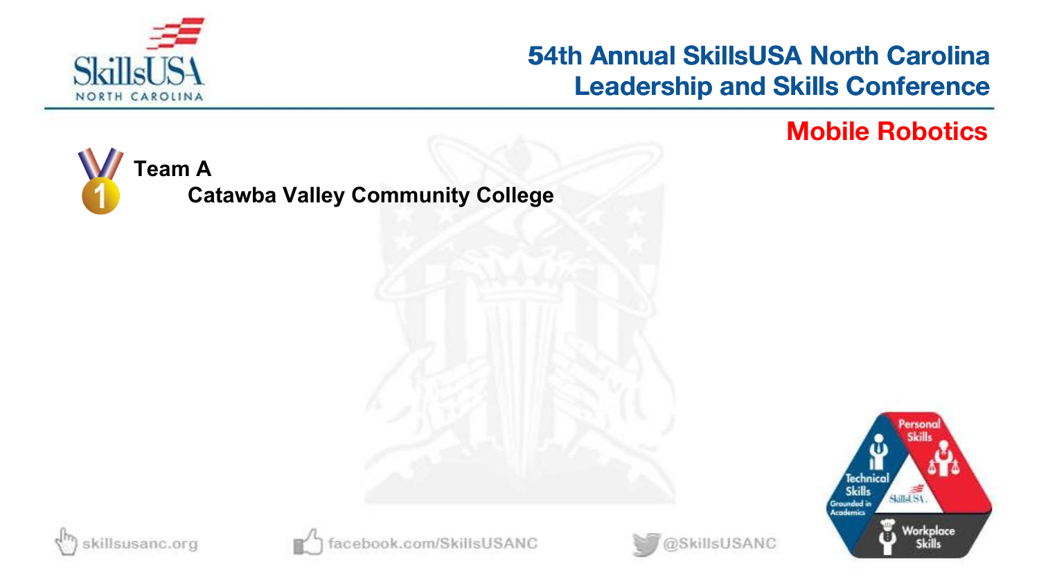## Mobile Robotics

**Team A**

**Catawba Valley Community College**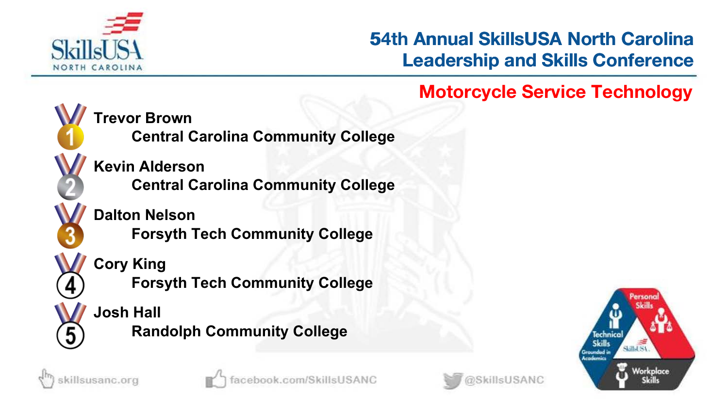# 54th Annual SkillsUSA North Carolina Leadership and Skills Conference

## Motorcycle Service Technology

1. **Trevor Brown**
   **Central Carolina Community College**
2. **Kevin Alderson**
   **Central Carolina Community College**
3. **Dalton Nelson**
   **Forsyth Tech Community College**
4. **Cory King**
   **Forsyth Tech Community College**
5. **Josh Hall**
   **Randolph Community College**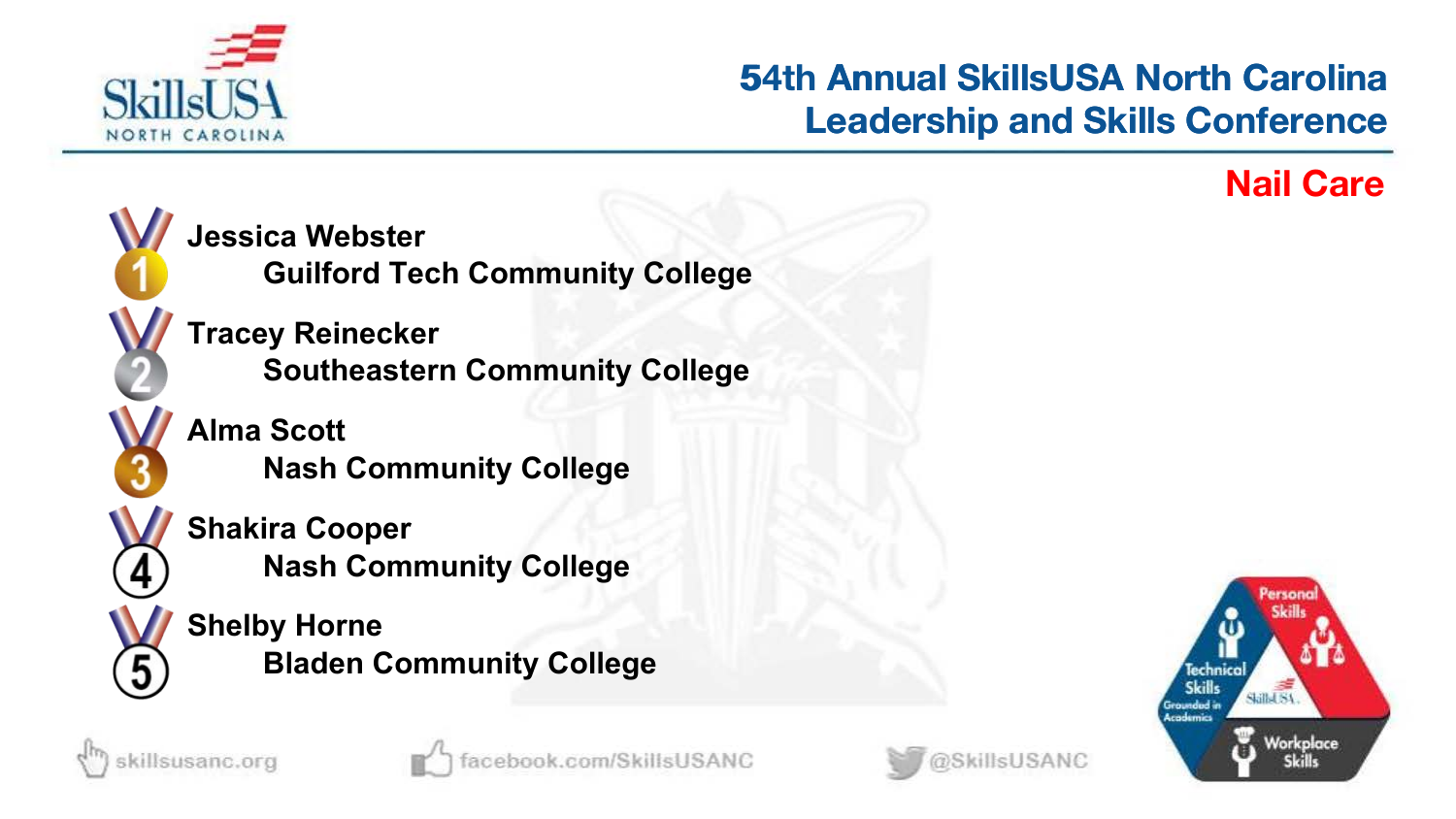# 54th Annual SkillsUSA North Carolina Leadership and Skills Conference

## Nail Care

1. **Jessica Webster**
   **Guilford Tech Community College**
2. **Tracey Reinecker**
   **Southeastern Community College**
3. **Alma Scott**
   **Nash Community College**
4. **Shakira Cooper**
   **Nash Community College**
5. **Shelby Horne**
   **Bladen Community College**

skillsusanc.org facebook.com/SkillsUSANC @SkillsUSANC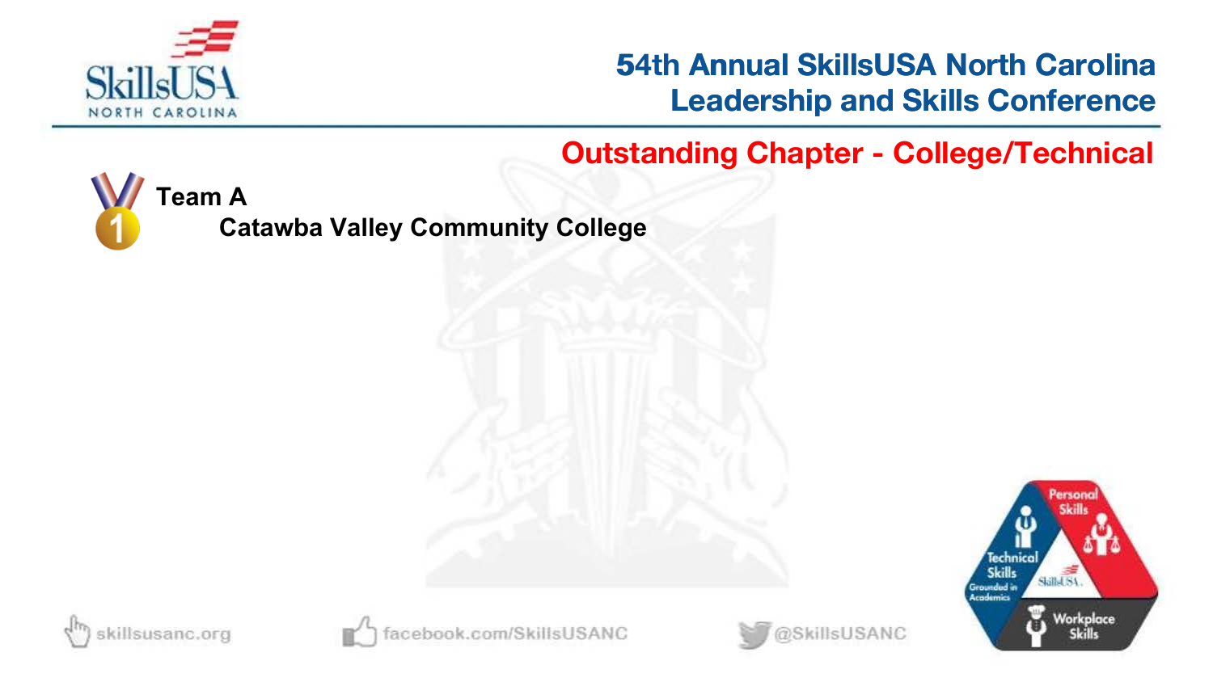## Outstanding Chapter - College/Technical

**Team A**

**Catawba Valley Community College**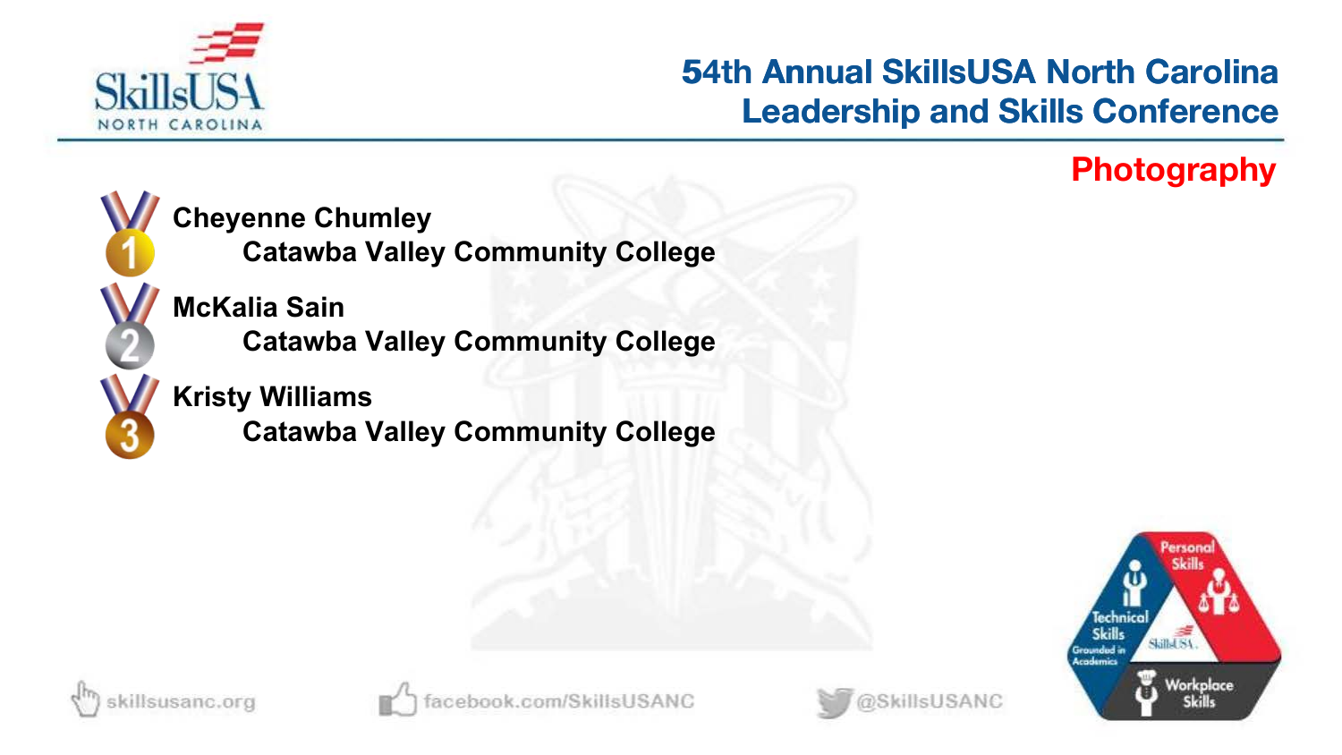## Photography

1. **Cheyenne Chumley**
   **Catawba Valley Community College**
2. **McKalia Sain**
   **Catawba Valley Community College**
3. **Kristy Williams**
   **Catawba Valley Community College**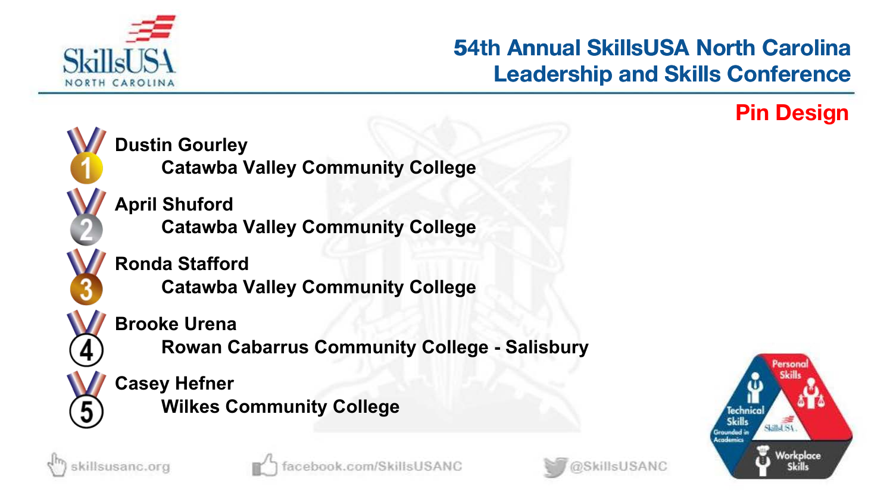# 54th Annual SkillsUSA North Carolina Leadership and Skills Conference

## Pin Design

1. **Dustin Gourley**
   **Catawba Valley Community College**
2. **April Shuford**
   **Catawba Valley Community College**
3. **Ronda Stafford**
   **Catawba Valley Community College**
4. **Brooke Urena**
   **Rowan Cabarrus Community College - Salisbury**
5. **Casey Hefner**
   **Wilkes Community College**

skillsusanc.org facebook.com/SkillsUSANC @SkillsUSANC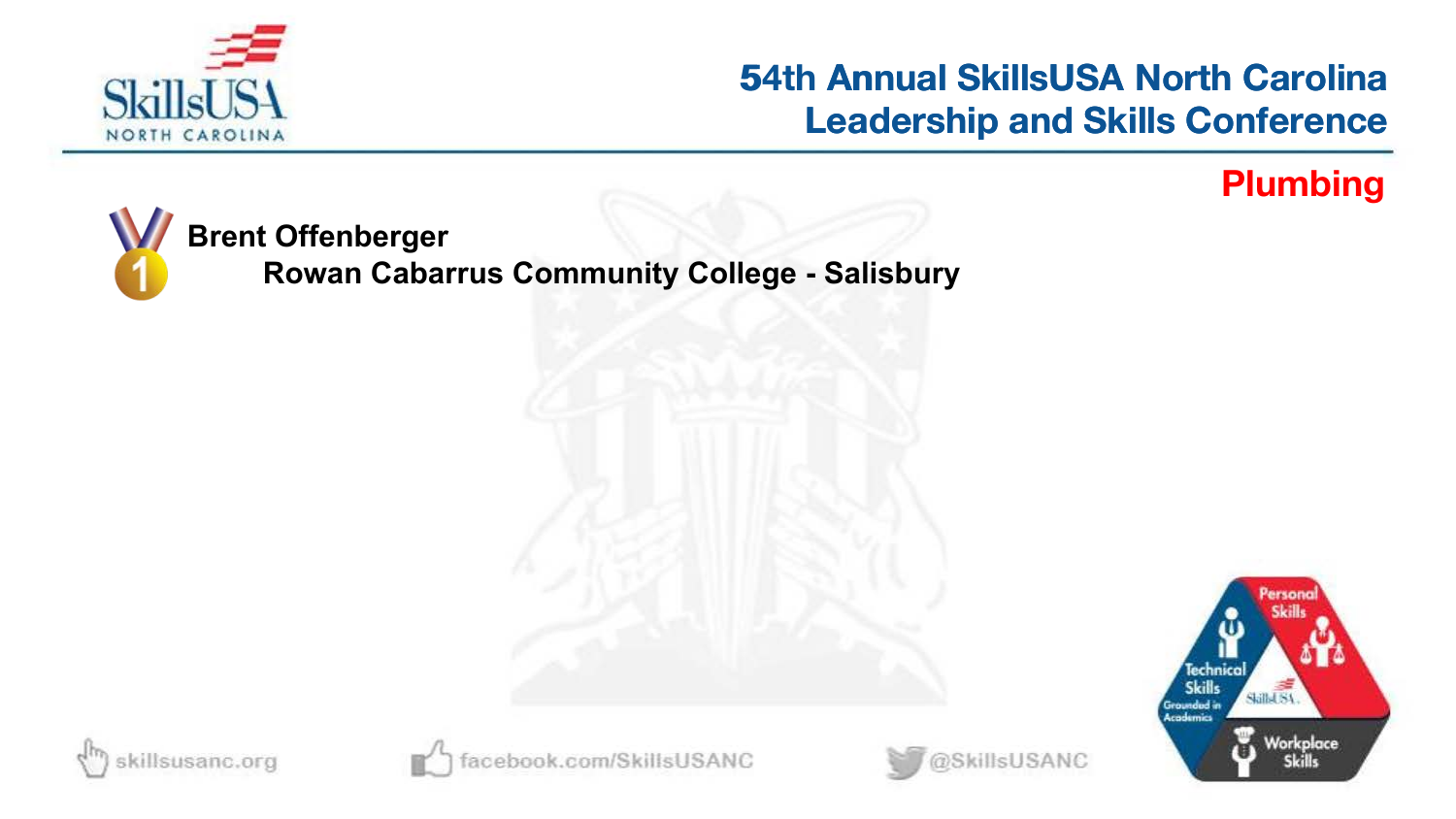## Plumbing

1 **Brent Offenberger**
**Rowan Cabarrus Community College - Salisbury**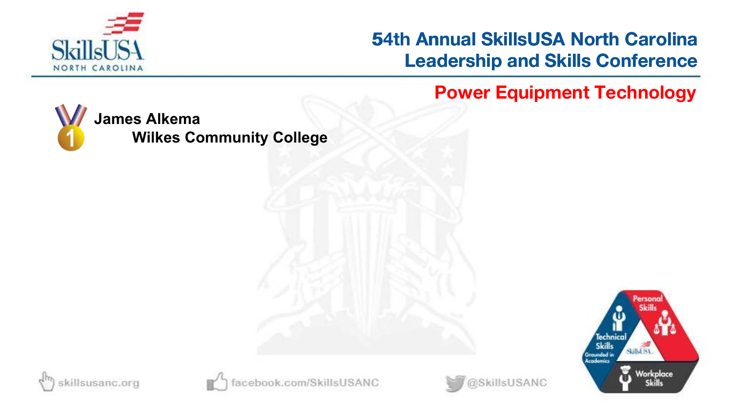# 54th Annual SkillsUSA North Carolina Leadership and Skills Conference

## Power Equipment Technology

1 **James Alkema**
**Wilkes Community College**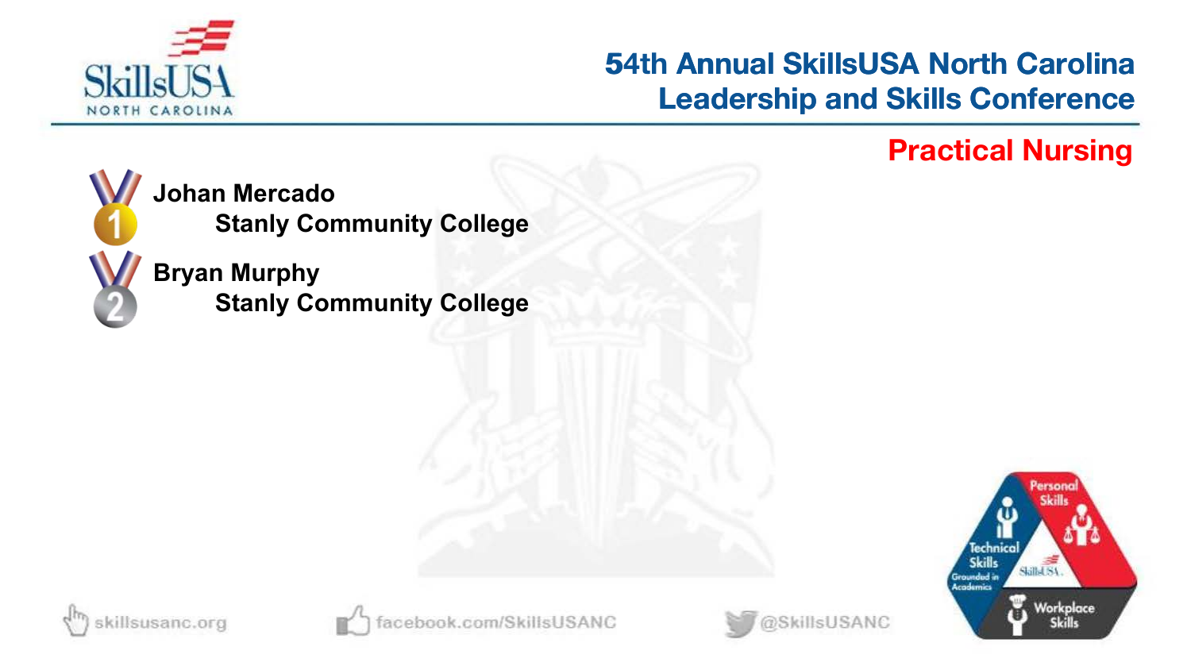# 54th Annual SkillsUSA North Carolina Leadership and Skills Conference

## Practical Nursing

1. **Johan Mercado**
   **Stanly Community College**

2. **Bryan Murphy**
   **Stanly Community College**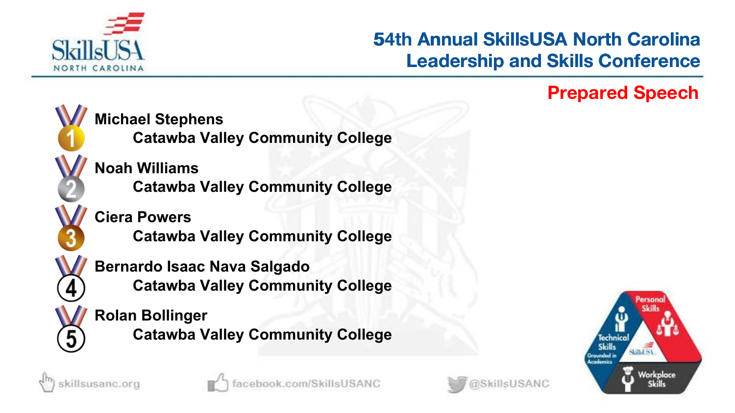# 54th Annual SkillsUSA North Carolina Leadership and Skills Conference

## Prepared Speech

1. **Michael Stephens**
   **Catawba Valley Community College**
2. **Noah Williams**
   **Catawba Valley Community College**
3. **Ciera Powers**
   **Catawba Valley Community College**
4. **Bernardo Isaac Nava Salgado**
   **Catawba Valley Community College**
5. **Rolan Bollinger**
   **Catawba Valley Community College**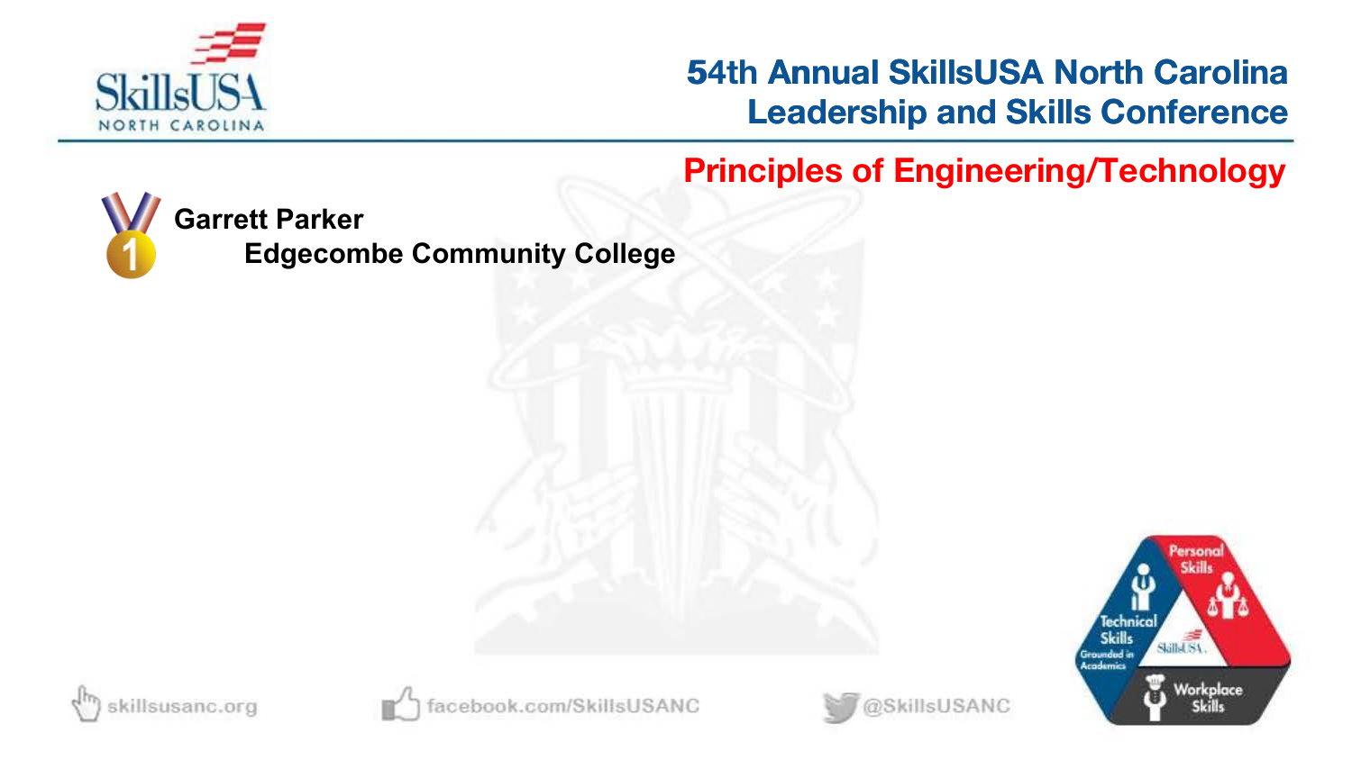## Principles of Engineering/Technology

**Garrett Parker**
**Edgecombe Community College**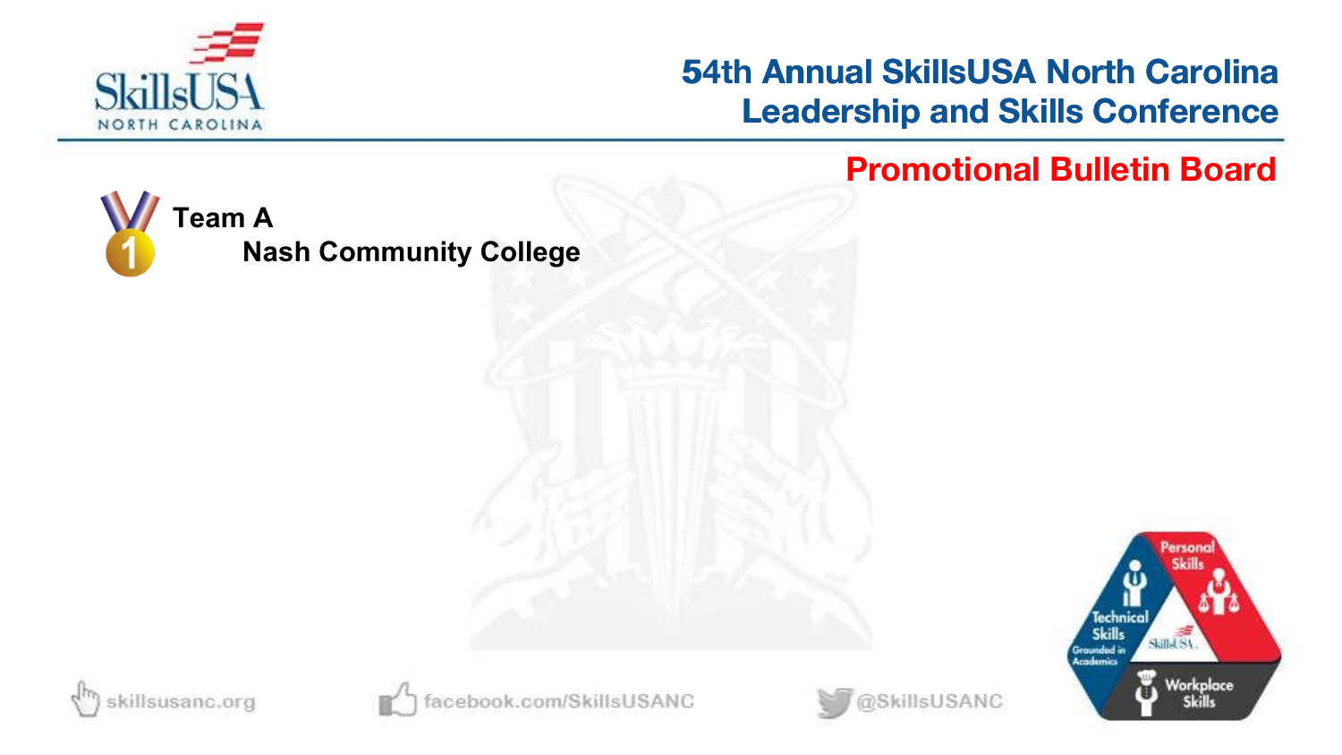# 54th Annual SkillsUSA North Carolina Leadership and Skills Conference

## Promotional Bulletin Board

**Team A**

**Nash Community College**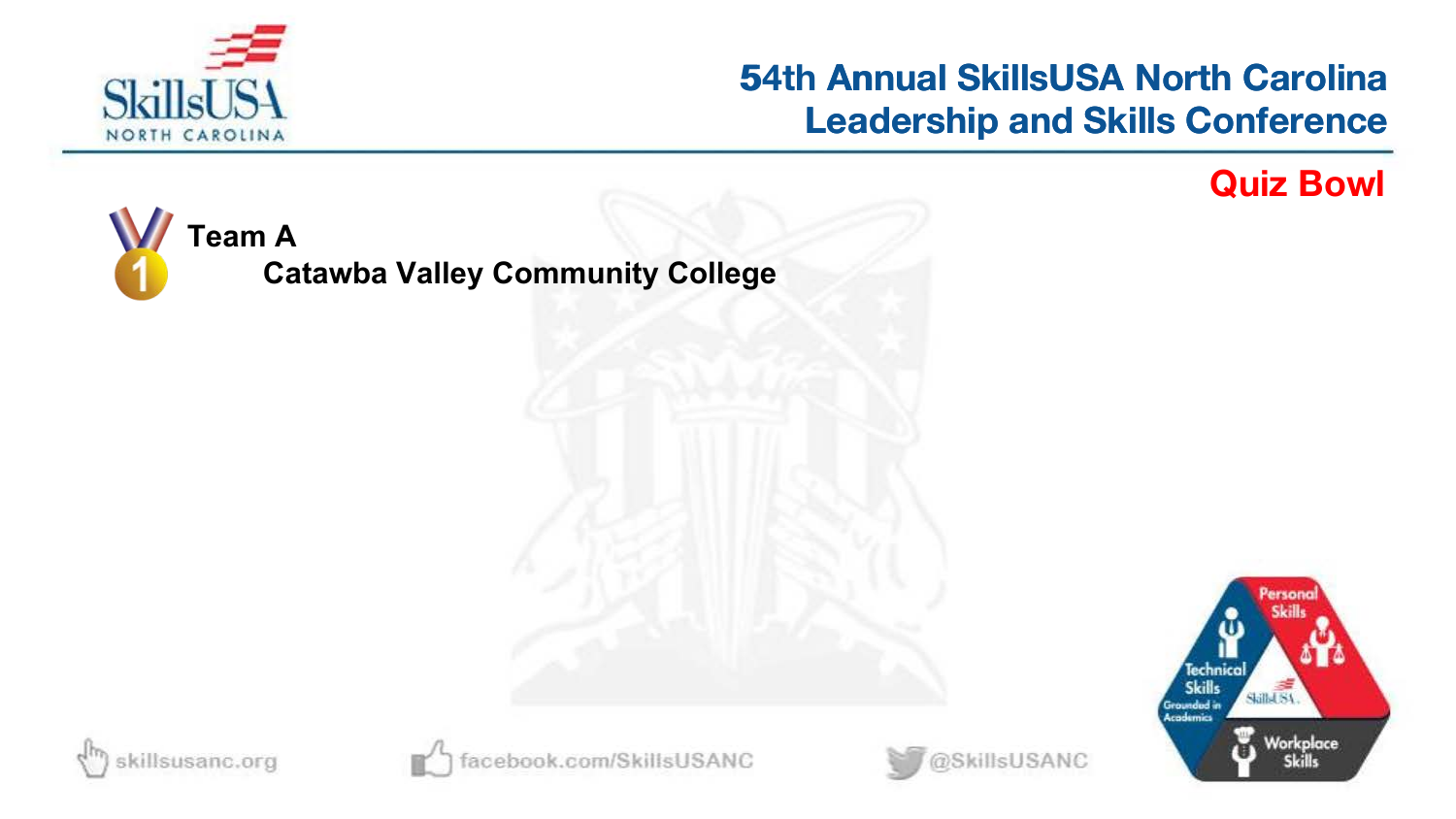## Quiz Bowl

**Team A**

**Catawba Valley Community College**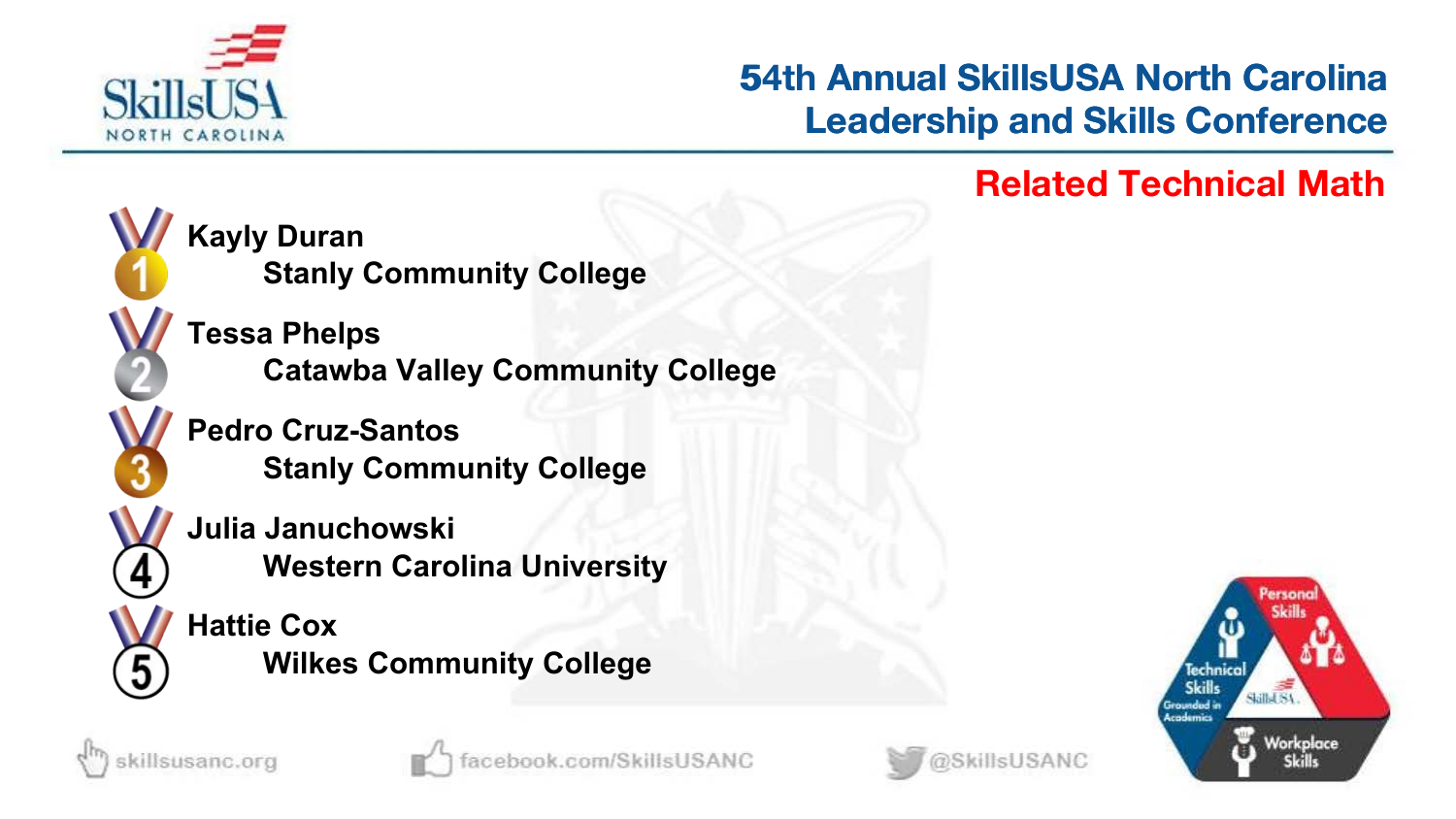## Related Technical Math

1. **Kayly Duran**
   **Stanly Community College**
2. **Tessa Phelps**
   **Catawba Valley Community College**
3. **Pedro Cruz-Santos**
   **Stanly Community College**
4. **Julia Januchowski**
   **Western Carolina University**
5. **Hattie Cox**
   **Wilkes Community College**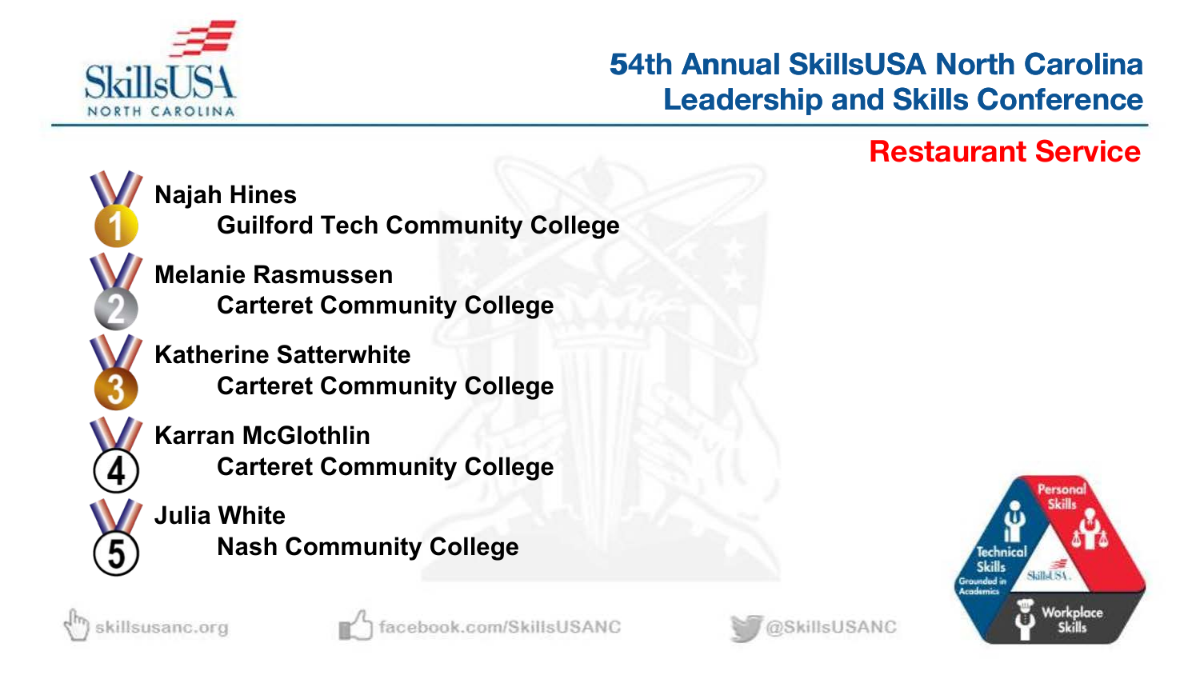# 54th Annual SkillsUSA North Carolina Leadership and Skills Conference

## Restaurant Service

1. **Najah Hines**
   **Guilford Tech Community College**
2. **Melanie Rasmussen**
   **Carteret Community College**
3. **Katherine Satterwhite**
   **Carteret Community College**
4. **Karran McGlothlin**
   **Carteret Community College**
5. **Julia White**
   **Nash Community College**

skillsusanc.org | facebook.com/SkillsUSANC | @SkillsUSANC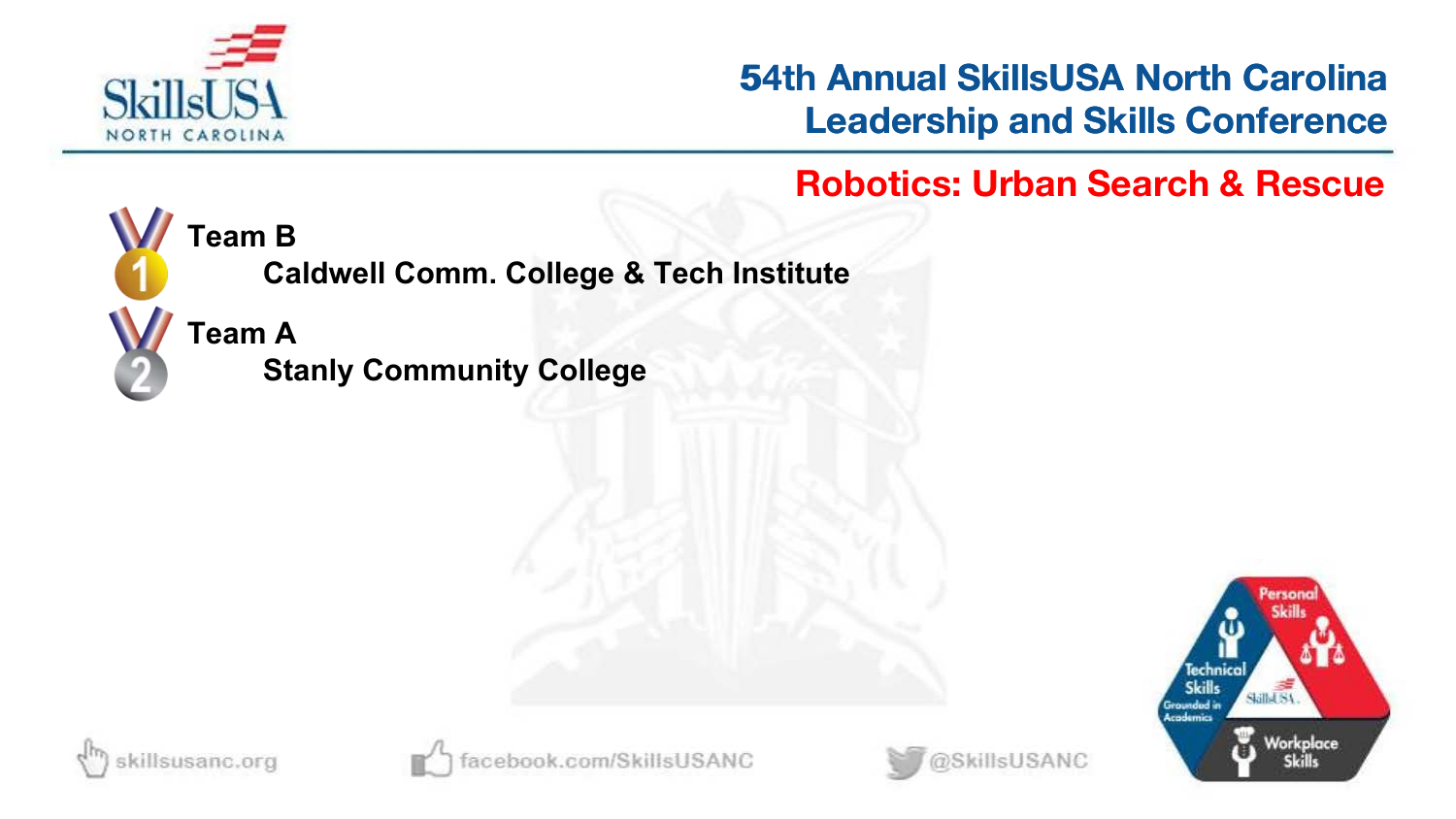## Robotics: Urban Search & Rescue

1. **Team B**
   **Caldwell Comm. College & Tech Institute**
2. **Team A**
   **Stanly Community College**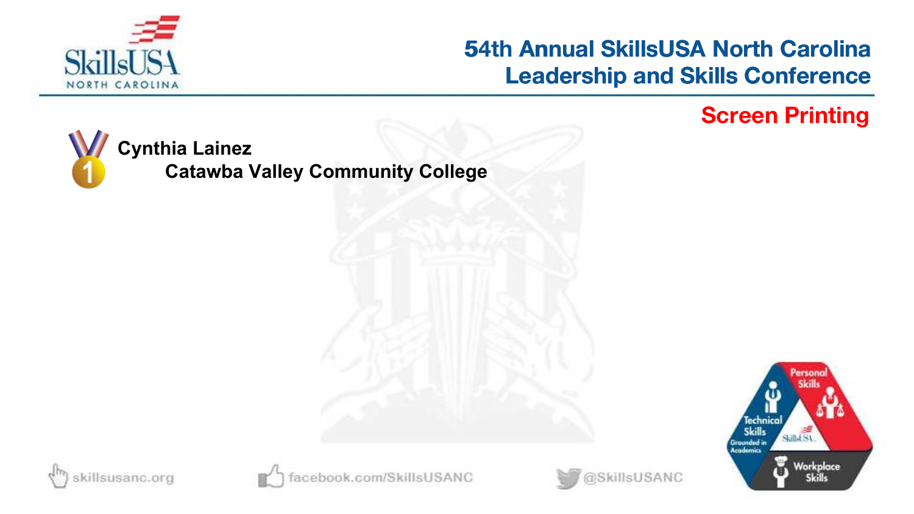## Screen Printing

**Cynthia Lainez**
**Catawba Valley Community College**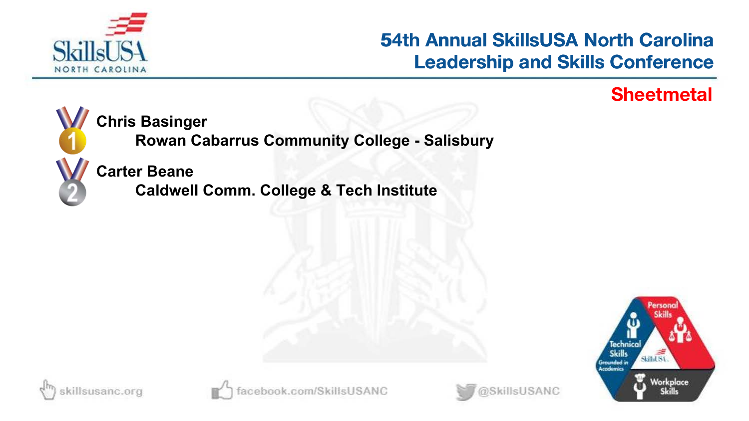## Sheetmetal

1. **Chris Basinger**
   **Rowan Cabarrus Community College - Salisbury**
2. **Carter Beane**
   **Caldwell Comm. College & Tech Institute**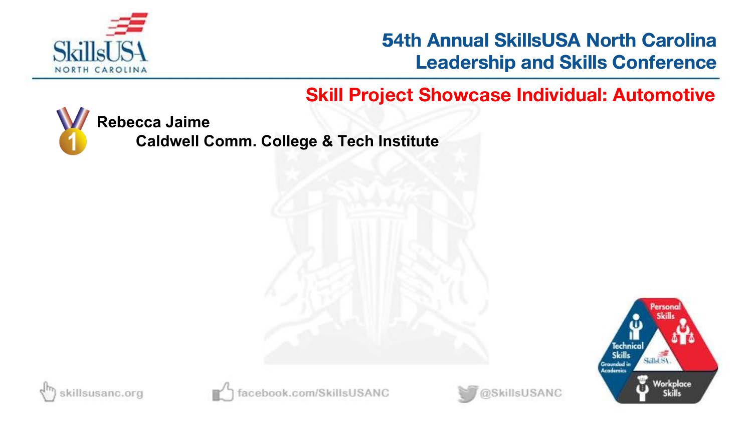## Skill Project Showcase Individual: Automotive

1. **Rebecca Jaime**
   **Caldwell Comm. College & Tech Institute**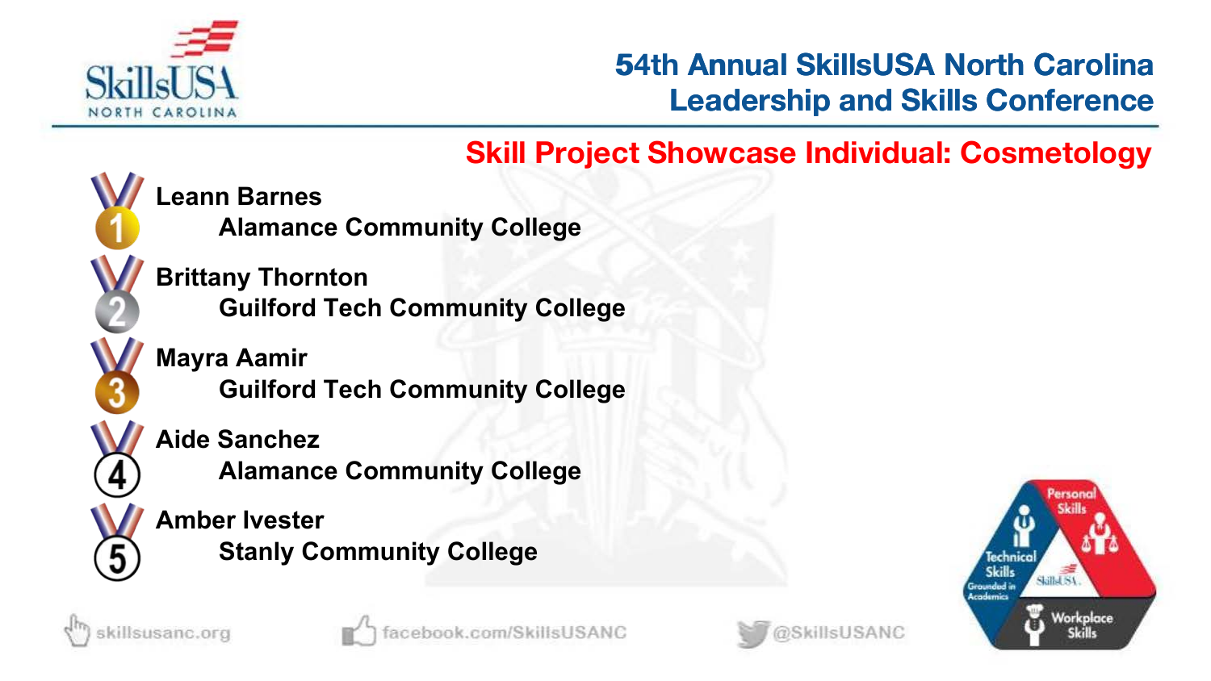## Skill Project Showcase Individual: Cosmetology

1. **Leann Barnes**
   **Alamance Community College**
2. **Brittany Thornton**
   **Guilford Tech Community College**
3. **Mayra Aamir**
   **Guilford Tech Community College**
4. **Aide Sanchez**
   **Alamance Community College**
5. **Amber Ivester**
   **Stanly Community College**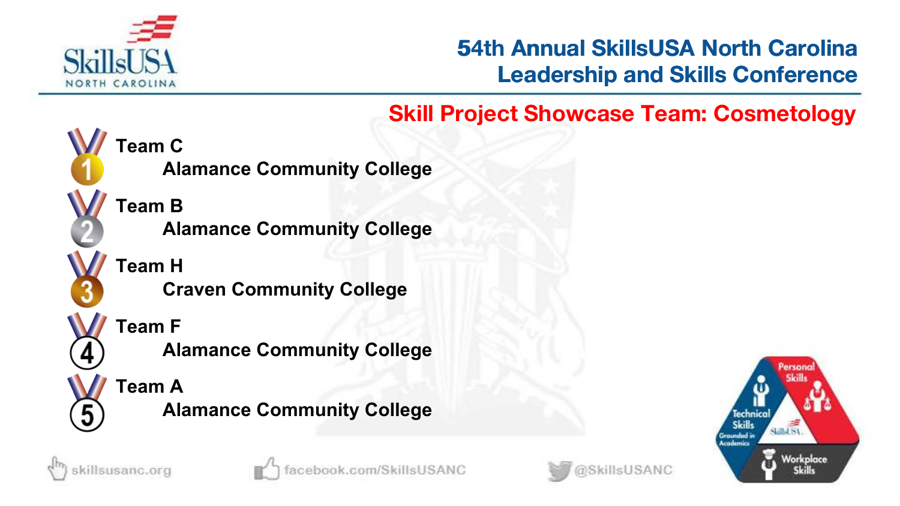## 54th Annual SkillsUSA North Carolina Leadership and Skills Conference

### Skill Project Showcase Team: Cosmetology

1. **Team C**
   **Alamance Community College**
2. **Team B**
   **Alamance Community College**
3. **Team H**
   **Craven Community College**
4. **Team F**
   **Alamance Community College**
5. **Team A**
   **Alamance Community College**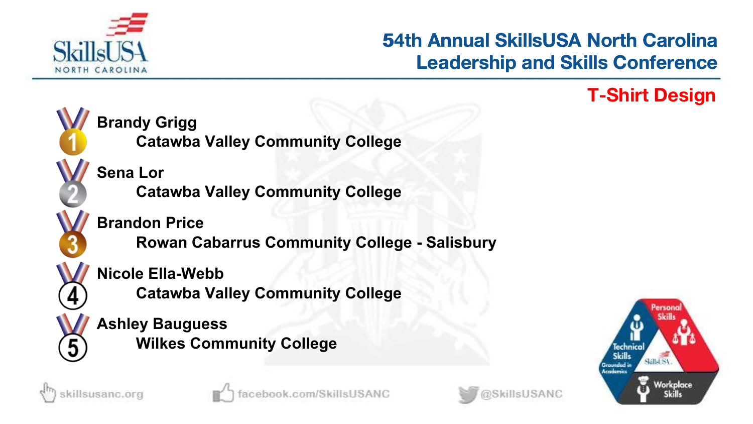# 54th Annual SkillsUSA North Carolina Leadership and Skills Conference

## T-Shirt Design

1. **Brandy Grigg**
   **Catawba Valley Community College**
2. **Sena Lor**
   **Catawba Valley Community College**
3. **Brandon Price**
   **Rowan Cabarrus Community College - Salisbury**
4. **Nicole Ella-Webb**
   **Catawba Valley Community College**
5. **Ashley Bauguess**
   **Wilkes Community College**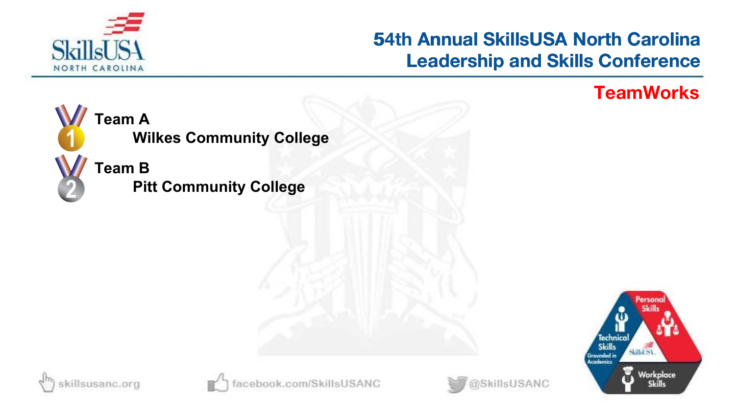## TeamWorks

1. **Team A**
   **Wilkes Community College**
2. **Team B**
   **Pitt Community College**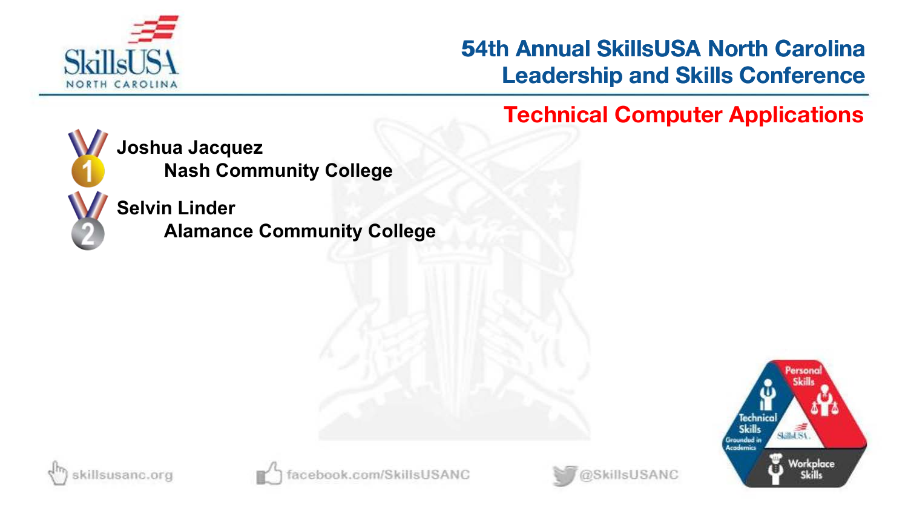## Technical Computer Applications

1. **Joshua Jacquez**
   **Nash Community College**

2. **Selvin Linder**
   **Alamance Community College**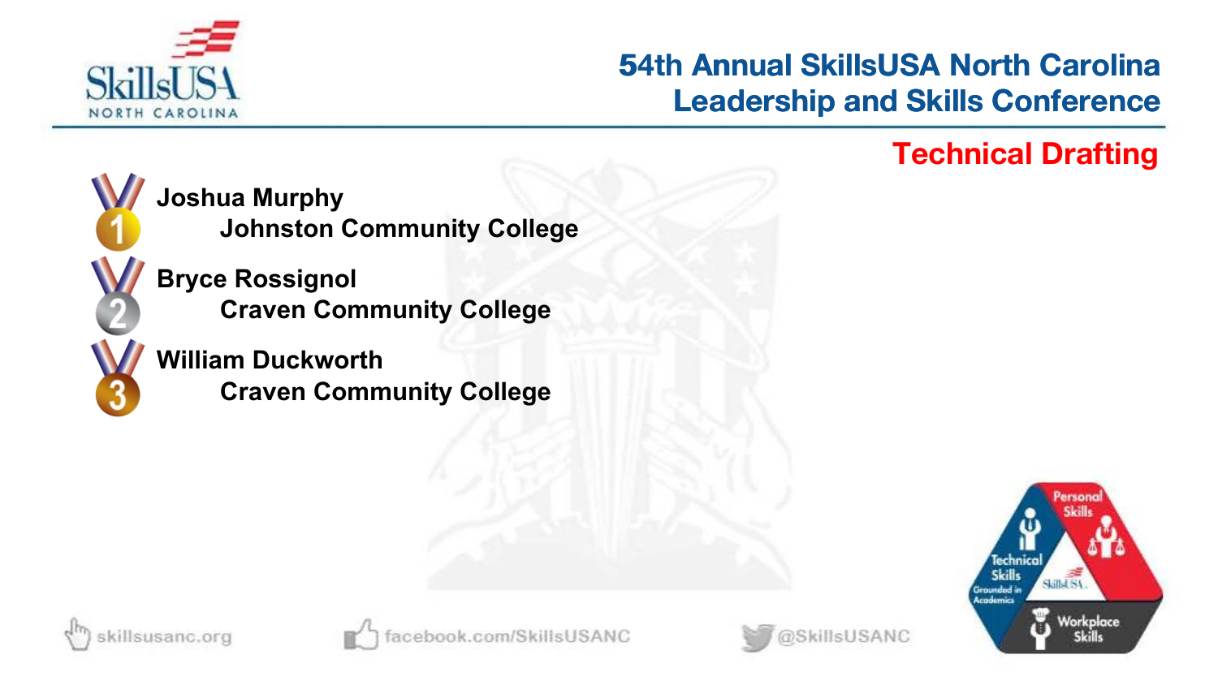## 54th Annual SkillsUSA North Carolina Leadership and Skills Conference

### Technical Drafting

1. **Joshua Murphy**
   **Johnston Community College**
2. **Bryce Rossignol**
   **Craven Community College**
3. **William Duckworth**
   **Craven Community College**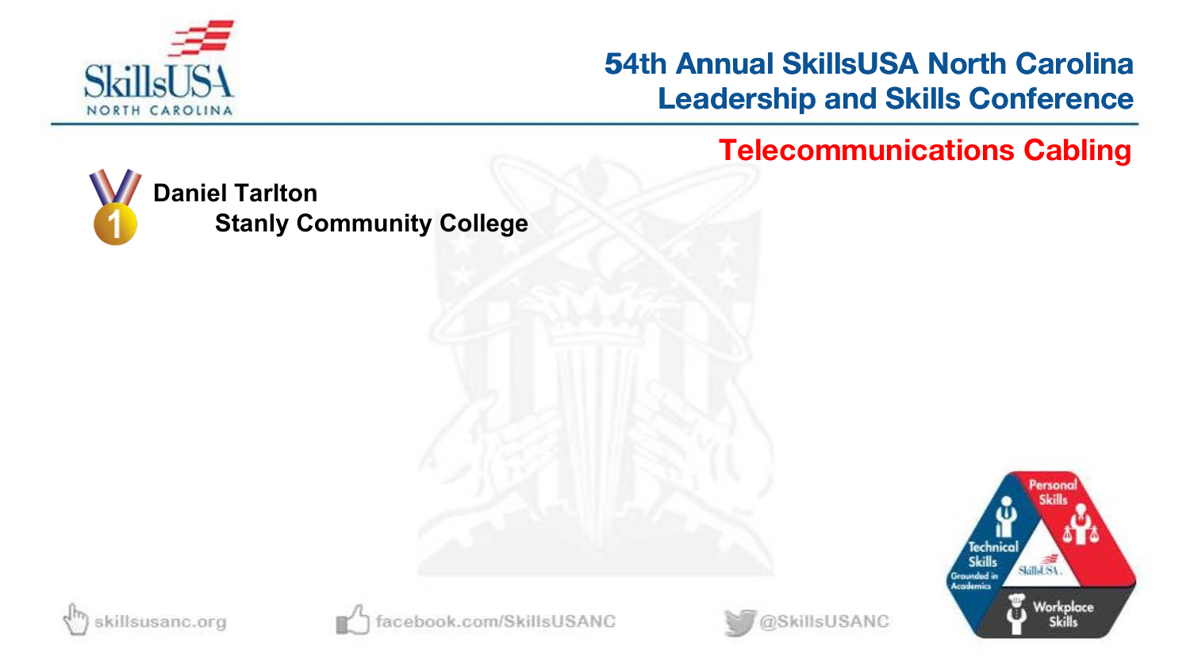# 54th Annual SkillsUSA North Carolina Leadership and Skills Conference

## Telecommunications Cabling

**Daniel Tarlton**
**Stanly Community College**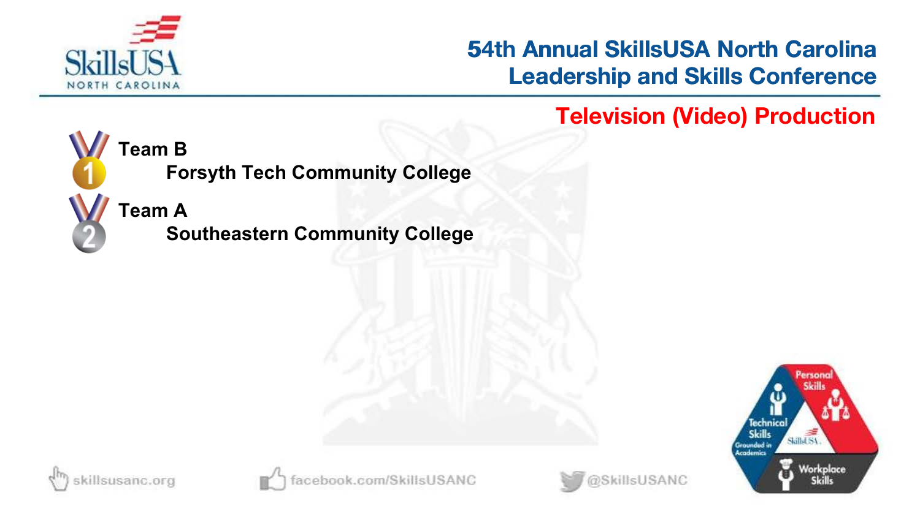# 54th Annual SkillsUSA North Carolina Leadership and Skills Conference

## Television (Video) Production

1. **Team B**
   **Forsyth Tech Community College**

2. **Team A**
   **Southeastern Community College**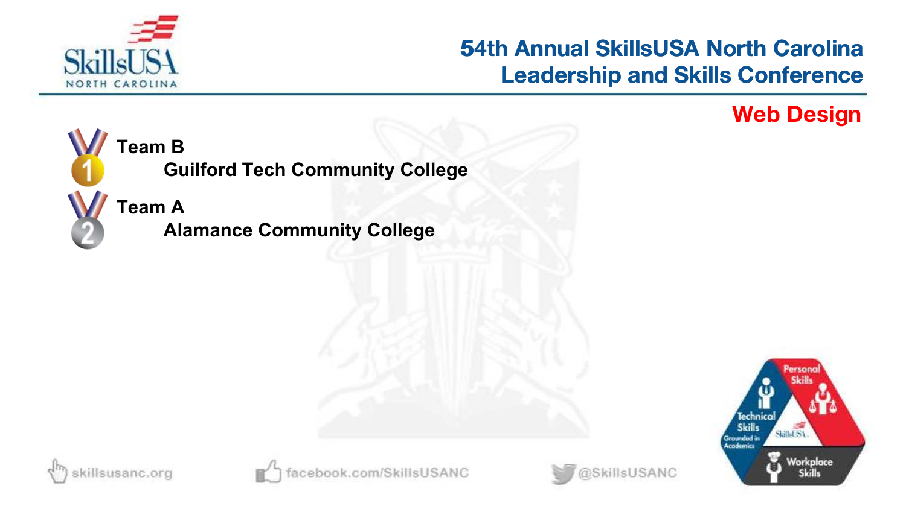# 54th Annual SkillsUSA North Carolina Leadership and Skills Conference

## Web Design

1. **Team B**
   **Guilford Tech Community College**
2. **Team A**
   **Alamance Community College**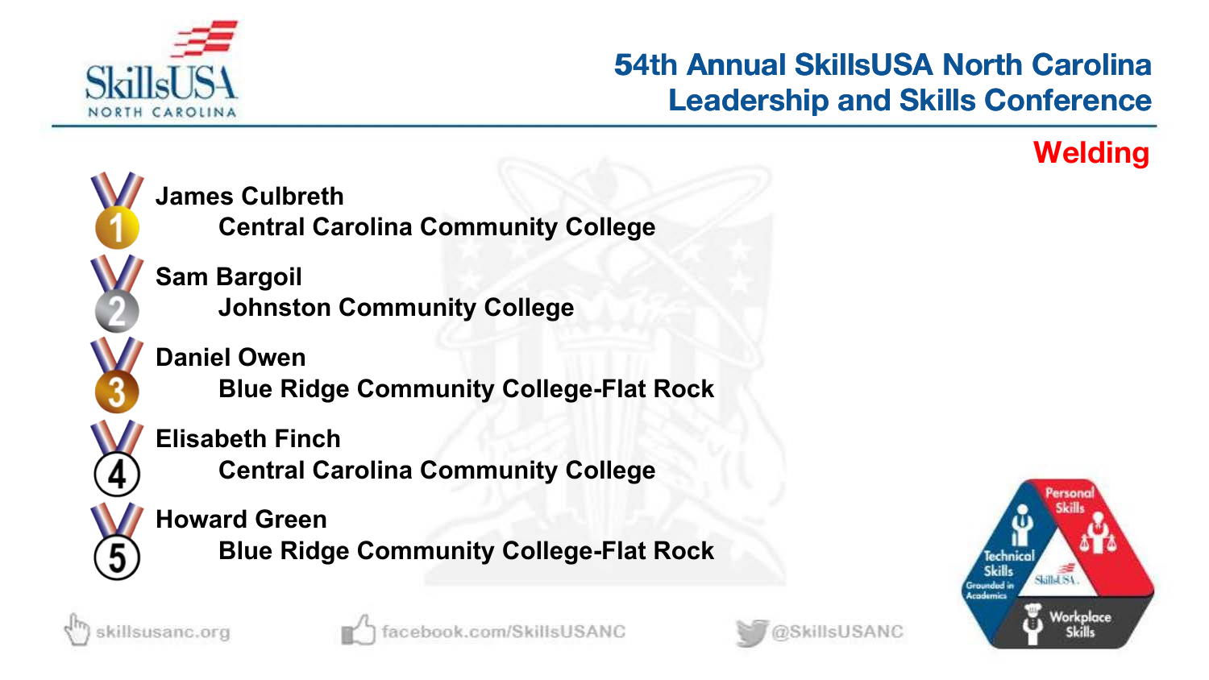# 54th Annual SkillsUSA North Carolina Leadership and Skills Conference

## Welding

1. **James Culbreth**
   **Central Carolina Community College**
2. **Sam Bargoil**
   **Johnston Community College**
3. **Daniel Owen**
   **Blue Ridge Community College-Flat Rock**
4. **Elisabeth Finch**
   **Central Carolina Community College**
5. **Howard Green**
   **Blue Ridge Community College-Flat Rock**

skillsusanc.org | facebook.com/SkillsUSANC | @SkillsUSANC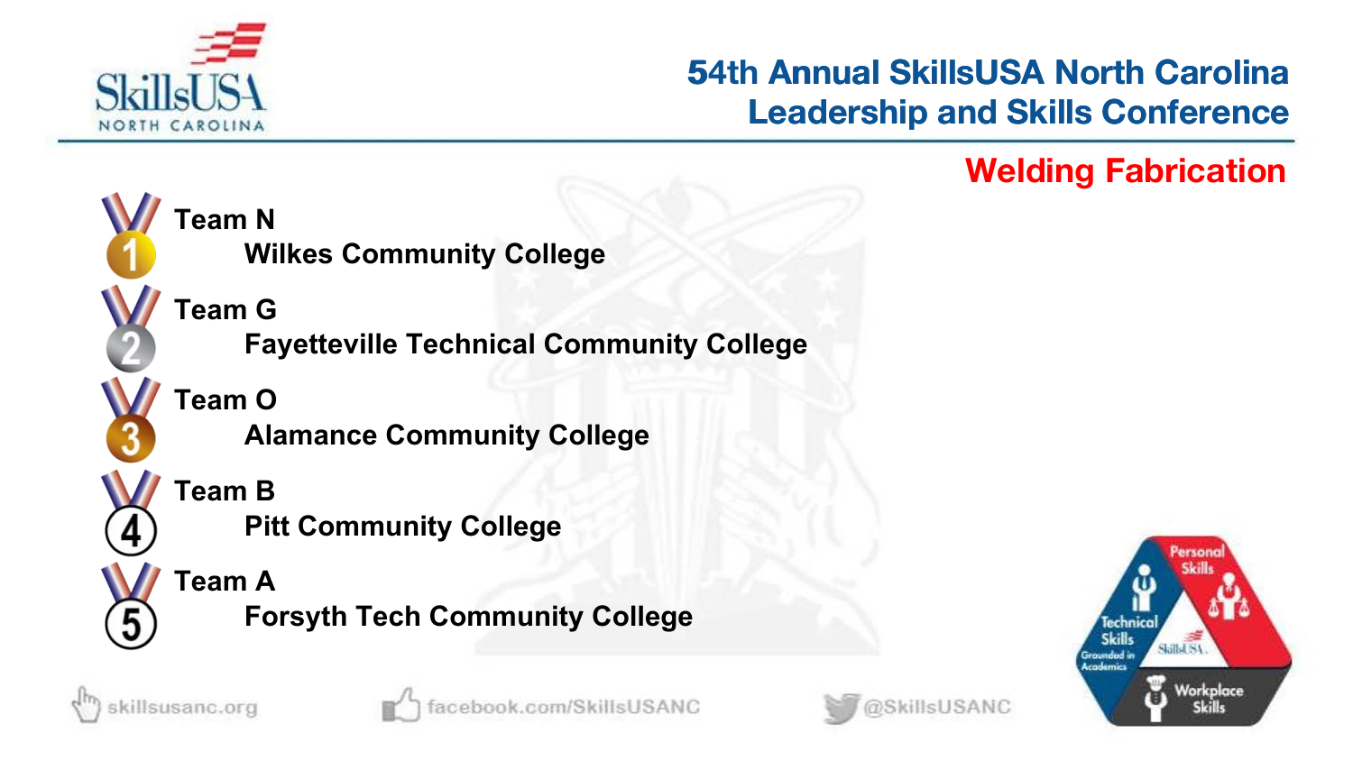# 54th Annual SkillsUSA North Carolina Leadership and Skills Conference

## Welding Fabrication

1. **Team N**
   **Wilkes Community College**
2. **Team G**
   **Fayetteville Technical Community College**
3. **Team O**
   **Alamance Community College**
4. **Team B**
   **Pitt Community College**
5. **Team A**
   **Forsyth Tech Community College**

skillsusanc.org | facebook.com/SkillsUSANC | @SkillsUSANC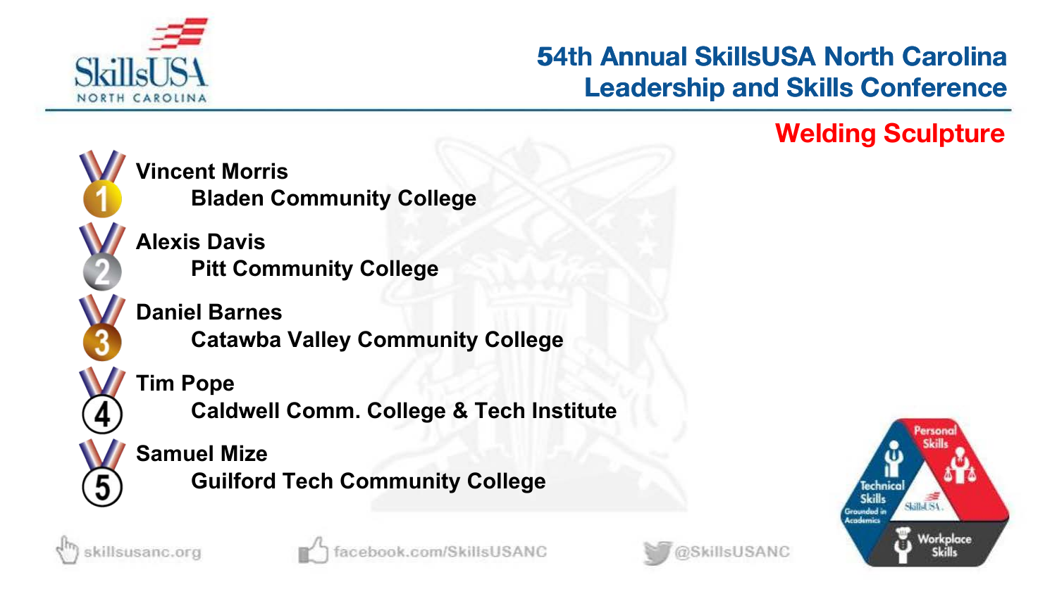# 54th Annual SkillsUSA North Carolina Leadership and Skills Conference

## Welding Sculpture

1. **Vincent Morris**
   **Bladen Community College**
2. **Alexis Davis**
   **Pitt Community College**
3. **Daniel Barnes**
   **Catawba Valley Community College**
4. **Tim Pope**
   **Caldwell Comm. College & Tech Institute**
5. **Samuel Mize**
   **Guilford Tech Community College**

skillsusanc.org facebook.com/SkillsUSANC @SkillsUSANC